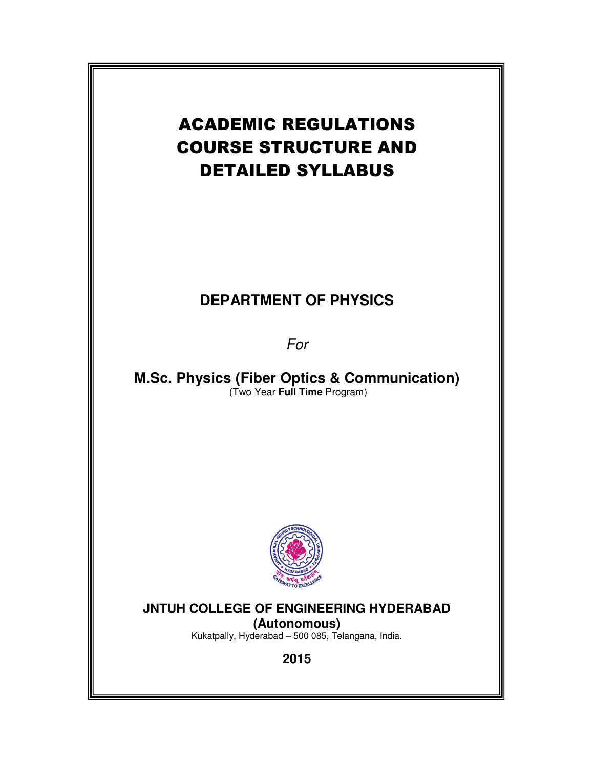# ACADEMIC REGULATIONS COURSE STRUCTURE AND DETAILED SYLLABUS

## DEPARTMENT OF PHYSICS

*For*

**M.Sc. Physics (Fiber Optics & Communication)**
(Two Year **Full Time** Program)

**JNTUH COLLEGE OF ENGINEERING HYDERABAD**
**(Autonomous)**
Kukatpally, Hyderabad – 500 085, Telangana, India.

**2015**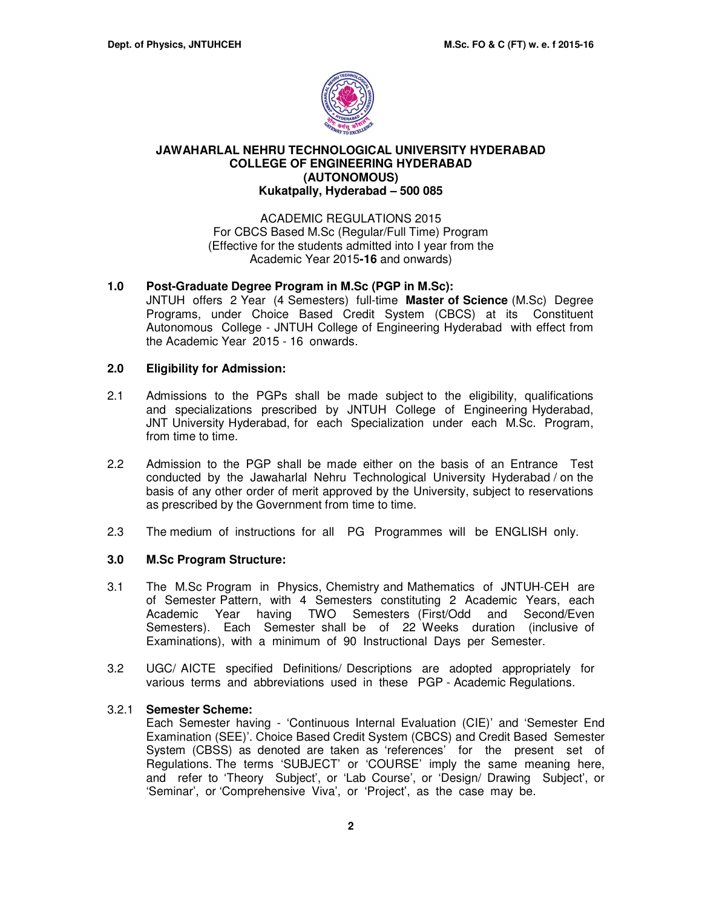**JAWAHARLAL NEHRU TECHNOLOGICAL UNIVERSITY HYDERABAD**
**COLLEGE OF ENGINEERING HYDERABAD**
**(AUTONOMOUS)**
**Kukatpally, Hyderabad – 500 085**

ACADEMIC REGULATIONS 2015
For CBCS Based M.Sc (Regular/Full Time) Program
(Effective for the students admitted into I year from the Academic Year 2015**-16** and onwards)

## 1.0 Post-Graduate Degree Program in M.Sc (PGP in M.Sc):

JNTUH offers 2 Year (4 Semesters) full-time **Master of Science** (M.Sc) Degree Programs, under Choice Based Credit System (CBCS) at its Constituent Autonomous College - JNTUH College of Engineering Hyderabad with effect from the Academic Year 2015 - 16 onwards.

## 2.0 Eligibility for Admission:

2.1 Admissions to the PGPs shall be made subject to the eligibility, qualifications and specializations prescribed by JNTUH College of Engineering Hyderabad, JNT University Hyderabad, for each Specialization under each M.Sc. Program, from time to time.

2.2 Admission to the PGP shall be made either on the basis of an Entrance Test conducted by the Jawaharlal Nehru Technological University Hyderabad / on the basis of any other order of merit approved by the University, subject to reservations as prescribed by the Government from time to time.

2.3 The medium of instructions for all PG Programmes will be ENGLISH only.

## 3.0 M.Sc Program Structure:

3.1 The M.Sc Program in Physics, Chemistry and Mathematics of JNTUH-CEH are of Semester Pattern, with 4 Semesters constituting 2 Academic Years, each Academic Year having TWO Semesters (First/Odd and Second/Even Semesters). Each Semester shall be of 22 Weeks duration (inclusive of Examinations), with a minimum of 90 Instructional Days per Semester.

3.2 UGC/ AICTE specified Definitions/ Descriptions are adopted appropriately for various terms and abbreviations used in these PGP - Academic Regulations.

### 3.2.1 Semester Scheme:

Each Semester having - 'Continuous Internal Evaluation (CIE)' and 'Semester End Examination (SEE)'. Choice Based Credit System (CBCS) and Credit Based Semester System (CBSS) as denoted are taken as 'references' for the present set of Regulations. The terms 'SUBJECT' or 'COURSE' imply the same meaning here, and refer to 'Theory Subject', or 'Lab Course', or 'Design/ Drawing Subject', or 'Seminar', or 'Comprehensive Viva', or 'Project', as the case may be.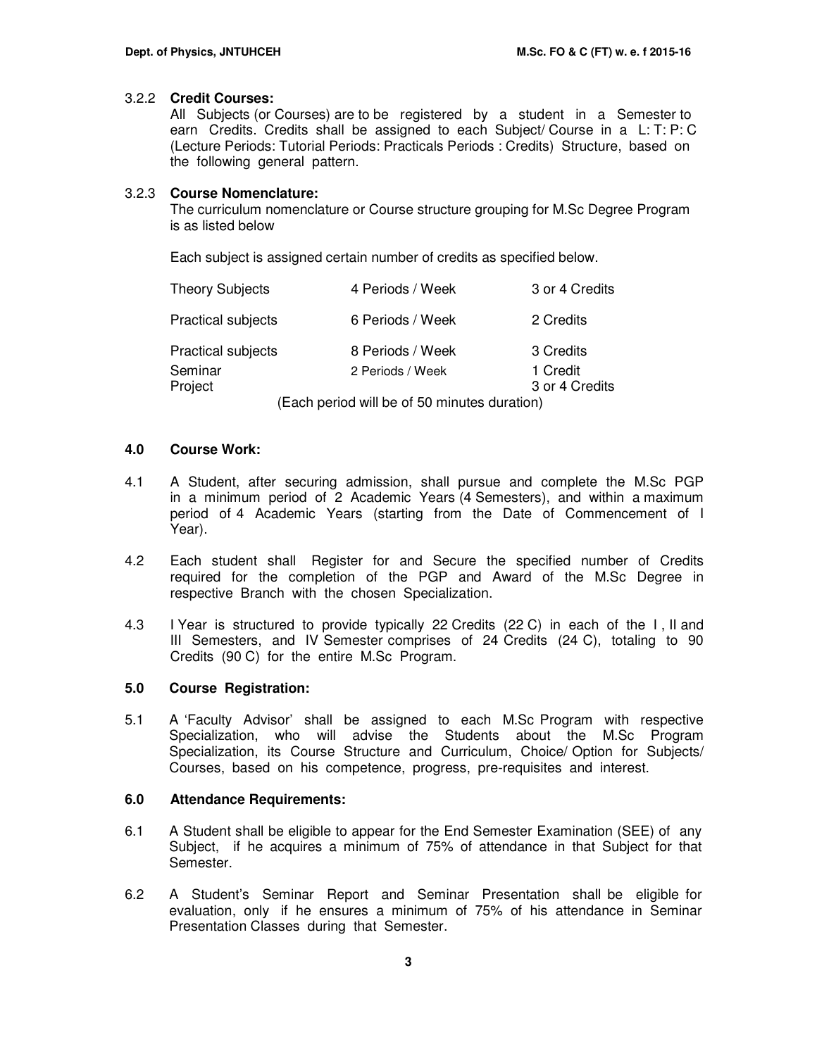### 3.2.2 **Credit Courses:**

All Subjects (or Courses) are to be registered by a student in a Semester to earn Credits. Credits shall be assigned to each Subject/ Course in a L: T: P: C (Lecture Periods: Tutorial Periods: Practicals Periods : Credits) Structure, based on the following general pattern.

### 3.2.3 **Course Nomenclature:**

The curriculum nomenclature or Course structure grouping for M.Sc Degree Program is as listed below

Each subject is assigned certain number of credits as specified below.

| | | |
|---|---|---|
| Theory Subjects | 4 Periods / Week | 3 or 4 Credits |
| Practical subjects | 6 Periods / Week | 2 Credits |
| Practical subjects | 8 Periods / Week | 3 Credits |
| Seminar | 2 Periods / Week | 1 Credit |
| Project | | 3 or 4 Credits |

(Each period will be of 50 minutes duration)

## 4.0 Course Work:

4.1 A Student, after securing admission, shall pursue and complete the M.Sc PGP in a minimum period of 2 Academic Years (4 Semesters), and within a maximum period of 4 Academic Years (starting from the Date of Commencement of I Year).

4.2 Each student shall Register for and Secure the specified number of Credits required for the completion of the PGP and Award of the M.Sc Degree in respective Branch with the chosen Specialization.

4.3 I Year is structured to provide typically 22 Credits (22 C) in each of the I , II and III Semesters, and IV Semester comprises of 24 Credits (24 C), totaling to 90 Credits (90 C) for the entire M.Sc Program.

## 5.0 Course Registration:

5.1 A 'Faculty Advisor' shall be assigned to each M.Sc Program with respective Specialization, who will advise the Students about the M.Sc Program Specialization, its Course Structure and Curriculum, Choice/ Option for Subjects/ Courses, based on his competence, progress, pre-requisites and interest.

## 6.0 Attendance Requirements:

6.1 A Student shall be eligible to appear for the End Semester Examination (SEE) of any Subject, if he acquires a minimum of 75% of attendance in that Subject for that Semester.

6.2 A Student's Seminar Report and Seminar Presentation shall be eligible for evaluation, only if he ensures a minimum of 75% of his attendance in Seminar Presentation Classes during that Semester.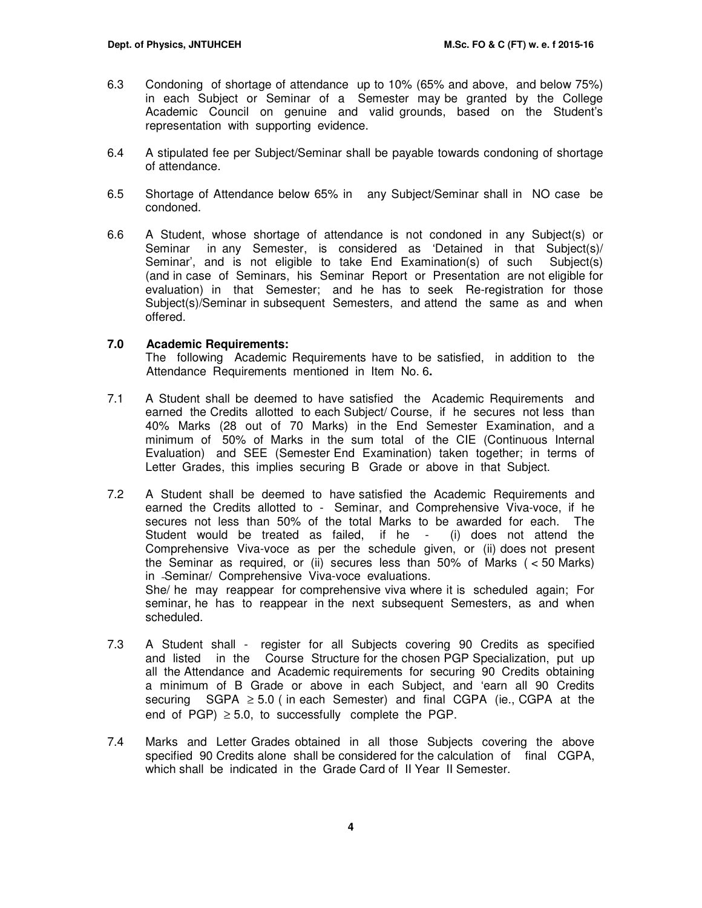6.3 Condoning of shortage of attendance up to 10% (65% and above, and below 75%) in each Subject or Seminar of a Semester may be granted by the College Academic Council on genuine and valid grounds, based on the Student's representation with supporting evidence.

6.4 A stipulated fee per Subject/Seminar shall be payable towards condoning of shortage of attendance.

6.5 Shortage of Attendance below 65% in any Subject/Seminar shall in NO case be condoned.

6.6 A Student, whose shortage of attendance is not condoned in any Subject(s) or Seminar in any Semester, is considered as 'Detained in that Subject(s)/ Seminar', and is not eligible to take End Examination(s) of such Subject(s) (and in case of Seminars, his Seminar Report or Presentation are not eligible for evaluation) in that Semester; and he has to seek Re-registration for those Subject(s)/Seminar in subsequent Semesters, and attend the same as and when offered.

### 7.0 Academic Requirements:

The following Academic Requirements have to be satisfied, in addition to the Attendance Requirements mentioned in Item No. 6**.**

7.1 A Student shall be deemed to have satisfied the Academic Requirements and earned the Credits allotted to each Subject/ Course, if he secures not less than 40% Marks (28 out of 70 Marks) in the End Semester Examination, and a minimum of 50% of Marks in the sum total of the CIE (Continuous Internal Evaluation) and SEE (Semester End Examination) taken together; in terms of Letter Grades, this implies securing B Grade or above in that Subject.

7.2 A Student shall be deemed to have satisfied the Academic Requirements and earned the Credits allotted to - Seminar, and Comprehensive Viva-voce, if he secures not less than 50% of the total Marks to be awarded for each. The Student would be treated as failed, if he - (i) does not attend the Comprehensive Viva-voce as per the schedule given, or (ii) does not present the Seminar as required, or (ii) secures less than 50% of Marks ( < 50 Marks) in -Seminar/ Comprehensive Viva-voce evaluations.
She/ he may reappear for comprehensive viva where it is scheduled again; For seminar, he has to reappear in the next subsequent Semesters, as and when scheduled.

7.3 A Student shall - register for all Subjects covering 90 Credits as specified and listed in the Course Structure for the chosen PGP Specialization, put up all the Attendance and Academic requirements for securing 90 Credits obtaining a minimum of B Grade or above in each Subject, and 'earn all 90 Credits securing SGPA $\geq 5.0$ ( in each Semester) and final CGPA (ie., CGPA at the end of PGP) $\geq 5.0$, to successfully complete the PGP.

7.4 Marks and Letter Grades obtained in all those Subjects covering the above specified 90 Credits alone shall be considered for the calculation of final CGPA, which shall be indicated in the Grade Card of II Year II Semester.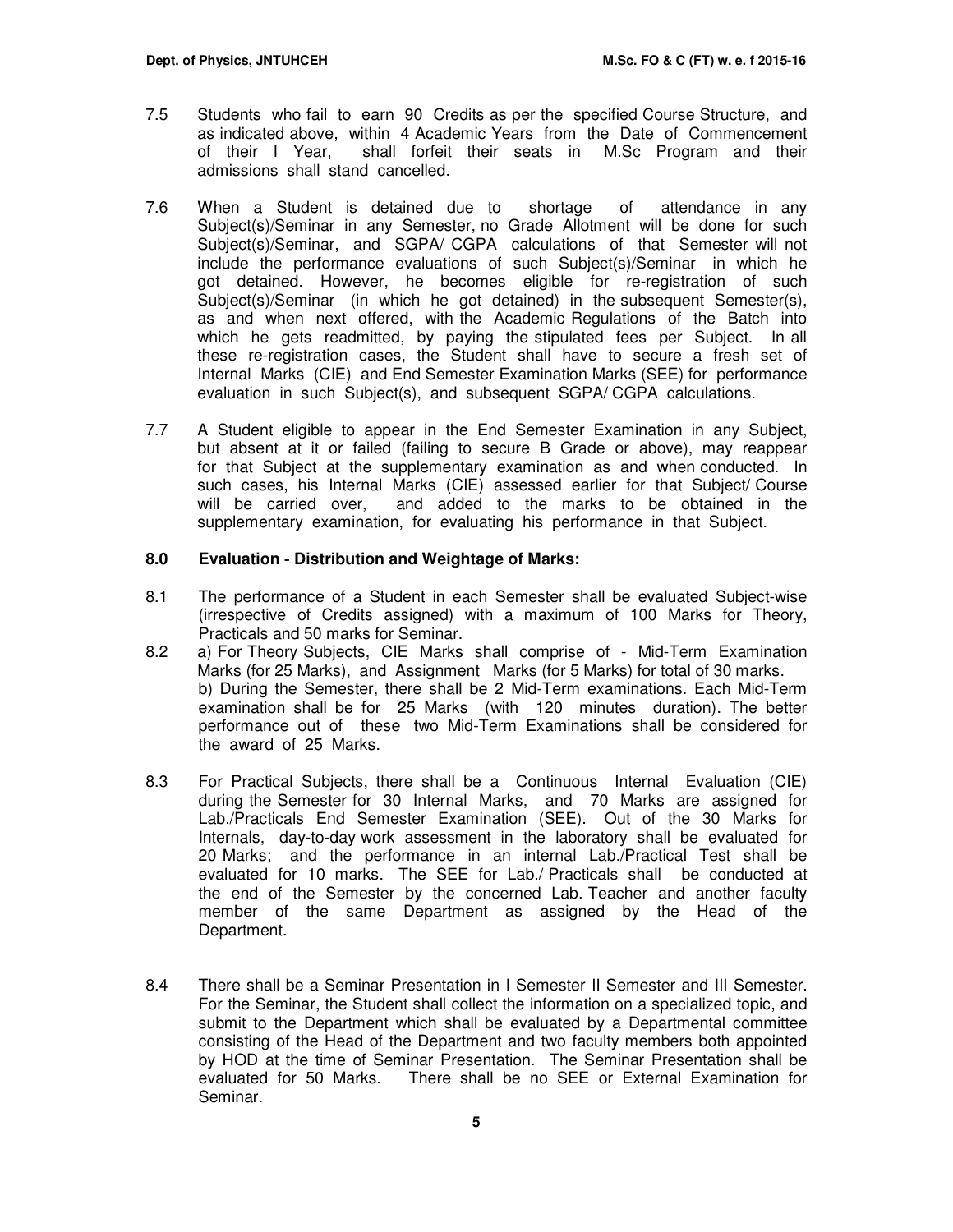7.5 Students who fail to earn 90 Credits as per the specified Course Structure, and as indicated above, within 4 Academic Years from the Date of Commencement of their I Year, shall forfeit their seats in M.Sc Program and their admissions shall stand cancelled.

7.6 When a Student is detained due to shortage of attendance in any Subject(s)/Seminar in any Semester, no Grade Allotment will be done for such Subject(s)/Seminar, and SGPA/ CGPA calculations of that Semester will not include the performance evaluations of such Subject(s)/Seminar in which he got detained. However, he becomes eligible for re-registration of such Subject(s)/Seminar (in which he got detained) in the subsequent Semester(s), as and when next offered, with the Academic Regulations of the Batch into which he gets readmitted, by paying the stipulated fees per Subject. In all these re-registration cases, the Student shall have to secure a fresh set of Internal Marks (CIE) and End Semester Examination Marks (SEE) for performance evaluation in such Subject(s), and subsequent SGPA/ CGPA calculations.

7.7 A Student eligible to appear in the End Semester Examination in any Subject, but absent at it or failed (failing to secure B Grade or above), may reappear for that Subject at the supplementary examination as and when conducted. In such cases, his Internal Marks (CIE) assessed earlier for that Subject/ Course will be carried over, and added to the marks to be obtained in the supplementary examination, for evaluating his performance in that Subject.

## 8.0 Evaluation - Distribution and Weightage of Marks:

8.1 The performance of a Student in each Semester shall be evaluated Subject-wise (irrespective of Credits assigned) with a maximum of 100 Marks for Theory, Practicals and 50 marks for Seminar.

8.2 a) For Theory Subjects, CIE Marks shall comprise of - Mid-Term Examination Marks (for 25 Marks), and Assignment Marks (for 5 Marks) for total of 30 marks.
b) During the Semester, there shall be 2 Mid-Term examinations. Each Mid-Term examination shall be for 25 Marks (with 120 minutes duration). The better performance out of these two Mid-Term Examinations shall be considered for the award of 25 Marks.

8.3 For Practical Subjects, there shall be a Continuous Internal Evaluation (CIE) during the Semester for 30 Internal Marks, and 70 Marks are assigned for Lab./Practicals End Semester Examination (SEE). Out of the 30 Marks for Internals, day-to-day work assessment in the laboratory shall be evaluated for 20 Marks; and the performance in an internal Lab./Practical Test shall be evaluated for 10 marks. The SEE for Lab./ Practicals shall be conducted at the end of the Semester by the concerned Lab. Teacher and another faculty member of the same Department as assigned by the Head of the Department.

8.4 There shall be a Seminar Presentation in I Semester II Semester and III Semester. For the Seminar, the Student shall collect the information on a specialized topic, and submit to the Department which shall be evaluated by a Departmental committee consisting of the Head of the Department and two faculty members both appointed by HOD at the time of Seminar Presentation. The Seminar Presentation shall be evaluated for 50 Marks. There shall be no SEE or External Examination for Seminar.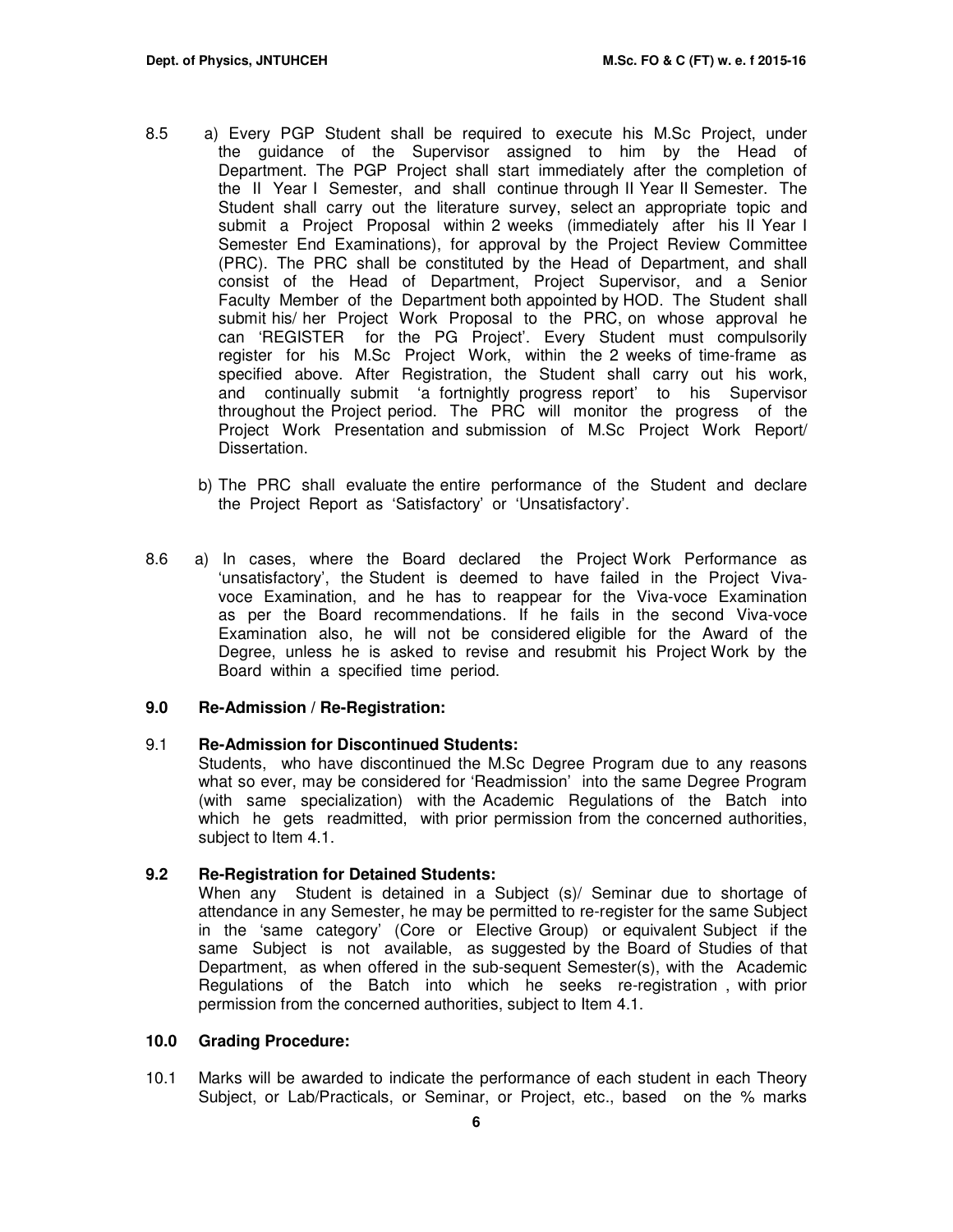8.5 a) Every PGP Student shall be required to execute his M.Sc Project, under the guidance of the Supervisor assigned to him by the Head of Department. The PGP Project shall start immediately after the completion of the II Year I Semester, and shall continue through II Year II Semester. The Student shall carry out the literature survey, select an appropriate topic and submit a Project Proposal within 2 weeks (immediately after his II Year I Semester End Examinations), for approval by the Project Review Committee (PRC). The PRC shall be constituted by the Head of Department, and shall consist of the Head of Department, Project Supervisor, and a Senior Faculty Member of the Department both appointed by HOD. The Student shall submit his/ her Project Work Proposal to the PRC, on whose approval he can 'REGISTER for the PG Project'. Every Student must compulsorily register for his M.Sc Project Work, within the 2 weeks of time-frame as specified above. After Registration, the Student shall carry out his work, and continually submit 'a fortnightly progress report' to his Supervisor throughout the Project period. The PRC will monitor the progress of the Project Work Presentation and submission of M.Sc Project Work Report/ Dissertation.

b) The PRC shall evaluate the entire performance of the Student and declare the Project Report as 'Satisfactory' or 'Unsatisfactory'.

8.6 a) In cases, where the Board declared the Project Work Performance as 'unsatisfactory', the Student is deemed to have failed in the Project Viva-voce Examination, and he has to reappear for the Viva-voce Examination as per the Board recommendations. If he fails in the second Viva-voce Examination also, he will not be considered eligible for the Award of the Degree, unless he is asked to revise and resubmit his Project Work by the Board within a specified time period.

## 9.0 Re-Admission / Re-Registration:

### 9.1 Re-Admission for Discontinued Students:

Students, who have discontinued the M.Sc Degree Program due to any reasons what so ever, may be considered for 'Readmission' into the same Degree Program (with same specialization) with the Academic Regulations of the Batch into which he gets readmitted, with prior permission from the concerned authorities, subject to Item 4.1.

### 9.2 Re-Registration for Detained Students:

When any Student is detained in a Subject (s)/ Seminar due to shortage of attendance in any Semester, he may be permitted to re-register for the same Subject in the 'same category' (Core or Elective Group) or equivalent Subject if the same Subject is not available, as suggested by the Board of Studies of that Department, as when offered in the sub-sequent Semester(s), with the Academic Regulations of the Batch into which he seeks re-registration , with prior permission from the concerned authorities, subject to Item 4.1.

## 10.0 Grading Procedure:

10.1 Marks will be awarded to indicate the performance of each student in each Theory Subject, or Lab/Practicals, or Seminar, or Project, etc., based on the % marks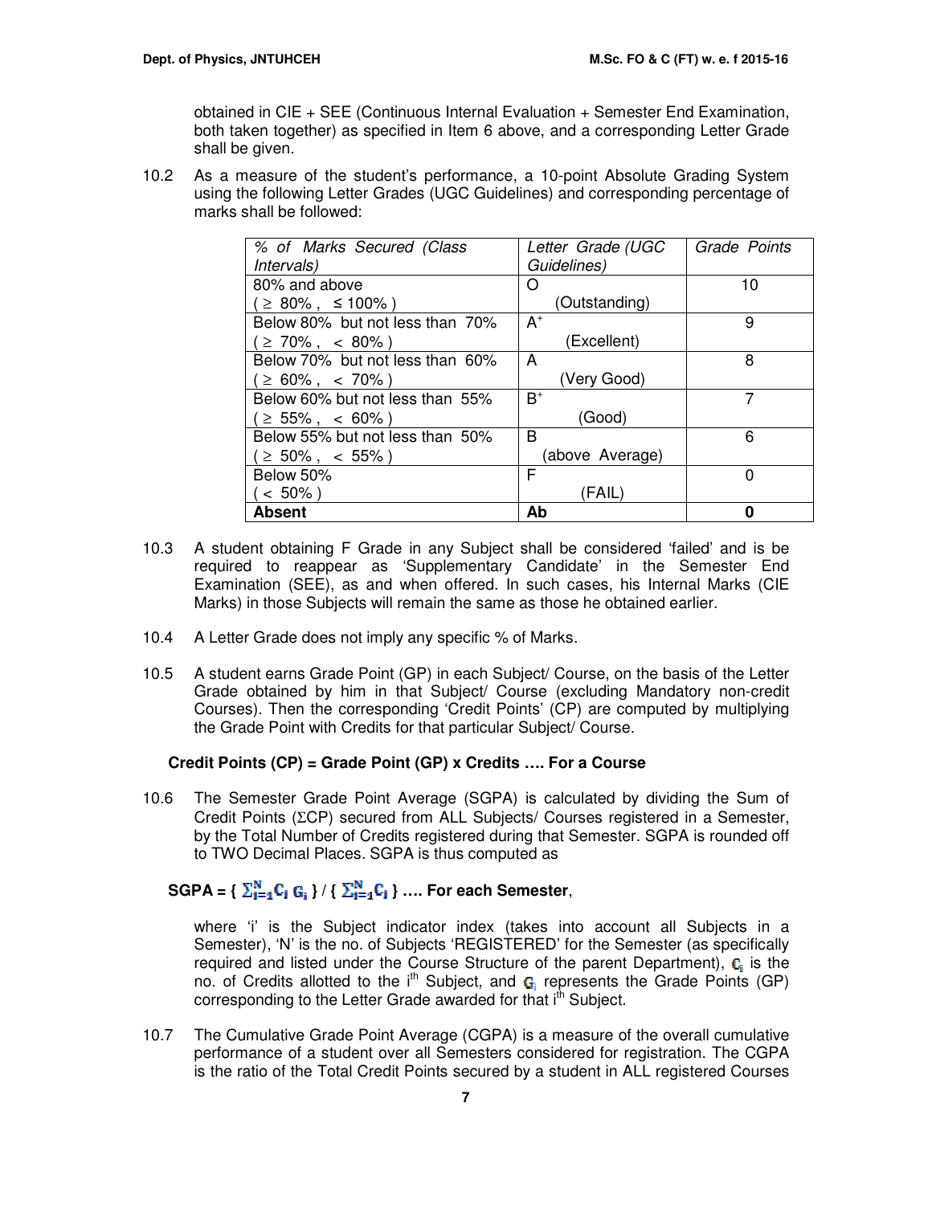obtained in CIE + SEE (Continuous Internal Evaluation + Semester End Examination, both taken together) as specified in Item 6 above, and a corresponding Letter Grade shall be given.

10.2 As a measure of the student's performance, a 10-point Absolute Grading System using the following Letter Grades (UGC Guidelines) and corresponding percentage of marks shall be followed:

| *% of Marks Secured (Class Intervals)* | *Letter Grade (UGC Guidelines)* | *Grade Points* |
|---|---|---|
| 80% and above ( ≥ 80% , ≤ 100% ) | O (Outstanding) | 10 |
| Below 80% but not less than 70% ( ≥ 70% , < 80% ) | $A^+$ (Excellent) | 9 |
| Below 70% but not less than 60% ( ≥ 60% , < 70% ) | A (Very Good) | 8 |
| Below 60% but not less than 55% ( ≥ 55% , < 60% ) | $B^+$ (Good) | 7 |
| Below 55% but not less than 50% ( ≥ 50% , < 55% ) | B (above Average) | 6 |
| Below 50% ( < 50% ) | F (FAIL) | 0 |
| **Absent** | **Ab** | **0** |

10.3 A student obtaining F Grade in any Subject shall be considered 'failed' and is be required to reappear as 'Supplementary Candidate' in the Semester End Examination (SEE), as and when offered. In such cases, his Internal Marks (CIE Marks) in those Subjects will remain the same as those he obtained earlier.

10.4 A Letter Grade does not imply any specific % of Marks.

10.5 A student earns Grade Point (GP) in each Subject/ Course, on the basis of the Letter Grade obtained by him in that Subject/ Course (excluding Mandatory non-credit Courses). Then the corresponding 'Credit Points' (CP) are computed by multiplying the Grade Point with Credits for that particular Subject/ Course.

**Credit Points (CP) = Grade Point (GP) x Credits …. For a Course**

10.6 The Semester Grade Point Average (SGPA) is calculated by dividing the Sum of Credit Points (ΣCP) secured from ALL Subjects/ Courses registered in a Semester, by the Total Number of Credits registered during that Semester. SGPA is rounded off to TWO Decimal Places. SGPA is thus computed as

**SGPA = $\{ \sum_{i=1}^{N} C_i G_i \} / \{ \sum_{i=1}^{N} C_i \}$ …. For each Semester**,

where 'i' is the Subject indicator index (takes into account all Subjects in a Semester), 'N' is the no. of Subjects 'REGISTERED' for the Semester (as specifically required and listed under the Course Structure of the parent Department), $C_i$ is the no. of Credits allotted to the $i^{th}$ Subject, and $G_i$ represents the Grade Points (GP) corresponding to the Letter Grade awarded for that $i^{th}$ Subject.

10.7 The Cumulative Grade Point Average (CGPA) is a measure of the overall cumulative performance of a student over all Semesters considered for registration. The CGPA is the ratio of the Total Credit Points secured by a student in ALL registered Courses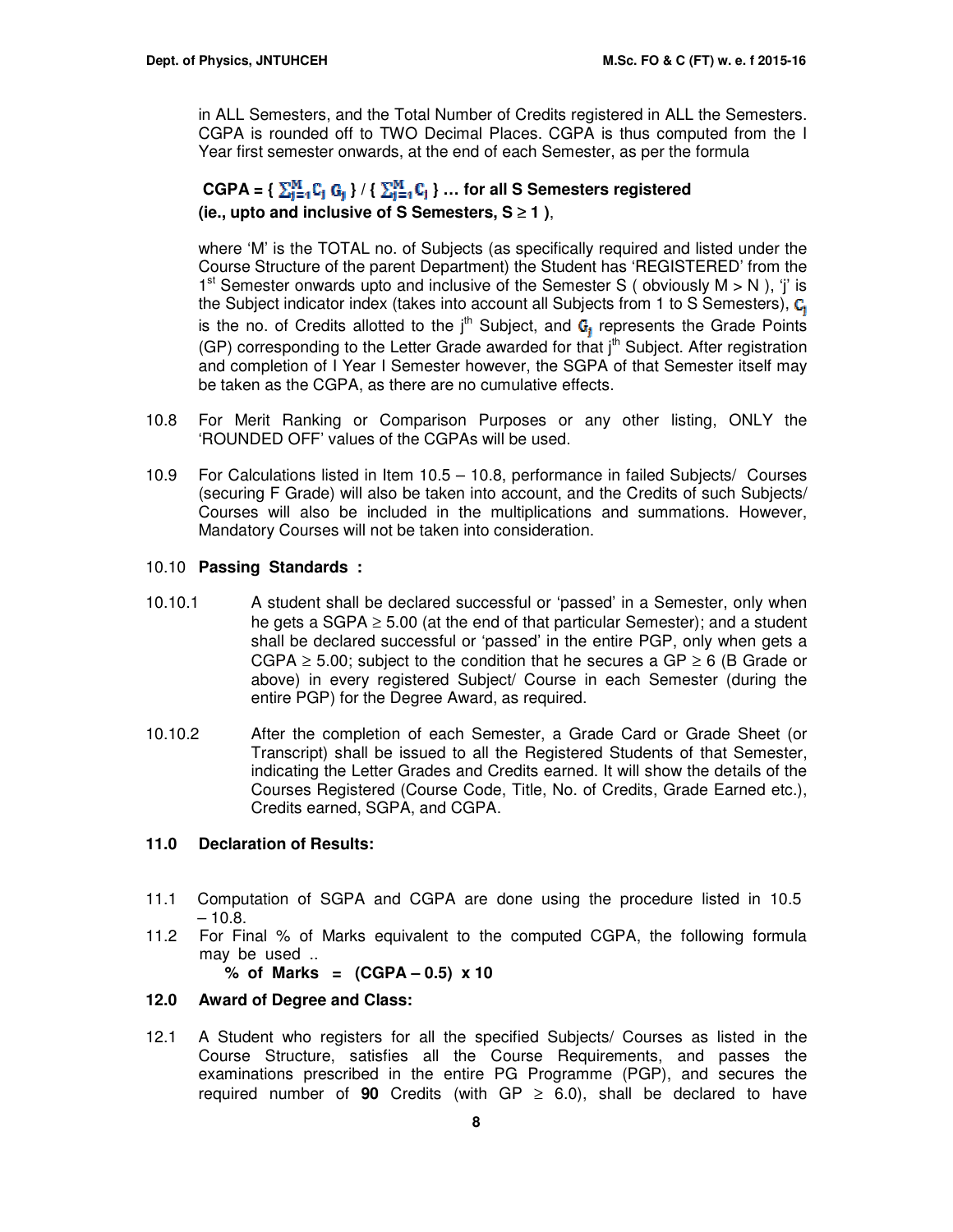in ALL Semesters, and the Total Number of Credits registered in ALL the Semesters. CGPA is rounded off to TWO Decimal Places. CGPA is thus computed from the I Year first semester onwards, at the end of each Semester, as per the formula

**CGPA = { $\sum_{j=1}^{M} C_j\, G_j$ } / { $\sum_{j=1}^{M} C_j$ } … for all S Semesters registered (ie., upto and inclusive of S Semesters, S ≥ 1 )**,

where 'M' is the TOTAL no. of Subjects (as specifically required and listed under the Course Structure of the parent Department) the Student has 'REGISTERED' from the 1st Semester onwards upto and inclusive of the Semester S ( obviously M > N ), 'j' is the Subject indicator index (takes into account all Subjects from 1 to S Semesters), $C_j$ is the no. of Credits allotted to the $j^{th}$ Subject, and $G_j$ represents the Grade Points (GP) corresponding to the Letter Grade awarded for that $j^{th}$ Subject. After registration and completion of I Year I Semester however, the SGPA of that Semester itself may be taken as the CGPA, as there are no cumulative effects.

10.8 For Merit Ranking or Comparison Purposes or any other listing, ONLY the 'ROUNDED OFF' values of the CGPAs will be used.

10.9 For Calculations listed in Item 10.5 – 10.8, performance in failed Subjects/ Courses (securing F Grade) will also be taken into account, and the Credits of such Subjects/ Courses will also be included in the multiplications and summations. However, Mandatory Courses will not be taken into consideration.

10.10 **Passing Standards :**

10.10.1 A student shall be declared successful or 'passed' in a Semester, only when he gets a SGPA ≥ 5.00 (at the end of that particular Semester); and a student shall be declared successful or 'passed' in the entire PGP, only when gets a CGPA ≥ 5.00; subject to the condition that he secures a GP ≥ 6 (B Grade or above) in every registered Subject/ Course in each Semester (during the entire PGP) for the Degree Award, as required.

10.10.2 After the completion of each Semester, a Grade Card or Grade Sheet (or Transcript) shall be issued to all the Registered Students of that Semester, indicating the Letter Grades and Credits earned. It will show the details of the Courses Registered (Course Code, Title, No. of Credits, Grade Earned etc.), Credits earned, SGPA, and CGPA.

## 11.0 Declaration of Results:

11.1 Computation of SGPA and CGPA are done using the procedure listed in 10.5 – 10.8.

11.2 For Final % of Marks equivalent to the computed CGPA, the following formula may be used ..

**% of Marks = (CGPA – 0.5) x 10**

## 12.0 Award of Degree and Class:

12.1 A Student who registers for all the specified Subjects/ Courses as listed in the Course Structure, satisfies all the Course Requirements, and passes the examinations prescribed in the entire PG Programme (PGP), and secures the required number of **90** Credits (with GP ≥ 6.0), shall be declared to have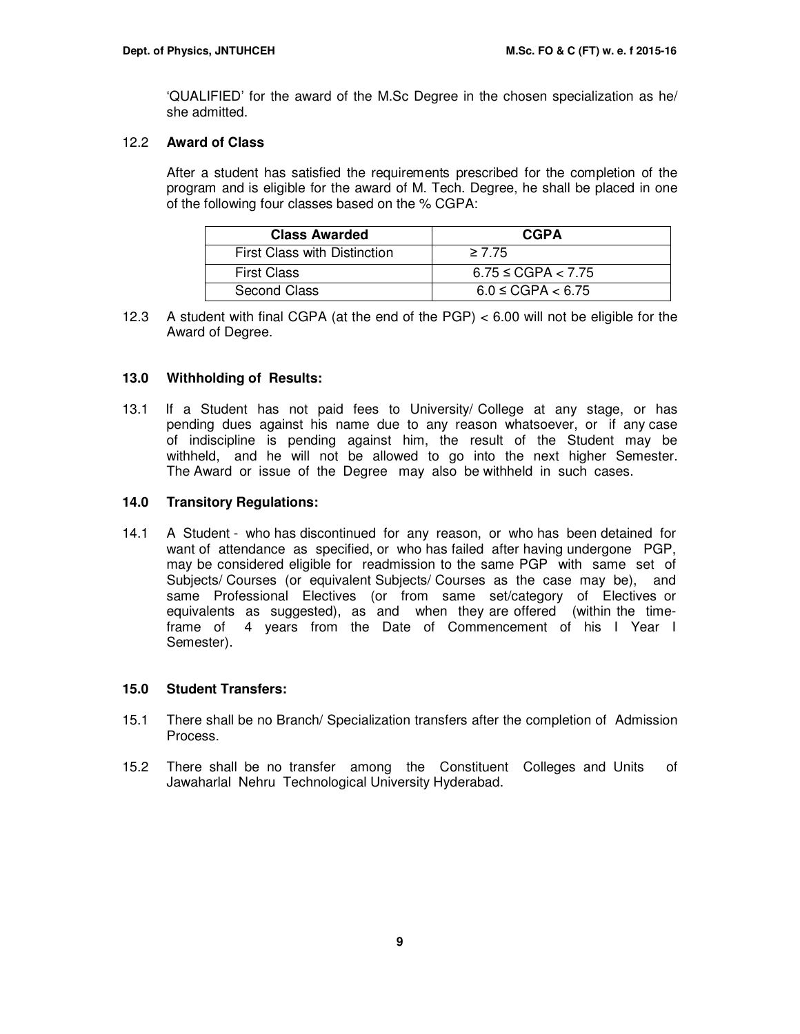'QUALIFIED' for the award of the M.Sc Degree in the chosen specialization as he/ she admitted.

### 12.2 Award of Class

After a student has satisfied the requirements prescribed for the completion of the program and is eligible for the award of M. Tech. Degree, he shall be placed in one of the following four classes based on the % CGPA:

| Class Awarded | CGPA |
|---|---|
| First Class with Distinction | ≥ 7.75 |
| First Class | 6.75 ≤ CGPA < 7.75 |
| Second Class | 6.0 ≤ CGPA < 6.75 |

12.3 A student with final CGPA (at the end of the PGP) < 6.00 will not be eligible for the Award of Degree.

## 13.0 Withholding of Results:

13.1 If a Student has not paid fees to University/ College at any stage, or has pending dues against his name due to any reason whatsoever, or if any case of indiscipline is pending against him, the result of the Student may be withheld, and he will not be allowed to go into the next higher Semester. The Award or issue of the Degree may also be withheld in such cases.

## 14.0 Transitory Regulations:

14.1 A Student - who has discontinued for any reason, or who has been detained for want of attendance as specified, or who has failed after having undergone PGP, may be considered eligible for readmission to the same PGP with same set of Subjects/ Courses (or equivalent Subjects/ Courses as the case may be), and same Professional Electives (or from same set/category of Electives or equivalents as suggested), as and when they are offered (within the time-frame of 4 years from the Date of Commencement of his I Year I Semester).

## 15.0 Student Transfers:

15.1 There shall be no Branch/ Specialization transfers after the completion of Admission Process.

15.2 There shall be no transfer among the Constituent Colleges and Units of Jawaharlal Nehru Technological University Hyderabad.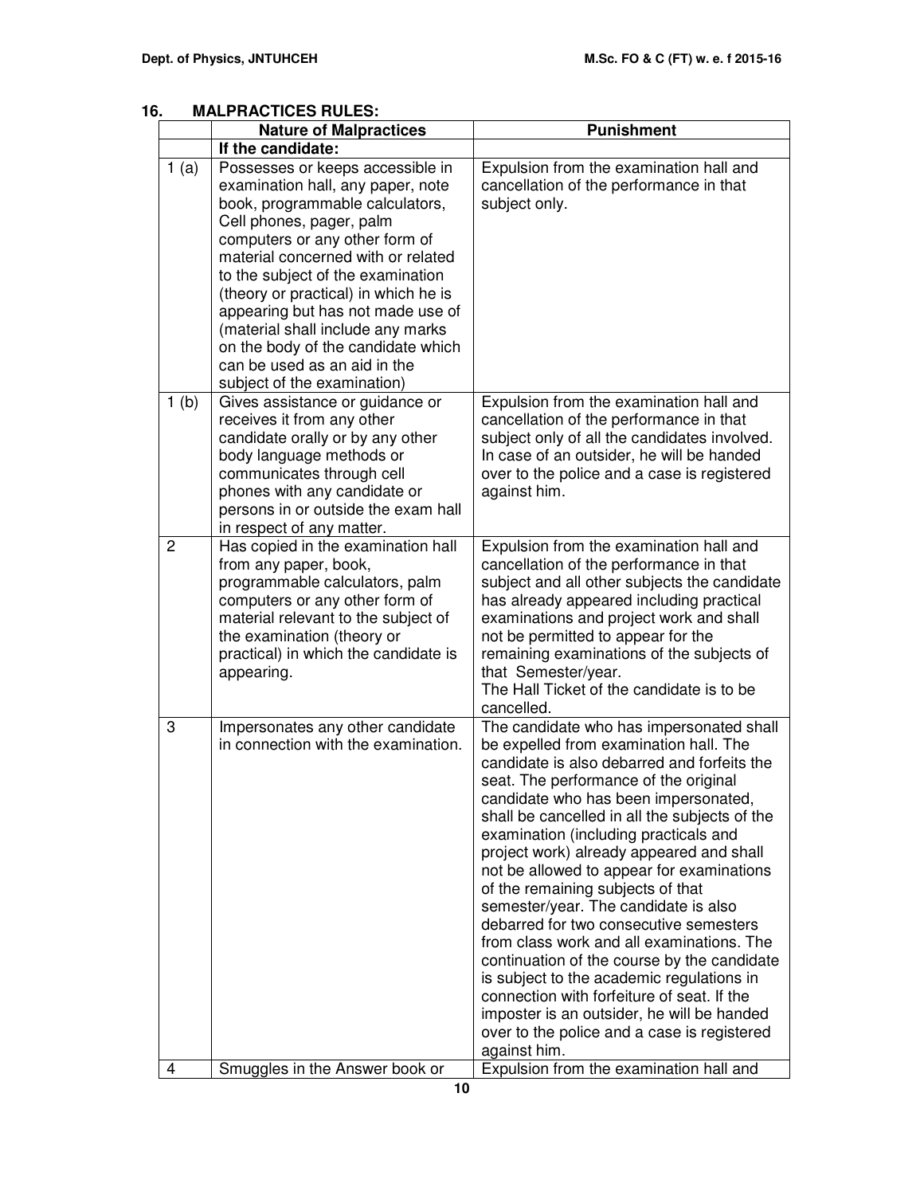## 16. MALPRACTICES RULES:

| | Nature of Malpractices | Punishment |
|---|---|---|
| | **If the candidate:** | |
| 1 (a) | Possesses or keeps accessible in examination hall, any paper, note book, programmable calculators, Cell phones, pager, palm computers or any other form of material concerned with or related to the subject of the examination (theory or practical) in which he is appearing but has not made use of (material shall include any marks on the body of the candidate which can be used as an aid in the subject of the examination) | Expulsion from the examination hall and cancellation of the performance in that subject only. |
| 1 (b) | Gives assistance or guidance or receives it from any other candidate orally or by any other body language methods or communicates through cell phones with any candidate or persons in or outside the exam hall in respect of any matter. | Expulsion from the examination hall and cancellation of the performance in that subject only of all the candidates involved. In case of an outsider, he will be handed over to the police and a case is registered against him. |
| 2 | Has copied in the examination hall from any paper, book, programmable calculators, palm computers or any other form of material relevant to the subject of the examination (theory or practical) in which the candidate is appearing. | Expulsion from the examination hall and cancellation of the performance in that subject and all other subjects the candidate has already appeared including practical examinations and project work and shall not be permitted to appear for the remaining examinations of the subjects of that Semester/year. The Hall Ticket of the candidate is to be cancelled. |
| 3 | Impersonates any other candidate in connection with the examination. | The candidate who has impersonated shall be expelled from examination hall. The candidate is also debarred and forfeits the seat. The performance of the original candidate who has been impersonated, shall be cancelled in all the subjects of the examination (including practicals and project work) already appeared and shall not be allowed to appear for examinations of the remaining subjects of that semester/year. The candidate is also debarred for two consecutive semesters from class work and all examinations. The continuation of the course by the candidate is subject to the academic regulations in connection with forfeiture of seat. If the imposter is an outsider, he will be handed over to the police and a case is registered against him. |
| 4 | Smuggles in the Answer book or | Expulsion from the examination hall and |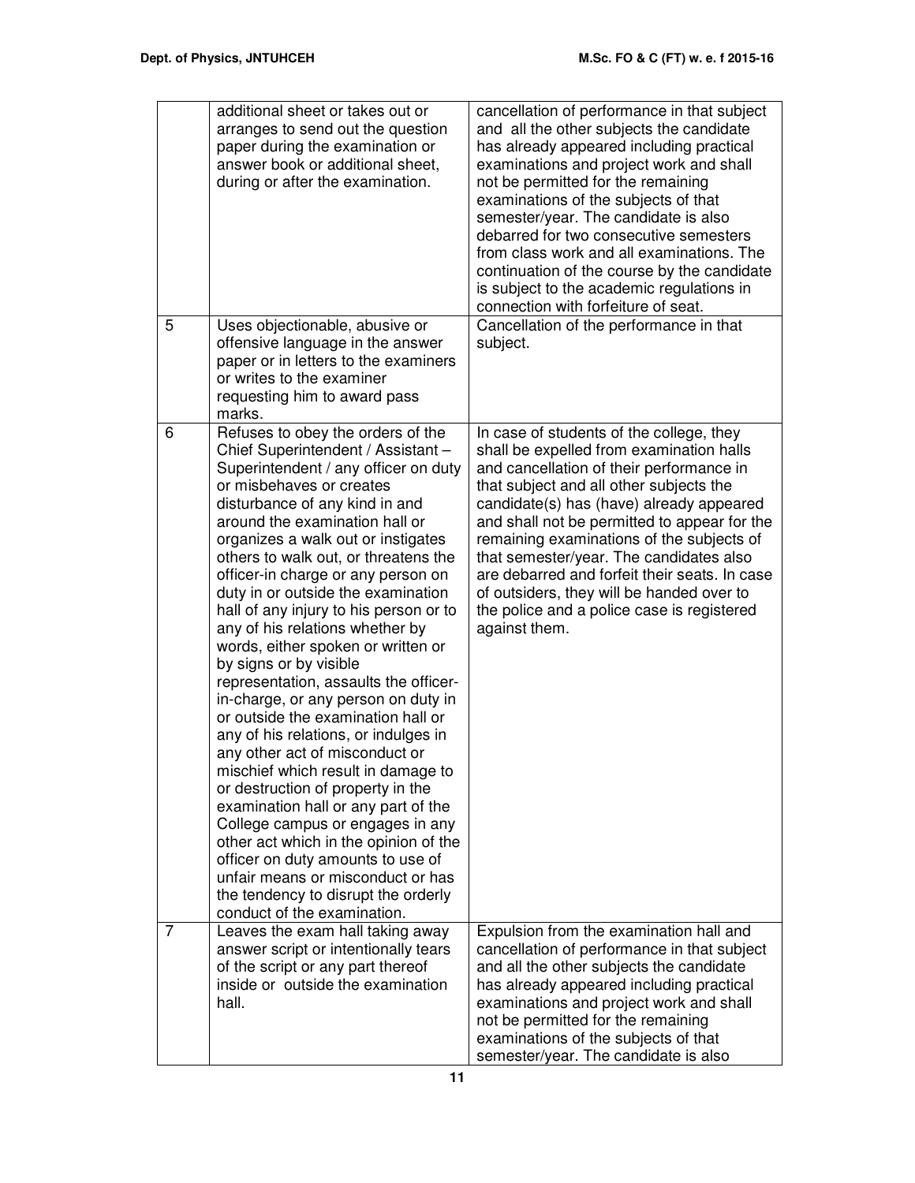| | | |
|---|---|---|
| | additional sheet or takes out or arranges to send out the question paper during the examination or answer book or additional sheet, during or after the examination. | cancellation of performance in that subject and all the other subjects the candidate has already appeared including practical examinations and project work and shall not be permitted for the remaining examinations of the subjects of that semester/year. The candidate is also debarred for two consecutive semesters from class work and all examinations. The continuation of the course by the candidate is subject to the academic regulations in connection with forfeiture of seat. |
| 5 | Uses objectionable, abusive or offensive language in the answer paper or in letters to the examiners or writes to the examiner requesting him to award pass marks. | Cancellation of the performance in that subject. |
| 6 | Refuses to obey the orders of the Chief Superintendent / Assistant – Superintendent / any officer on duty or misbehaves or creates disturbance of any kind in and around the examination hall or organizes a walk out or instigates others to walk out, or threatens the officer-in charge or any person on duty in or outside the examination hall of any injury to his person or to any of his relations whether by words, either spoken or written or by signs or by visible representation, assaults the officer-in-charge, or any person on duty in or outside the examination hall or any of his relations, or indulges in any other act of misconduct or mischief which result in damage to or destruction of property in the examination hall or any part of the College campus or engages in any other act which in the opinion of the officer on duty amounts to use of unfair means or misconduct or has the tendency to disrupt the orderly conduct of the examination. | In case of students of the college, they shall be expelled from examination halls and cancellation of their performance in that subject and all other subjects the candidate(s) has (have) already appeared and shall not be permitted to appear for the remaining examinations of the subjects of that semester/year. The candidates also are debarred and forfeit their seats. In case of outsiders, they will be handed over to the police and a police case is registered against them. |
| 7 | Leaves the exam hall taking away answer script or intentionally tears of the script or any part thereof inside or outside the examination hall. | Expulsion from the examination hall and cancellation of performance in that subject and all the other subjects the candidate has already appeared including practical examinations and project work and shall not be permitted for the remaining examinations of the subjects of that semester/year. The candidate is also |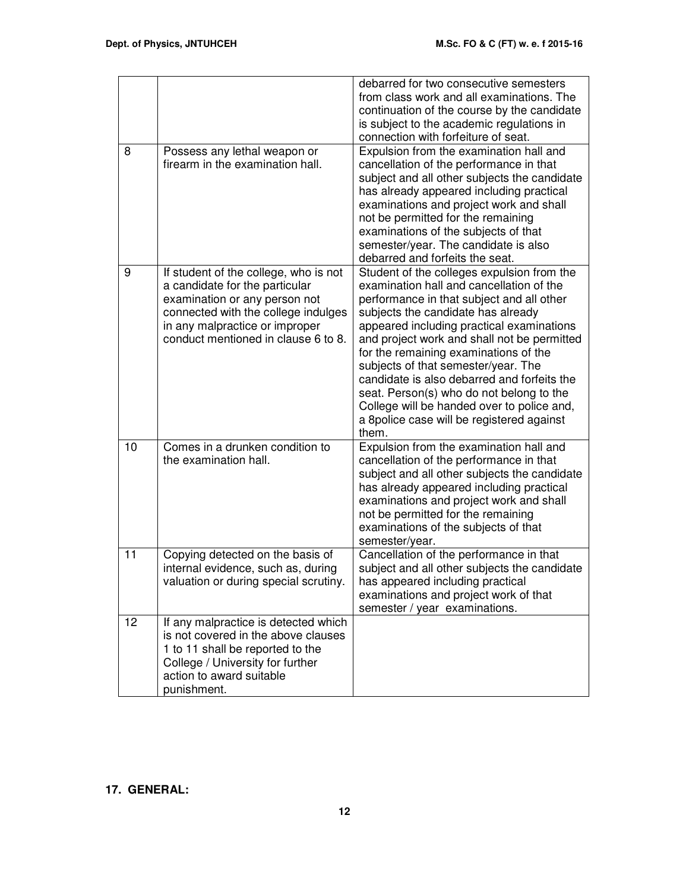| | | |
|---|---|---|
| | | debarred for two consecutive semesters from class work and all examinations. The continuation of the course by the candidate is subject to the academic regulations in connection with forfeiture of seat. |
| 8 | Possess any lethal weapon or firearm in the examination hall. | Expulsion from the examination hall and cancellation of the performance in that subject and all other subjects the candidate has already appeared including practical examinations and project work and shall not be permitted for the remaining examinations of the subjects of that semester/year. The candidate is also debarred and forfeits the seat. |
| 9 | If student of the college, who is not a candidate for the particular examination or any person not connected with the college indulges in any malpractice or improper conduct mentioned in clause 6 to 8. | Student of the colleges expulsion from the examination hall and cancellation of the performance in that subject and all other subjects the candidate has already appeared including practical examinations and project work and shall not be permitted for the remaining examinations of the subjects of that semester/year. The candidate is also debarred and forfeits the seat. Person(s) who do not belong to the College will be handed over to police and, a 8police case will be registered against them. |
| 10 | Comes in a drunken condition to the examination hall. | Expulsion from the examination hall and cancellation of the performance in that subject and all other subjects the candidate has already appeared including practical examinations and project work and shall not be permitted for the remaining examinations of the subjects of that semester/year. |
| 11 | Copying detected on the basis of internal evidence, such as, during valuation or during special scrutiny. | Cancellation of the performance in that subject and all other subjects the candidate has appeared including practical examinations and project work of that semester / year examinations. |
| 12 | If any malpractice is detected which is not covered in the above clauses 1 to 11 shall be reported to the College / University for further action to award suitable punishment. | |

## 17. GENERAL: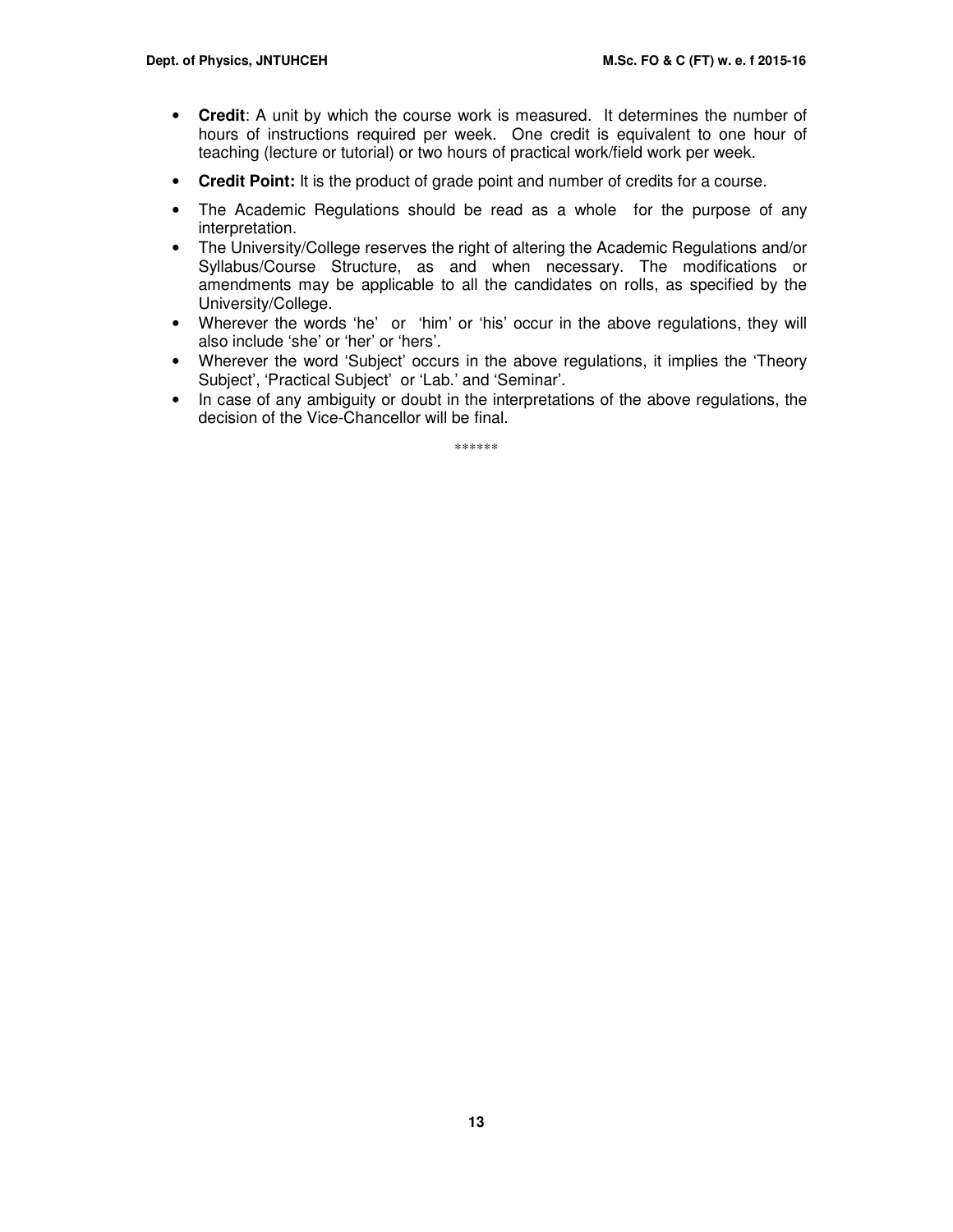- **Credit**: A unit by which the course work is measured. It determines the number of hours of instructions required per week. One credit is equivalent to one hour of teaching (lecture or tutorial) or two hours of practical work/field work per week.
- **Credit Point:** It is the product of grade point and number of credits for a course.
- The Academic Regulations should be read as a whole for the purpose of any interpretation.
- The University/College reserves the right of altering the Academic Regulations and/or Syllabus/Course Structure, as and when necessary. The modifications or amendments may be applicable to all the candidates on rolls, as specified by the University/College.
- Wherever the words 'he' or 'him' or 'his' occur in the above regulations, they will also include 'she' or 'her' or 'hers'.
- Wherever the word 'Subject' occurs in the above regulations, it implies the 'Theory Subject', 'Practical Subject' or 'Lab.' and 'Seminar'.
- In case of any ambiguity or doubt in the interpretations of the above regulations, the decision of the Vice-Chancellor will be final.

******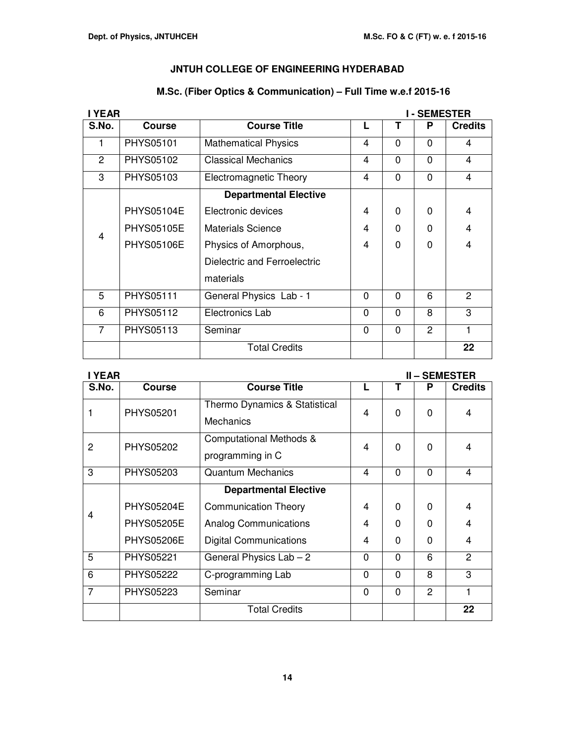# JNTUH COLLEGE OF ENGINEERING HYDERABAD

## M.Sc. (Fiber Optics & Communication) – Full Time w.e.f 2015-16

**I YEAR** **I - SEMESTER**

| S.No. | Course | Course Title | L | T | P | Credits |
|---|---|---|---|---|---|---|
| 1 | PHYS05101 | Mathematical Physics | 4 | 0 | 0 | 4 |
| 2 | PHYS05102 | Classical Mechanics | 4 | 0 | 0 | 4 |
| 3 | PHYS05103 | Electromagnetic Theory | 4 | 0 | 0 | 4 |
| 4 | | **Departmental Elective** | | | | |
| | PHYS05104E | Electronic devices | 4 | 0 | 0 | 4 |
| | PHYS05105E | Materials Science | 4 | 0 | 0 | 4 |
| | PHYS05106E | Physics of Amorphous, Dielectric and Ferroelectric materials | 4 | 0 | 0 | 4 |
| 5 | PHYS05111 | General Physics Lab - 1 | 0 | 0 | 6 | 2 |
| 6 | PHYS05112 | Electronics Lab | 0 | 0 | 8 | 3 |
| 7 | PHYS05113 | Seminar | 0 | 0 | 2 | 1 |
| | | Total Credits | | | | **22** |

**I YEAR** **II – SEMESTER**

| S.No. | Course | Course Title | L | T | P | Credits |
|---|---|---|---|---|---|---|
| 1 | PHYS05201 | Thermo Dynamics & Statistical Mechanics | 4 | 0 | 0 | 4 |
| 2 | PHYS05202 | Computational Methods & programming in C | 4 | 0 | 0 | 4 |
| 3 | PHYS05203 | Quantum Mechanics | 4 | 0 | 0 | 4 |
| 4 | | **Departmental Elective** | | | | |
| | PHYS05204E | Communication Theory | 4 | 0 | 0 | 4 |
| | PHYS05205E | Analog Communications | 4 | 0 | 0 | 4 |
| | PHYS05206E | Digital Communications | 4 | 0 | 0 | 4 |
| 5 | PHYS05221 | General Physics Lab – 2 | 0 | 0 | 6 | 2 |
| 6 | PHYS05222 | C-programming Lab | 0 | 0 | 8 | 3 |
| 7 | PHYS05223 | Seminar | 0 | 0 | 2 | 1 |
| | | Total Credits | | | | **22** |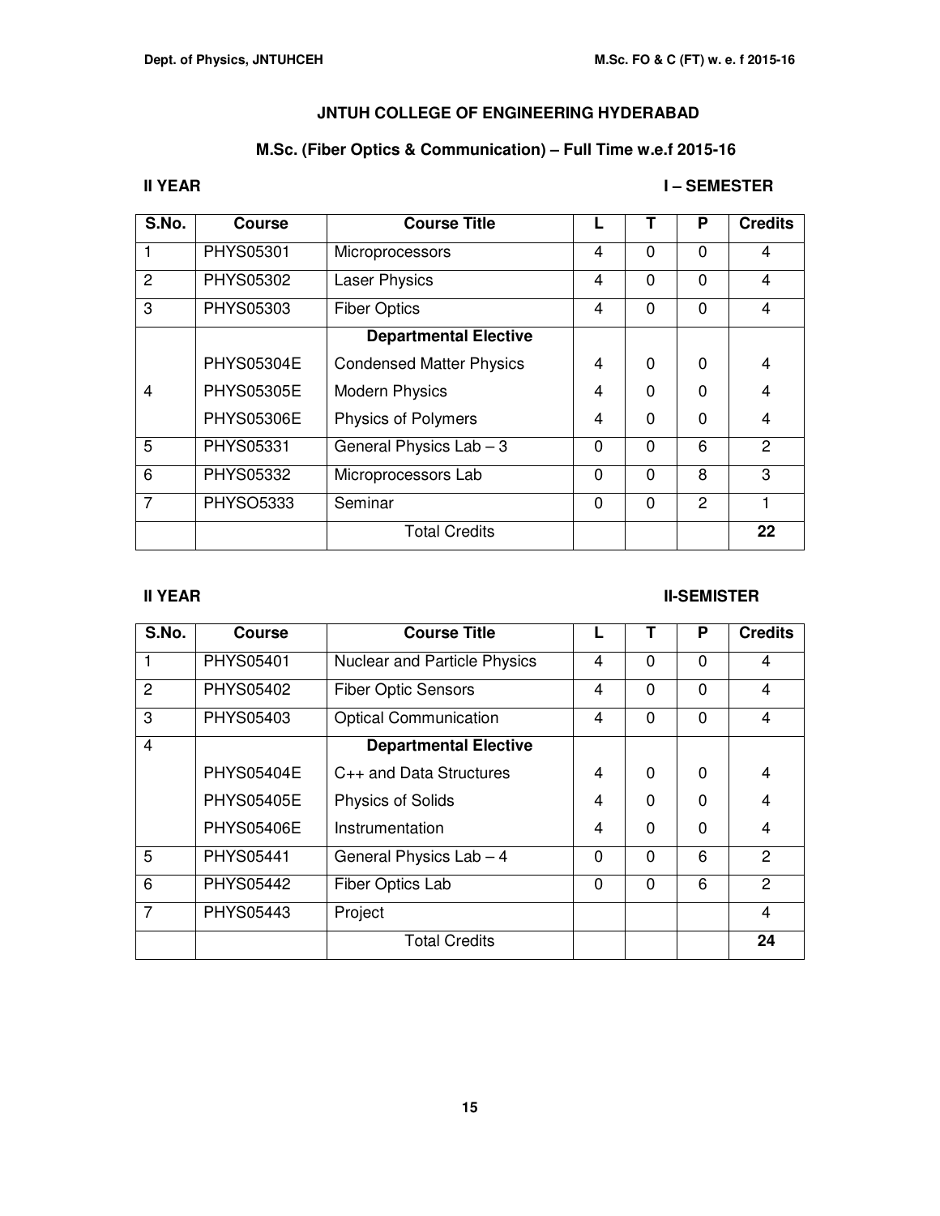## JNTUH COLLEGE OF ENGINEERING HYDERABAD

### M.Sc. (Fiber Optics & Communication) – Full Time w.e.f 2015-16

**II YEAR** **I – SEMESTER**

| S.No. | Course | Course Title | L | T | P | Credits |
|---|---|---|---|---|---|---|
| 1 | PHYS05301 | Microprocessors | 4 | 0 | 0 | 4 |
| 2 | PHYS05302 | Laser Physics | 4 | 0 | 0 | 4 |
| 3 | PHYS05303 | Fiber Optics | 4 | 0 | 0 | 4 |
| 4 | | **Departmental Elective** | | | | |
| | PHYS05304E | Condensed Matter Physics | 4 | 0 | 0 | 4 |
| | PHYS05305E | Modern Physics | 4 | 0 | 0 | 4 |
| | PHYS05306E | Physics of Polymers | 4 | 0 | 0 | 4 |
| 5 | PHYS05331 | General Physics Lab – 3 | 0 | 0 | 6 | 2 |
| 6 | PHYS05332 | Microprocessors Lab | 0 | 0 | 8 | 3 |
| 7 | PHYSO5333 | Seminar | 0 | 0 | 2 | 1 |
| | | Total Credits | | | | **22** |

**II YEAR** **II-SEMISTER**

| S.No. | Course | Course Title | L | T | P | Credits |
|---|---|---|---|---|---|---|
| 1 | PHYS05401 | Nuclear and Particle Physics | 4 | 0 | 0 | 4 |
| 2 | PHYS05402 | Fiber Optic Sensors | 4 | 0 | 0 | 4 |
| 3 | PHYS05403 | Optical Communication | 4 | 0 | 0 | 4 |
| 4 | | **Departmental Elective** | | | | |
| | PHYS05404E | C++ and Data Structures | 4 | 0 | 0 | 4 |
| | PHYS05405E | Physics of Solids | 4 | 0 | 0 | 4 |
| | PHYS05406E | Instrumentation | 4 | 0 | 0 | 4 |
| 5 | PHYS05441 | General Physics Lab – 4 | 0 | 0 | 6 | 2 |
| 6 | PHYS05442 | Fiber Optics Lab | 0 | 0 | 6 | 2 |
| 7 | PHYS05443 | Project | | | | 4 |
| | | Total Credits | | | | **24** |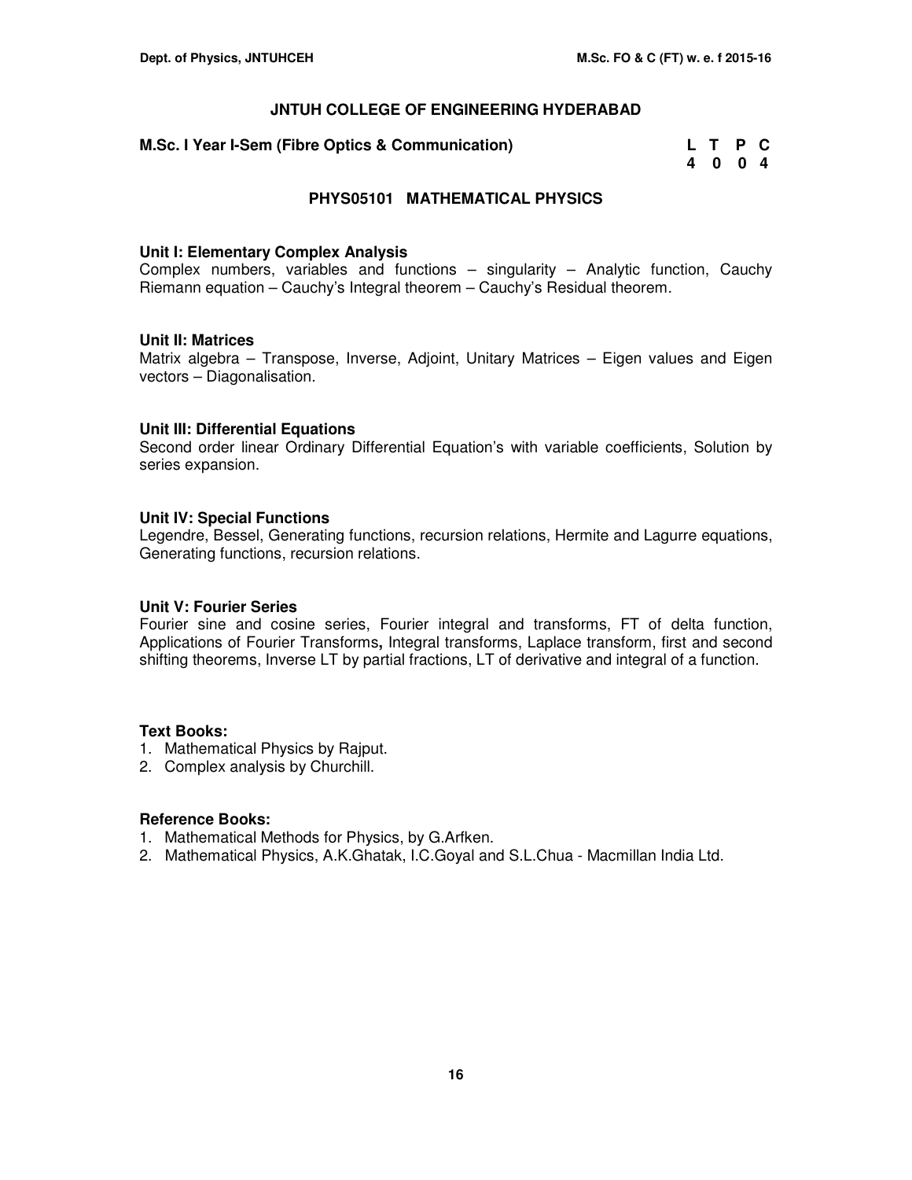# JNTUH COLLEGE OF ENGINEERING HYDERABAD

**M.Sc. I Year I-Sem (Fibre Optics & Communication)**

| L | T | P | C |
|---|---|---|---|
| 4 | 0 | 0 | 4 |

## PHYS05101 MATHEMATICAL PHYSICS

### Unit I: Elementary Complex Analysis

Complex numbers, variables and functions – singularity – Analytic function, Cauchy Riemann equation – Cauchy's Integral theorem – Cauchy's Residual theorem.

### Unit II: Matrices

Matrix algebra – Transpose, Inverse, Adjoint, Unitary Matrices – Eigen values and Eigen vectors – Diagonalisation.

### Unit III: Differential Equations

Second order linear Ordinary Differential Equation's with variable coefficients, Solution by series expansion.

### Unit IV: Special Functions

Legendre, Bessel, Generating functions, recursion relations, Hermite and Lagurre equations, Generating functions, recursion relations.

### Unit V: Fourier Series

Fourier sine and cosine series, Fourier integral and transforms, FT of delta function, Applications of Fourier Transforms**,** Integral transforms, Laplace transform, first and second shifting theorems, Inverse LT by partial fractions, LT of derivative and integral of a function.

### Text Books:

1. Mathematical Physics by Rajput.
2. Complex analysis by Churchill.

### Reference Books:

1. Mathematical Methods for Physics, by G.Arfken.
2. Mathematical Physics, A.K.Ghatak, I.C.Goyal and S.L.Chua - Macmillan India Ltd.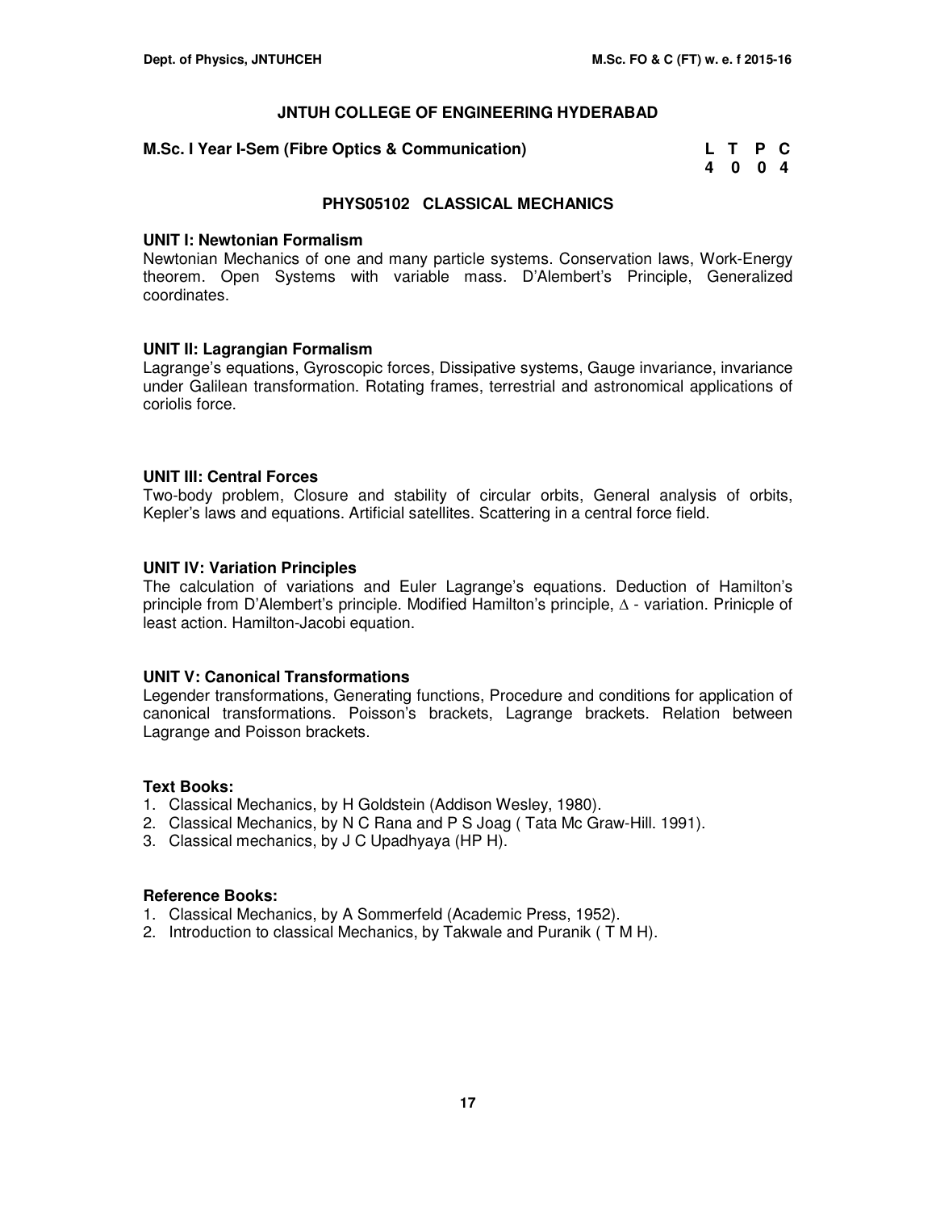# JNTUH COLLEGE OF ENGINEERING HYDERABAD

**M.Sc. I Year I-Sem (Fibre Optics & Communication)**

| L | T | P | C |
|---|---|---|---|
| 4 | 0 | 0 | 4 |

## PHYS05102 CLASSICAL MECHANICS

### UNIT I: Newtonian Formalism

Newtonian Mechanics of one and many particle systems. Conservation laws, Work-Energy theorem. Open Systems with variable mass. D'Alembert's Principle, Generalized coordinates.

### UNIT II: Lagrangian Formalism

Lagrange's equations, Gyroscopic forces, Dissipative systems, Gauge invariance, invariance under Galilean transformation. Rotating frames, terrestrial and astronomical applications of coriolis force.

### UNIT III: Central Forces

Two-body problem, Closure and stability of circular orbits, General analysis of orbits, Kepler's laws and equations. Artificial satellites. Scattering in a central force field.

### UNIT IV: Variation Principles

The calculation of variations and Euler Lagrange's equations. Deduction of Hamilton's principle from D'Alembert's principle. Modified Hamilton's principle, $\Delta$ - variation. Prinicple of least action. Hamilton-Jacobi equation.

### UNIT V: Canonical Transformations

Legender transformations, Generating functions, Procedure and conditions for application of canonical transformations. Poisson's brackets, Lagrange brackets. Relation between Lagrange and Poisson brackets.

### Text Books:

1. Classical Mechanics, by H Goldstein (Addison Wesley, 1980).
2. Classical Mechanics, by N C Rana and P S Joag ( Tata Mc Graw-Hill. 1991).
3. Classical mechanics, by J C Upadhyaya (HP H).

### Reference Books:

1. Classical Mechanics, by A Sommerfeld (Academic Press, 1952).
2. Introduction to classical Mechanics, by Takwale and Puranik ( T M H).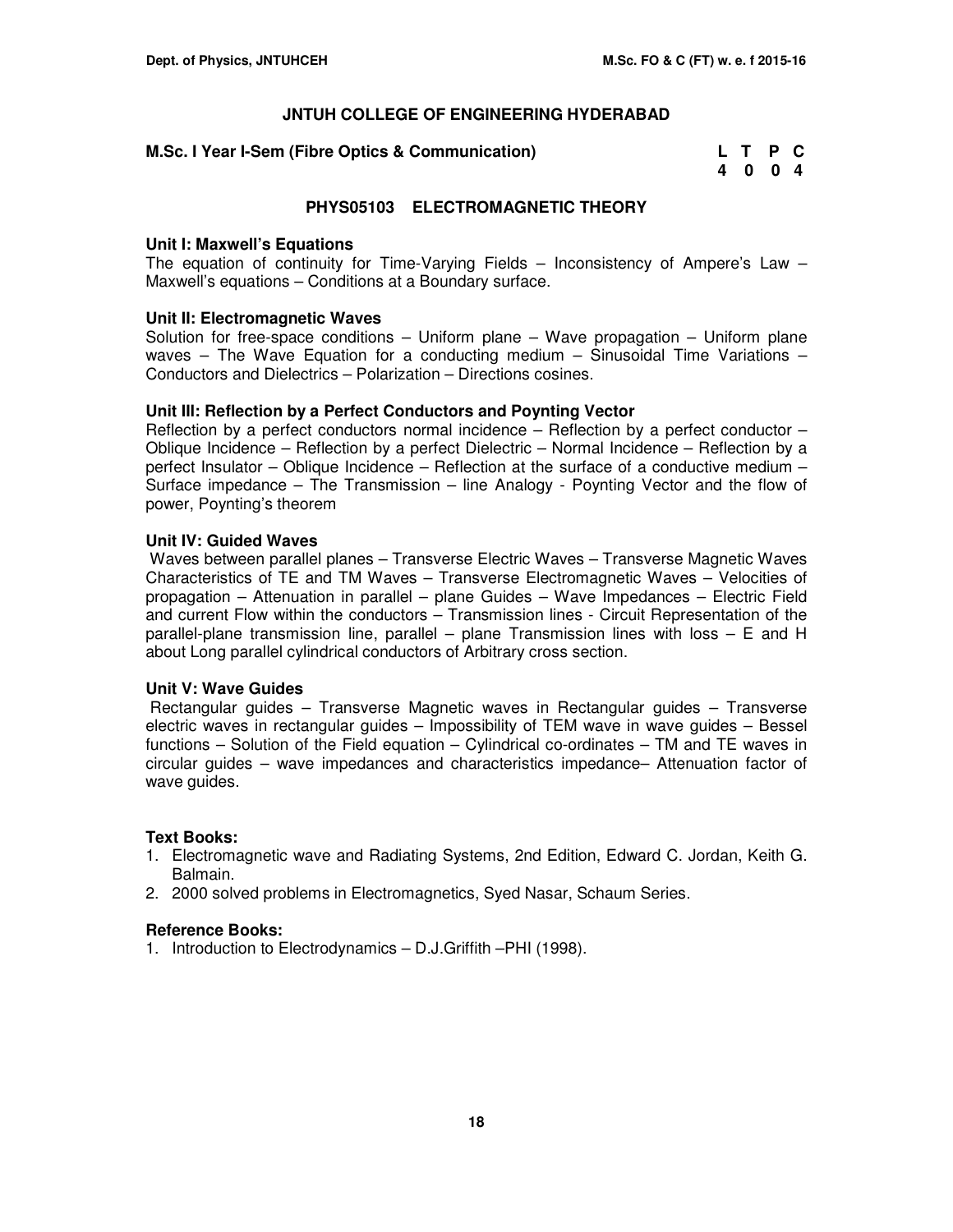# JNTUH COLLEGE OF ENGINEERING HYDERABAD

**M.Sc. I Year I-Sem (Fibre Optics & Communication)**

| L | T | P | C |
|---|---|---|---|
| 4 | 0 | 0 | 4 |

## PHYS05103 ELECTROMAGNETIC THEORY

**Unit I: Maxwell's Equations**

The equation of continuity for Time-Varying Fields – Inconsistency of Ampere's Law – Maxwell's equations – Conditions at a Boundary surface.

**Unit II: Electromagnetic Waves**

Solution for free-space conditions – Uniform plane – Wave propagation – Uniform plane waves – The Wave Equation for a conducting medium – Sinusoidal Time Variations – Conductors and Dielectrics – Polarization – Directions cosines.

**Unit III: Reflection by a Perfect Conductors and Poynting Vector**

Reflection by a perfect conductors normal incidence – Reflection by a perfect conductor – Oblique Incidence – Reflection by a perfect Dielectric – Normal Incidence – Reflection by a perfect Insulator – Oblique Incidence – Reflection at the surface of a conductive medium – Surface impedance – The Transmission – line Analogy - Poynting Vector and the flow of power, Poynting's theorem

**Unit IV: Guided Waves**

Waves between parallel planes – Transverse Electric Waves – Transverse Magnetic Waves Characteristics of TE and TM Waves – Transverse Electromagnetic Waves – Velocities of propagation – Attenuation in parallel – plane Guides – Wave Impedances – Electric Field and current Flow within the conductors – Transmission lines - Circuit Representation of the parallel-plane transmission line, parallel – plane Transmission lines with loss – E and H about Long parallel cylindrical conductors of Arbitrary cross section.

**Unit V: Wave Guides**

Rectangular guides – Transverse Magnetic waves in Rectangular guides – Transverse electric waves in rectangular guides – Impossibility of TEM wave in wave guides – Bessel functions – Solution of the Field equation – Cylindrical co-ordinates – TM and TE waves in circular guides – wave impedances and characteristics impedance– Attenuation factor of wave guides.

**Text Books:**

1. Electromagnetic wave and Radiating Systems, 2nd Edition, Edward C. Jordan, Keith G. Balmain.
2. 2000 solved problems in Electromagnetics, Syed Nasar, Schaum Series.

**Reference Books:**

1. Introduction to Electrodynamics – D.J.Griffith –PHI (1998).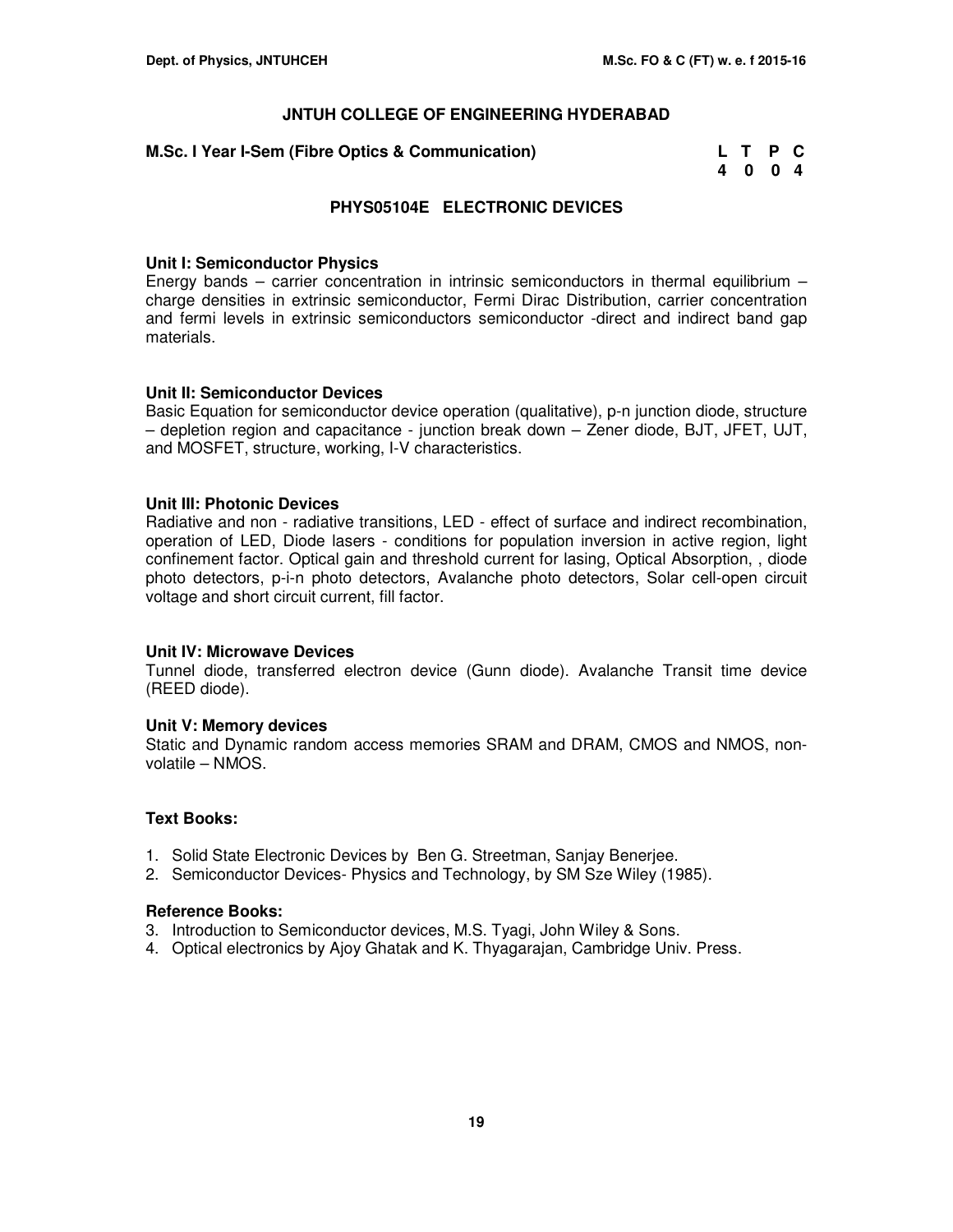## JNTUH COLLEGE OF ENGINEERING HYDERABAD

**M.Sc. I Year I-Sem (Fibre Optics & Communication)**

| L | T | P | C |
|---|---|---|---|
| 4 | 0 | 0 | 4 |

### PHYS05104E ELECTRONIC DEVICES

**Unit I: Semiconductor Physics**
Energy bands – carrier concentration in intrinsic semiconductors in thermal equilibrium – charge densities in extrinsic semiconductor, Fermi Dirac Distribution, carrier concentration and fermi levels in extrinsic semiconductors semiconductor -direct and indirect band gap materials.

**Unit II: Semiconductor Devices**
Basic Equation for semiconductor device operation (qualitative), p-n junction diode, structure – depletion region and capacitance - junction break down – Zener diode, BJT, JFET, UJT, and MOSFET, structure, working, I-V characteristics.

**Unit III: Photonic Devices**
Radiative and non - radiative transitions, LED - effect of surface and indirect recombination, operation of LED, Diode lasers - conditions for population inversion in active region, light confinement factor. Optical gain and threshold current for lasing, Optical Absorption, , diode photo detectors, p-i-n photo detectors, Avalanche photo detectors, Solar cell-open circuit voltage and short circuit current, fill factor.

**Unit IV: Microwave Devices**
Tunnel diode, transferred electron device (Gunn diode). Avalanche Transit time device (REED diode).

**Unit V: Memory devices**
Static and Dynamic random access memories SRAM and DRAM, CMOS and NMOS, non-volatile – NMOS.

**Text Books:**

1. Solid State Electronic Devices by Ben G. Streetman, Sanjay Benerjee.
2. Semiconductor Devices- Physics and Technology, by SM Sze Wiley (1985).

**Reference Books:**

3. Introduction to Semiconductor devices, M.S. Tyagi, John Wiley & Sons.
4. Optical electronics by Ajoy Ghatak and K. Thyagarajan, Cambridge Univ. Press.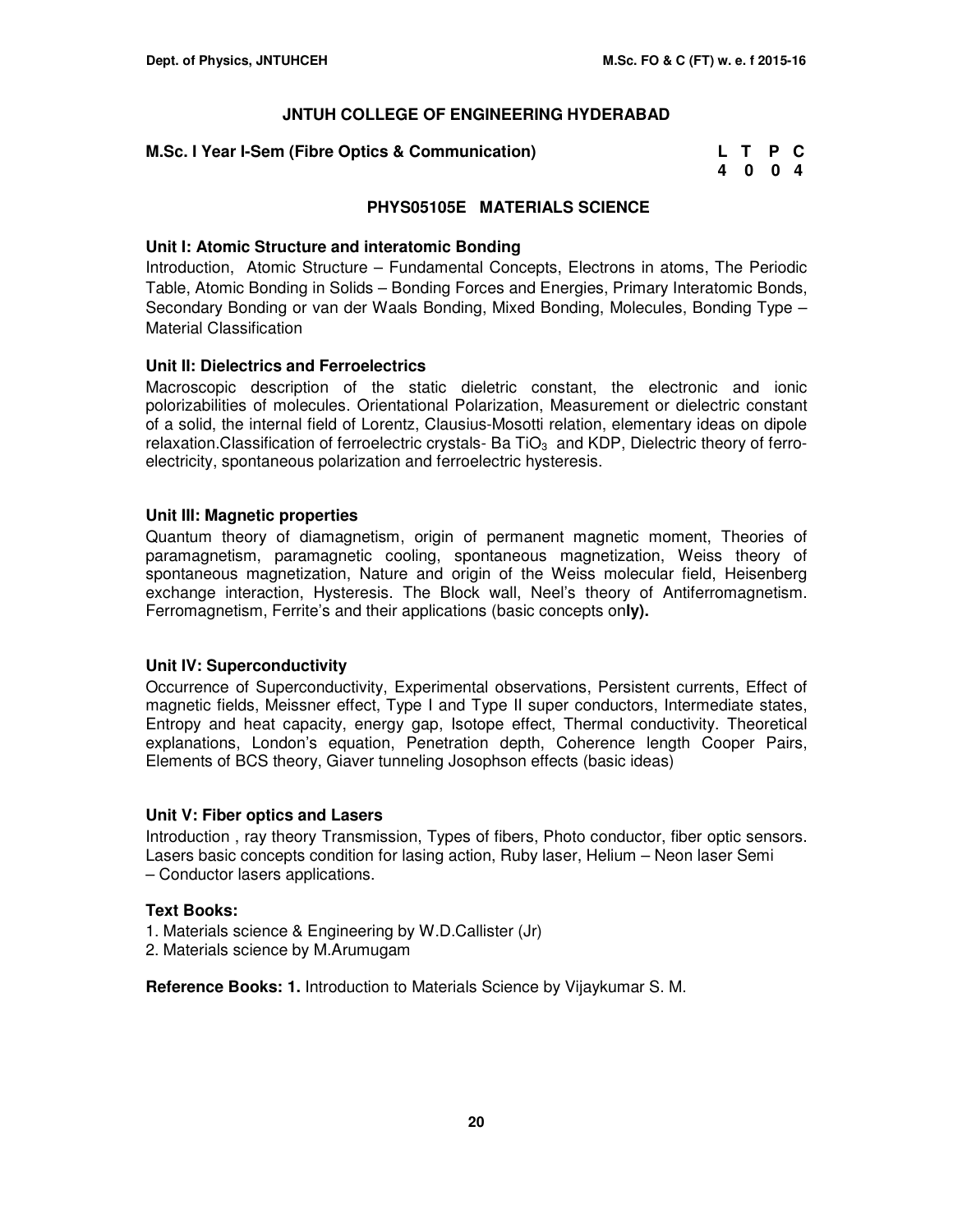# JNTUH COLLEGE OF ENGINEERING HYDERABAD

**M.Sc. I Year I-Sem (Fibre Optics & Communication)**

| L | T | P | C |
|---|---|---|---|
| 4 | 0 | 0 | 4 |

## PHYS05105E MATERIALS SCIENCE

### Unit I: Atomic Structure and interatomic Bonding

Introduction, Atomic Structure – Fundamental Concepts, Electrons in atoms, The Periodic Table, Atomic Bonding in Solids – Bonding Forces and Energies, Primary Interatomic Bonds, Secondary Bonding or van der Waals Bonding, Mixed Bonding, Molecules, Bonding Type – Material Classification

### Unit II: Dielectrics and Ferroelectrics

Macroscopic description of the static dieletric constant, the electronic and ionic polorizabilities of molecules. Orientational Polarization, Measurement or dielectric constant of a solid, the internal field of Lorentz, Clausius-Mosotti relation, elementary ideas on dipole relaxation.Classification of ferroelectric crystals- Ba $TiO_3$ and KDP, Dielectric theory of ferro-electricity, spontaneous polarization and ferroelectric hysteresis.

### Unit III: Magnetic properties

Quantum theory of diamagnetism, origin of permanent magnetic moment, Theories of paramagnetism, paramagnetic cooling, spontaneous magnetization, Weiss theory of spontaneous magnetization, Nature and origin of the Weiss molecular field, Heisenberg exchange interaction, Hysteresis. The Block wall, Neel's theory of Antiferromagnetism. Ferromagnetism, Ferrite's and their applications (basic concepts on**ly).**

### Unit IV: Superconductivity

Occurrence of Superconductivity, Experimental observations, Persistent currents, Effect of magnetic fields, Meissner effect, Type I and Type II super conductors, Intermediate states, Entropy and heat capacity, energy gap, Isotope effect, Thermal conductivity. Theoretical explanations, London's equation, Penetration depth, Coherence length Cooper Pairs, Elements of BCS theory, Giaver tunneling Josophson effects (basic ideas)

### Unit V: Fiber optics and Lasers

Introduction , ray theory Transmission, Types of fibers, Photo conductor, fiber optic sensors. Lasers basic concepts condition for lasing action, Ruby laser, Helium – Neon laser Semi – Conductor lasers applications.

### Text Books:

1. Materials science & Engineering by W.D.Callister (Jr)
2. Materials science by M.Arumugam

**Reference Books: 1.** Introduction to Materials Science by Vijaykumar S. M.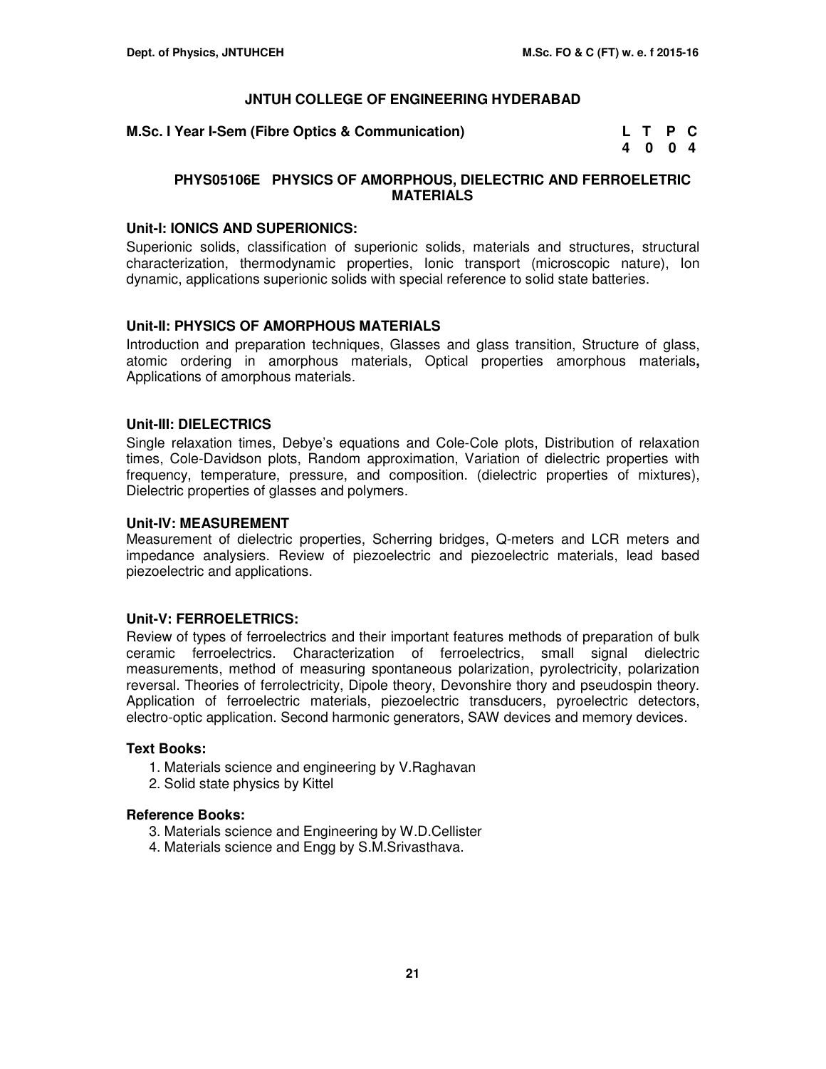## JNTUH COLLEGE OF ENGINEERING HYDERABAD

**M.Sc. I Year I-Sem (Fibre Optics & Communication)**

| L | T | P | C |
|---|---|---|---|
| 4 | 0 | 0 | 4 |

### PHYS05106E PHYSICS OF AMORPHOUS, DIELECTRIC AND FERROELETRIC MATERIALS

**Unit-I: IONICS AND SUPERIONICS:**

Superionic solids, classification of superionic solids, materials and structures, structural characterization, thermodynamic properties, Ionic transport (microscopic nature), Ion dynamic, applications superionic solids with special reference to solid state batteries.

**Unit-II: PHYSICS OF AMORPHOUS MATERIALS**

Introduction and preparation techniques, Glasses and glass transition, Structure of glass, atomic ordering in amorphous materials, Optical properties amorphous materials**,** Applications of amorphous materials.

**Unit-III: DIELECTRICS**

Single relaxation times, Debye's equations and Cole-Cole plots, Distribution of relaxation times, Cole-Davidson plots, Random approximation, Variation of dielectric properties with frequency, temperature, pressure, and composition. (dielectric properties of mixtures), Dielectric properties of glasses and polymers.

**Unit-IV: MEASUREMENT**

Measurement of dielectric properties, Scherring bridges, Q-meters and LCR meters and impedance analysiers. Review of piezoelectric and piezoelectric materials, lead based piezoelectric and applications.

**Unit-V: FERROELETRICS:**

Review of types of ferroelectrics and their important features methods of preparation of bulk ceramic ferroelectrics. Characterization of ferroelectrics, small signal dielectric measurements, method of measuring spontaneous polarization, pyrolectricity, polarization reversal. Theories of ferrolectricity, Dipole theory, Devonshire thory and pseudospin theory. Application of ferroelectric materials, piezoelectric transducers, pyroelectric detectors, electro-optic application. Second harmonic generators, SAW devices and memory devices.

**Text Books:**

1. Materials science and engineering by V.Raghavan
2. Solid state physics by Kittel

**Reference Books:**

3. Materials science and Engineering by W.D.Cellister
4. Materials science and Engg by S.M.Srivasthava.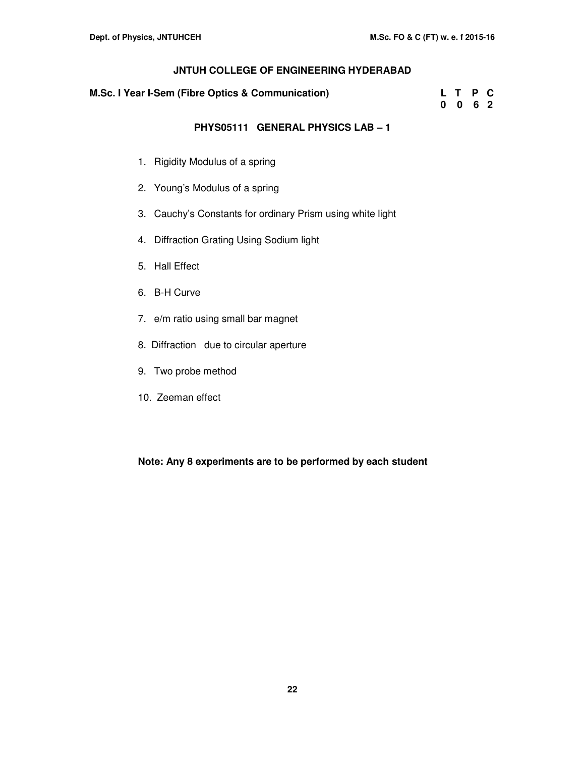## JNTUH COLLEGE OF ENGINEERING HYDERABAD

**M.Sc. I Year I-Sem (Fibre Optics & Communication)**

| L | T | P | C |
|---|---|---|---|
| 0 | 0 | 6 | 2 |

### PHYS05111 GENERAL PHYSICS LAB – 1

1. Rigidity Modulus of a spring
2. Young's Modulus of a spring
3. Cauchy's Constants for ordinary Prism using white light
4. Diffraction Grating Using Sodium light
5. Hall Effect
6. B-H Curve
7. e/m ratio using small bar magnet
8. Diffraction due to circular aperture
9. Two probe method
10. Zeeman effect

**Note: Any 8 experiments are to be performed by each student**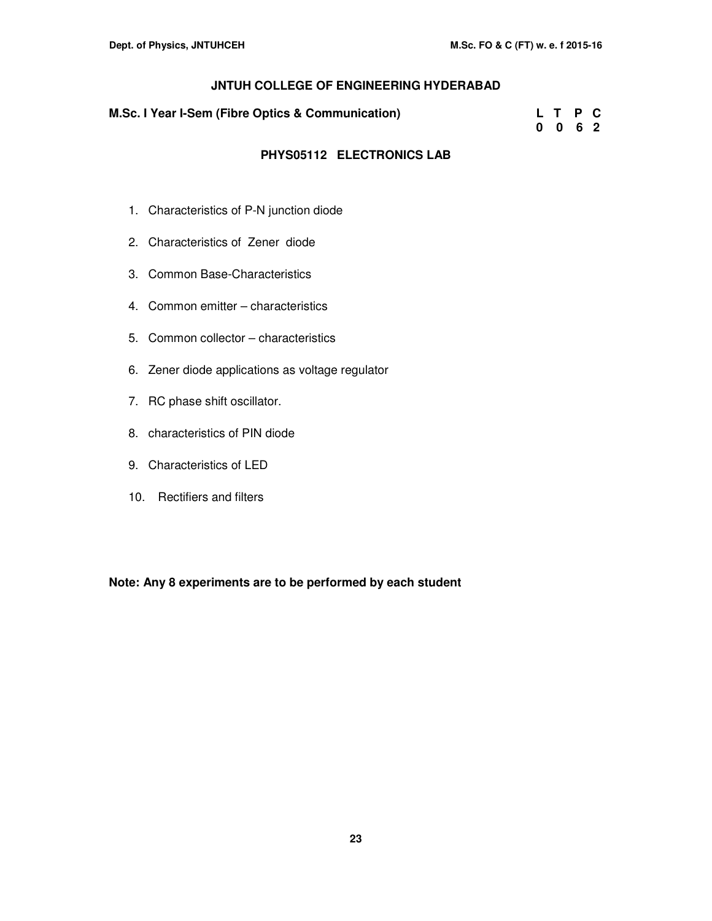# JNTUH COLLEGE OF ENGINEERING HYDERABAD

**M.Sc. I Year I-Sem (Fibre Optics & Communication)**

| L | T | P | C |
|---|---|---|---|
| 0 | 0 | 6 | 2 |

## PHYS05112 ELECTRONICS LAB

1. Characteristics of P-N junction diode
2. Characteristics of Zener diode
3. Common Base-Characteristics
4. Common emitter – characteristics
5. Common collector – characteristics
6. Zener diode applications as voltage regulator
7. RC phase shift oscillator.
8. characteristics of PIN diode
9. Characteristics of LED
10. Rectifiers and filters

**Note: Any 8 experiments are to be performed by each student**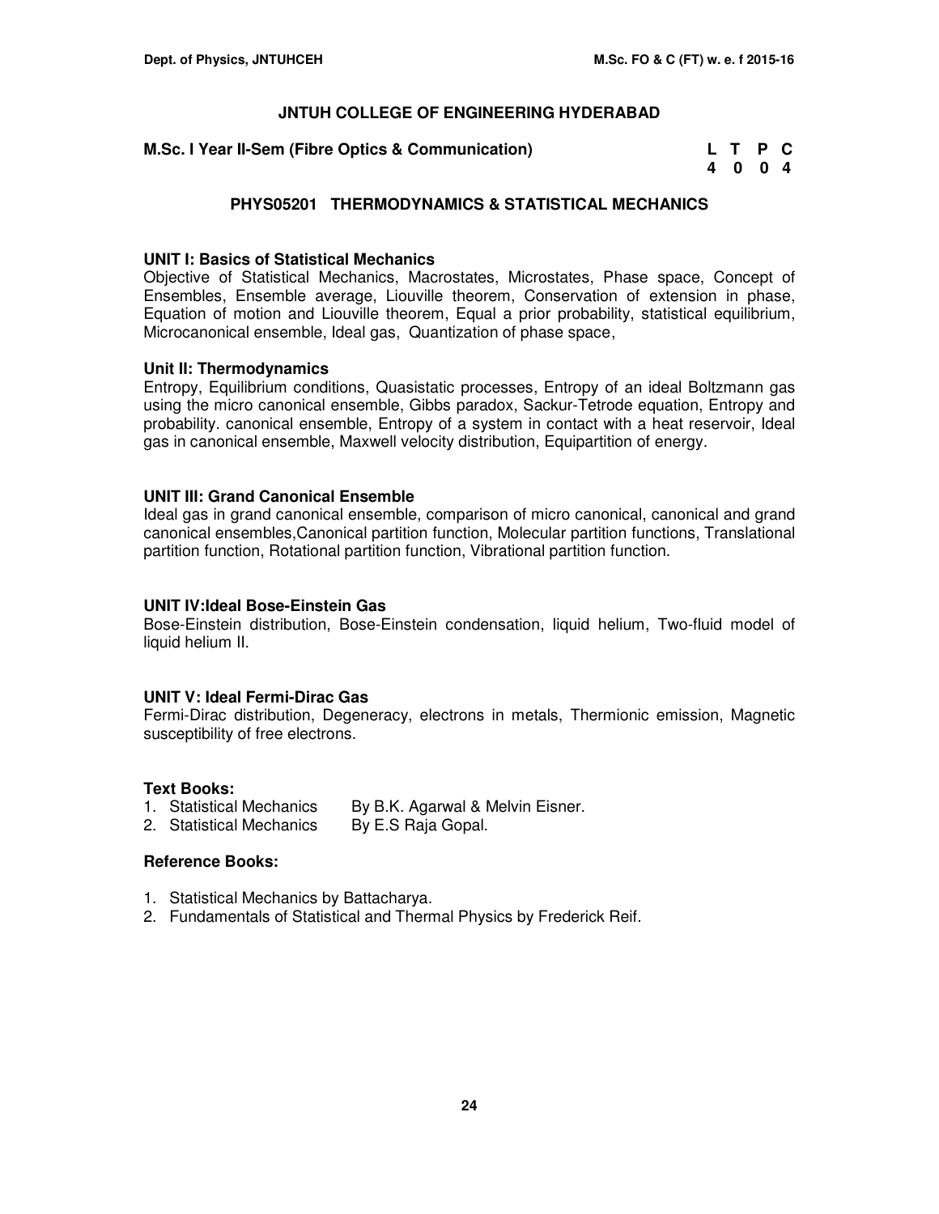# JNTUH COLLEGE OF ENGINEERING HYDERABAD

**M.Sc. I Year II-Sem (Fibre Optics & Communication)**

| L | T | P | C |
|---|---|---|---|
| 4 | 0 | 0 | 4 |

## PHYS05201 THERMODYNAMICS & STATISTICAL MECHANICS

### UNIT I: Basics of Statistical Mechanics

Objective of Statistical Mechanics, Macrostates, Microstates, Phase space, Concept of Ensembles, Ensemble average, Liouville theorem, Conservation of extension in phase, Equation of motion and Liouville theorem, Equal a prior probability, statistical equilibrium, Microcanonical ensemble, Ideal gas, Quantization of phase space,

### Unit II: Thermodynamics

Entropy, Equilibrium conditions, Quasistatic processes, Entropy of an ideal Boltzmann gas using the micro canonical ensemble, Gibbs paradox, Sackur-Tetrode equation, Entropy and probability. canonical ensemble, Entropy of a system in contact with a heat reservoir, Ideal gas in canonical ensemble, Maxwell velocity distribution, Equipartition of energy.

### UNIT III: Grand Canonical Ensemble

Ideal gas in grand canonical ensemble, comparison of micro canonical, canonical and grand canonical ensembles,Canonical partition function, Molecular partition functions, Translational partition function, Rotational partition function, Vibrational partition function.

### UNIT IV:Ideal Bose-Einstein Gas

Bose-Einstein distribution, Bose-Einstein condensation, liquid helium, Two-fluid model of liquid helium II.

### UNIT V: Ideal Fermi-Dirac Gas

Fermi-Dirac distribution, Degeneracy, electrons in metals, Thermionic emission, Magnetic susceptibility of free electrons.

### Text Books:

1. Statistical Mechanics By B.K. Agarwal & Melvin Eisner.
2. Statistical Mechanics By E.S Raja Gopal.

### Reference Books:

1. Statistical Mechanics by Battacharya.
2. Fundamentals of Statistical and Thermal Physics by Frederick Reif.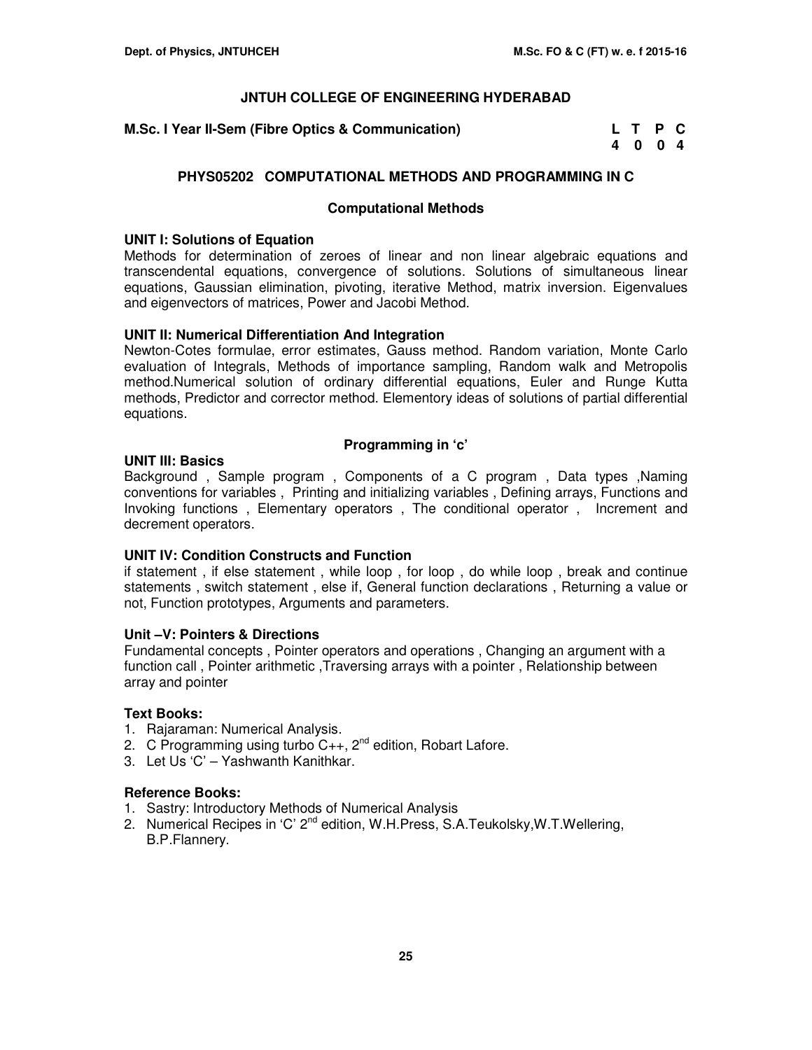## JNTUH COLLEGE OF ENGINEERING HYDERABAD

**M.Sc. I Year II-Sem (Fibre Optics & Communication)**

| L | T | P | C |
|---|---|---|---|
| 4 | 0 | 0 | 4 |

### PHYS05202 COMPUTATIONAL METHODS AND PROGRAMMING IN C

#### Computational Methods

**UNIT I: Solutions of Equation**

Methods for determination of zeroes of linear and non linear algebraic equations and transcendental equations, convergence of solutions. Solutions of simultaneous linear equations, Gaussian elimination, pivoting, iterative Method, matrix inversion. Eigenvalues and eigenvectors of matrices, Power and Jacobi Method.

**UNIT II: Numerical Differentiation And Integration**

Newton-Cotes formulae, error estimates, Gauss method. Random variation, Monte Carlo evaluation of Integrals, Methods of importance sampling, Random walk and Metropolis method.Numerical solution of ordinary differential equations, Euler and Runge Kutta methods, Predictor and corrector method. Elementory ideas of solutions of partial differential equations.

#### Programming in 'c'

**UNIT III: Basics**

Background , Sample program , Components of a C program , Data types ,Naming conventions for variables , Printing and initializing variables , Defining arrays, Functions and Invoking functions , Elementary operators , The conditional operator , Increment and decrement operators.

**UNIT IV: Condition Constructs and Function**

if statement , if else statement , while loop , for loop , do while loop , break and continue statements , switch statement , else if, General function declarations , Returning a value or not, Function prototypes, Arguments and parameters.

**Unit –V: Pointers & Directions**

Fundamental concepts , Pointer operators and operations , Changing an argument with a function call , Pointer arithmetic ,Traversing arrays with a pointer , Relationship between array and pointer

**Text Books:**

1. Rajaraman: Numerical Analysis.
2. C Programming using turbo C++, 2nd edition, Robart Lafore.
3. Let Us 'C' – Yashwanth Kanithkar.

**Reference Books:**

1. Sastry: Introductory Methods of Numerical Analysis
2. Numerical Recipes in 'C' 2nd edition, W.H.Press, S.A.Teukolsky,W.T.Wellering, B.P.Flannery.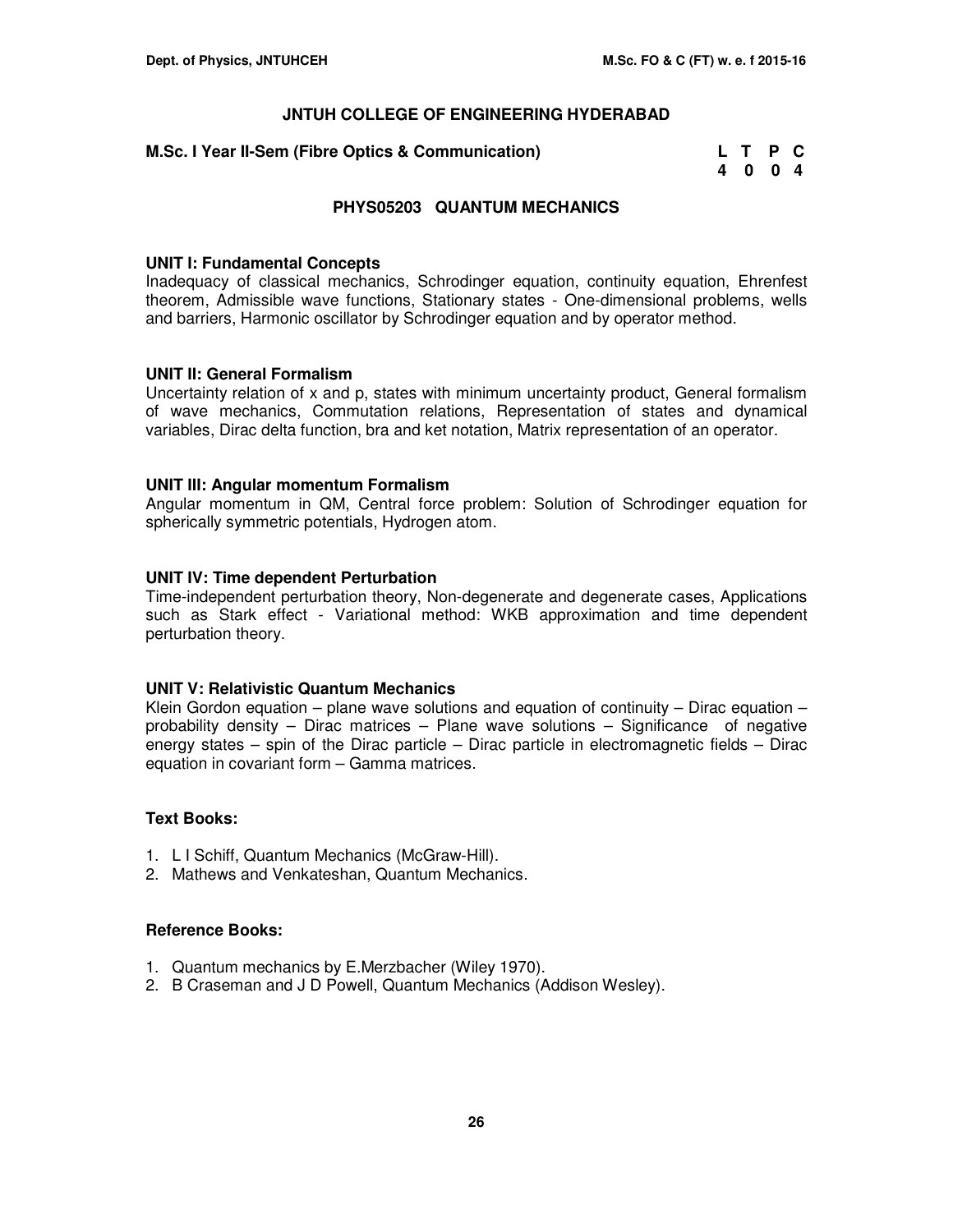## JNTUH COLLEGE OF ENGINEERING HYDERABAD

**M.Sc. I Year II-Sem (Fibre Optics & Communication)**

| L | T | P | C |
|---|---|---|---|
| 4 | 0 | 0 | 4 |

### PHYS05203 QUANTUM MECHANICS

**UNIT I: Fundamental Concepts**

Inadequacy of classical mechanics, Schrodinger equation, continuity equation, Ehrenfest theorem, Admissible wave functions, Stationary states - One-dimensional problems, wells and barriers, Harmonic oscillator by Schrodinger equation and by operator method.

**UNIT II: General Formalism**

Uncertainty relation of x and p, states with minimum uncertainty product, General formalism of wave mechanics, Commutation relations, Representation of states and dynamical variables, Dirac delta function, bra and ket notation, Matrix representation of an operator.

**UNIT III: Angular momentum Formalism**

Angular momentum in QM, Central force problem: Solution of Schrodinger equation for spherically symmetric potentials, Hydrogen atom.

**UNIT IV: Time dependent Perturbation**

Time-independent perturbation theory, Non-degenerate and degenerate cases, Applications such as Stark effect - Variational method: WKB approximation and time dependent perturbation theory.

**UNIT V: Relativistic Quantum Mechanics**

Klein Gordon equation – plane wave solutions and equation of continuity – Dirac equation – probability density – Dirac matrices – Plane wave solutions – Significance of negative energy states – spin of the Dirac particle – Dirac particle in electromagnetic fields – Dirac equation in covariant form – Gamma matrices.

**Text Books:**

1. L I Schiff, Quantum Mechanics (McGraw-Hill).
2. Mathews and Venkateshan, Quantum Mechanics.

**Reference Books:**

1. Quantum mechanics by E.Merzbacher (Wiley 1970).
2. B Craseman and J D Powell, Quantum Mechanics (Addison Wesley).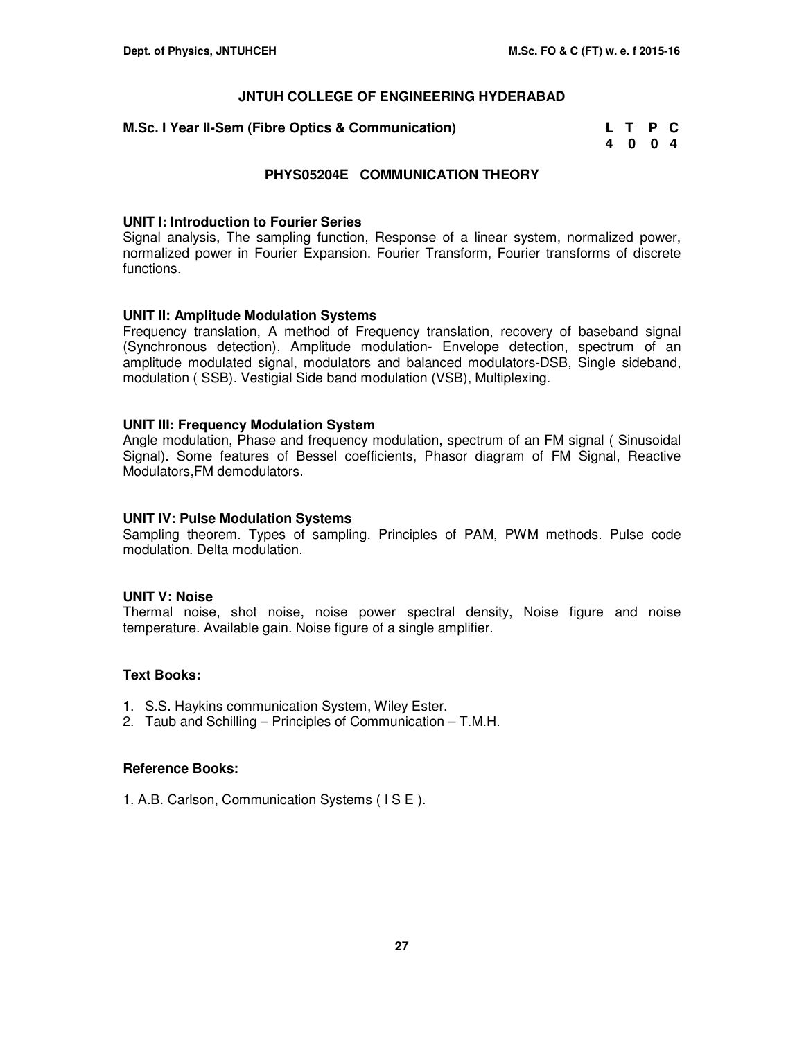## JNTUH COLLEGE OF ENGINEERING HYDERABAD

**M.Sc. I Year II-Sem (Fibre Optics & Communication)**

| L | T | P | C |
|---|---|---|---|
| 4 | 0 | 0 | 4 |

### PHYS05204E COMMUNICATION THEORY

**UNIT I: Introduction to Fourier Series**

Signal analysis, The sampling function, Response of a linear system, normalized power, normalized power in Fourier Expansion. Fourier Transform, Fourier transforms of discrete functions.

**UNIT II: Amplitude Modulation Systems**

Frequency translation, A method of Frequency translation, recovery of baseband signal (Synchronous detection), Amplitude modulation- Envelope detection, spectrum of an amplitude modulated signal, modulators and balanced modulators-DSB, Single sideband, modulation ( SSB). Vestigial Side band modulation (VSB), Multiplexing.

**UNIT III: Frequency Modulation System**

Angle modulation, Phase and frequency modulation, spectrum of an FM signal ( Sinusoidal Signal). Some features of Bessel coefficients, Phasor diagram of FM Signal, Reactive Modulators,FM demodulators.

**UNIT IV: Pulse Modulation Systems**

Sampling theorem. Types of sampling. Principles of PAM, PWM methods. Pulse code modulation. Delta modulation.

**UNIT V: Noise**

Thermal noise, shot noise, noise power spectral density, Noise figure and noise temperature. Available gain. Noise figure of a single amplifier.

**Text Books:**

1. S.S. Haykins communication System, Wiley Ester.
2. Taub and Schilling – Principles of Communication – T.M.H.

**Reference Books:**

1. A.B. Carlson, Communication Systems ( I S E ).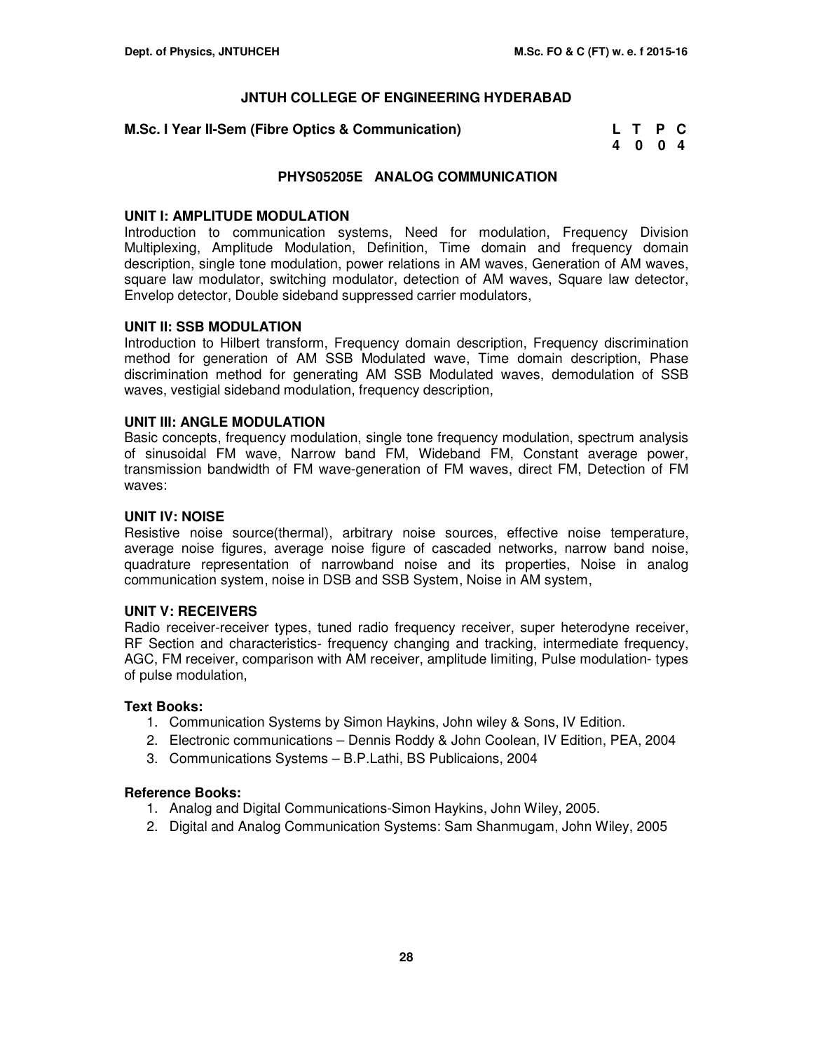# JNTUH COLLEGE OF ENGINEERING HYDERABAD

**M.Sc. I Year II-Sem (Fibre Optics & Communication)**

| L | T | P | C |
|---|---|---|---|
| 4 | 0 | 0 | 4 |

## PHYS05205E ANALOG COMMUNICATION

### UNIT I: AMPLITUDE MODULATION

Introduction to communication systems, Need for modulation, Frequency Division Multiplexing, Amplitude Modulation, Definition, Time domain and frequency domain description, single tone modulation, power relations in AM waves, Generation of AM waves, square law modulator, switching modulator, detection of AM waves, Square law detector, Envelop detector, Double sideband suppressed carrier modulators,

### UNIT II: SSB MODULATION

Introduction to Hilbert transform, Frequency domain description, Frequency discrimination method for generation of AM SSB Modulated wave, Time domain description, Phase discrimination method for generating AM SSB Modulated waves, demodulation of SSB waves, vestigial sideband modulation, frequency description,

### UNIT III: ANGLE MODULATION

Basic concepts, frequency modulation, single tone frequency modulation, spectrum analysis of sinusoidal FM wave, Narrow band FM, Wideband FM, Constant average power, transmission bandwidth of FM wave-generation of FM waves, direct FM, Detection of FM waves:

### UNIT IV: NOISE

Resistive noise source(thermal), arbitrary noise sources, effective noise temperature, average noise figures, average noise figure of cascaded networks, narrow band noise, quadrature representation of narrowband noise and its properties, Noise in analog communication system, noise in DSB and SSB System, Noise in AM system,

### UNIT V: RECEIVERS

Radio receiver-receiver types, tuned radio frequency receiver, super heterodyne receiver, RF Section and characteristics- frequency changing and tracking, intermediate frequency, AGC, FM receiver, comparison with AM receiver, amplitude limiting, Pulse modulation- types of pulse modulation,

**Text Books:**

1. Communication Systems by Simon Haykins, John wiley & Sons, IV Edition.
2. Electronic communications – Dennis Roddy & John Coolean, IV Edition, PEA, 2004
3. Communications Systems – B.P.Lathi, BS Publicaions, 2004

**Reference Books:**

1. Analog and Digital Communications-Simon Haykins, John Wiley, 2005.
2. Digital and Analog Communication Systems: Sam Shanmugam, John Wiley, 2005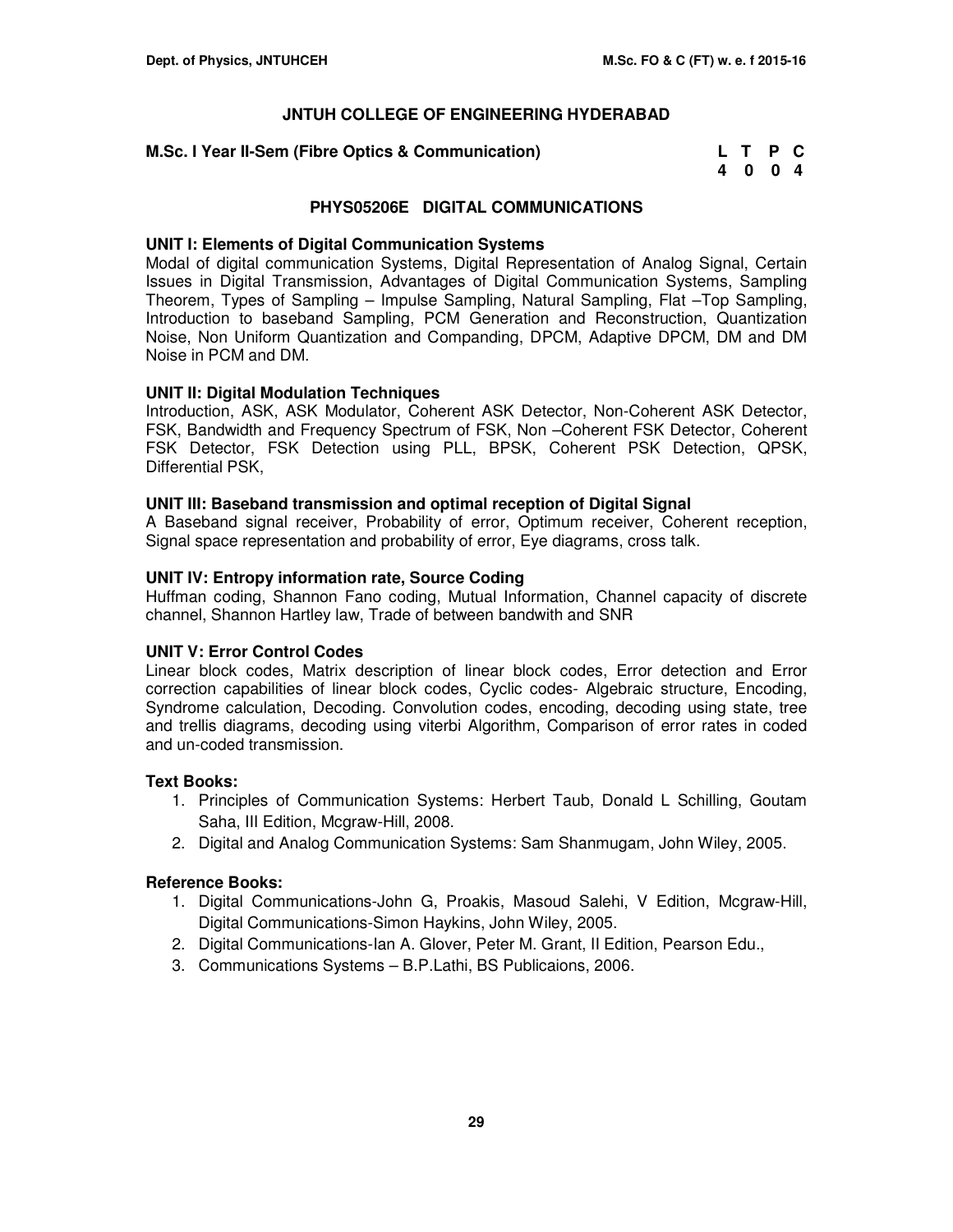# JNTUH COLLEGE OF ENGINEERING HYDERABAD

**M.Sc. I Year II-Sem (Fibre Optics & Communication)**

| L | T | P | C |
|---|---|---|---|
| 4 | 0 | 0 | 4 |

## PHYS05206E DIGITAL COMMUNICATIONS

**UNIT I: Elements of Digital Communication Systems**

Modal of digital communication Systems, Digital Representation of Analog Signal, Certain Issues in Digital Transmission, Advantages of Digital Communication Systems, Sampling Theorem, Types of Sampling – Impulse Sampling, Natural Sampling, Flat –Top Sampling, Introduction to baseband Sampling, PCM Generation and Reconstruction, Quantization Noise, Non Uniform Quantization and Companding, DPCM, Adaptive DPCM, DM and DM Noise in PCM and DM.

**UNIT II: Digital Modulation Techniques**

Introduction, ASK, ASK Modulator, Coherent ASK Detector, Non-Coherent ASK Detector, FSK, Bandwidth and Frequency Spectrum of FSK, Non –Coherent FSK Detector, Coherent FSK Detector, FSK Detection using PLL, BPSK, Coherent PSK Detection, QPSK, Differential PSK,

**UNIT III: Baseband transmission and optimal reception of Digital Signal**

A Baseband signal receiver, Probability of error, Optimum receiver, Coherent reception, Signal space representation and probability of error, Eye diagrams, cross talk.

**UNIT IV: Entropy information rate, Source Coding**

Huffman coding, Shannon Fano coding, Mutual Information, Channel capacity of discrete channel, Shannon Hartley law, Trade of between bandwith and SNR

**UNIT V: Error Control Codes**

Linear block codes, Matrix description of linear block codes, Error detection and Error correction capabilities of linear block codes, Cyclic codes- Algebraic structure, Encoding, Syndrome calculation, Decoding. Convolution codes, encoding, decoding using state, tree and trellis diagrams, decoding using viterbi Algorithm, Comparison of error rates in coded and un-coded transmission.

**Text Books:**

1. Principles of Communication Systems: Herbert Taub, Donald L Schilling, Goutam Saha, III Edition, Mcgraw-Hill, 2008.
2. Digital and Analog Communication Systems: Sam Shanmugam, John Wiley, 2005.

**Reference Books:**

1. Digital Communications-John G, Proakis, Masoud Salehi, V Edition, Mcgraw-Hill, Digital Communications-Simon Haykins, John Wiley, 2005.
2. Digital Communications-Ian A. Glover, Peter M. Grant, II Edition, Pearson Edu.,
3. Communications Systems – B.P.Lathi, BS Publicaions, 2006.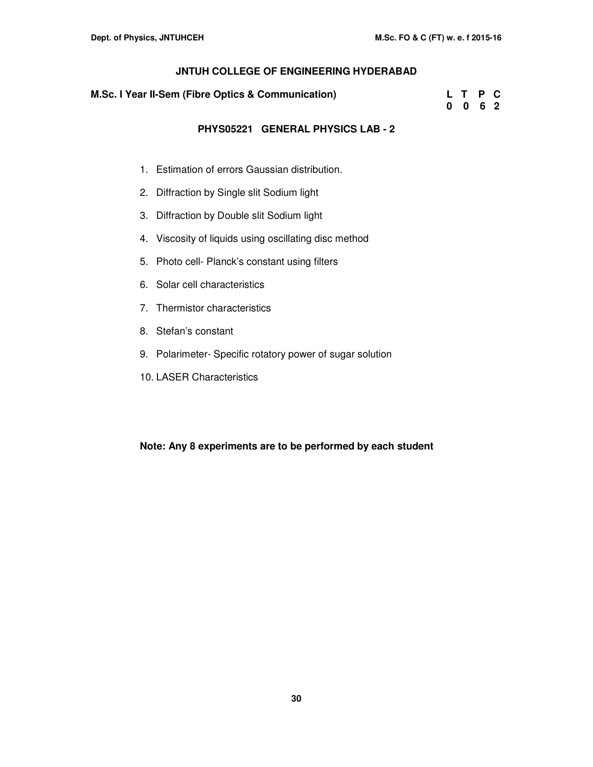**JNTUH COLLEGE OF ENGINEERING HYDERABAD**

**M.Sc. I Year II-Sem (Fibre Optics & Communication)**

| L | T | P | C |
|---|---|---|---|
| 0 | 0 | 6 | 2 |

## PHYS05221 GENERAL PHYSICS LAB - 2

1. Estimation of errors Gaussian distribution.
2. Diffraction by Single slit Sodium light
3. Diffraction by Double slit Sodium light
4. Viscosity of liquids using oscillating disc method
5. Photo cell- Planck's constant using filters
6. Solar cell characteristics
7. Thermistor characteristics
8. Stefan's constant
9. Polarimeter- Specific rotatory power of sugar solution
10. LASER Characteristics

**Note: Any 8 experiments are to be performed by each student**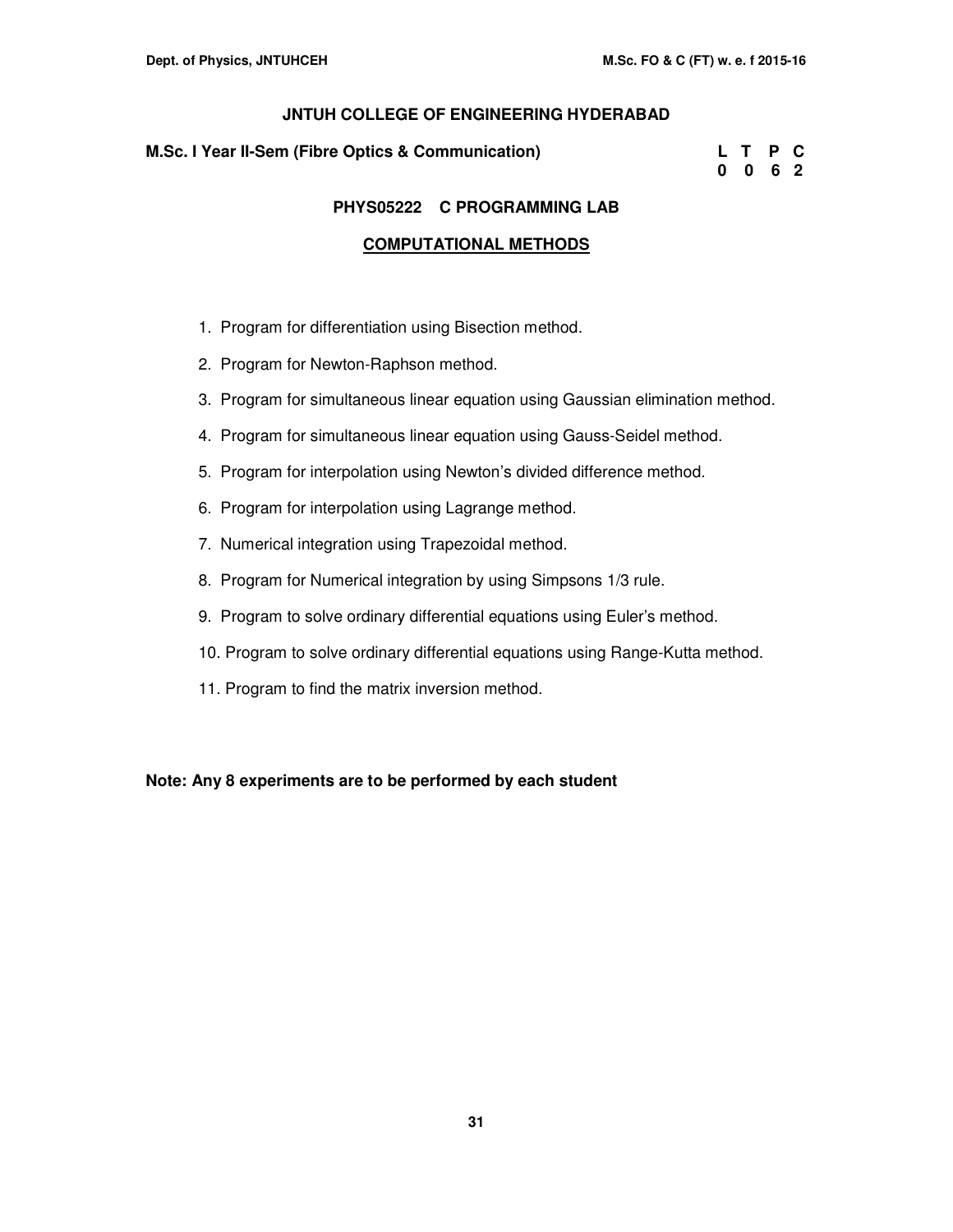## JNTUH COLLEGE OF ENGINEERING HYDERABAD

**M.Sc. I Year II-Sem (Fibre Optics & Communication)**

| L | T | P | C |
|---|---|---|---|
| 0 | 0 | 6 | 2 |

### PHYS05222 C PROGRAMMING LAB

### COMPUTATIONAL METHODS

1. Program for differentiation using Bisection method.
2. Program for Newton-Raphson method.
3. Program for simultaneous linear equation using Gaussian elimination method.
4. Program for simultaneous linear equation using Gauss-Seidel method.
5. Program for interpolation using Newton's divided difference method.
6. Program for interpolation using Lagrange method.
7. Numerical integration using Trapezoidal method.
8. Program for Numerical integration by using Simpsons 1/3 rule.
9. Program to solve ordinary differential equations using Euler's method.
10. Program to solve ordinary differential equations using Range-Kutta method.
11. Program to find the matrix inversion method.

**Note: Any 8 experiments are to be performed by each student**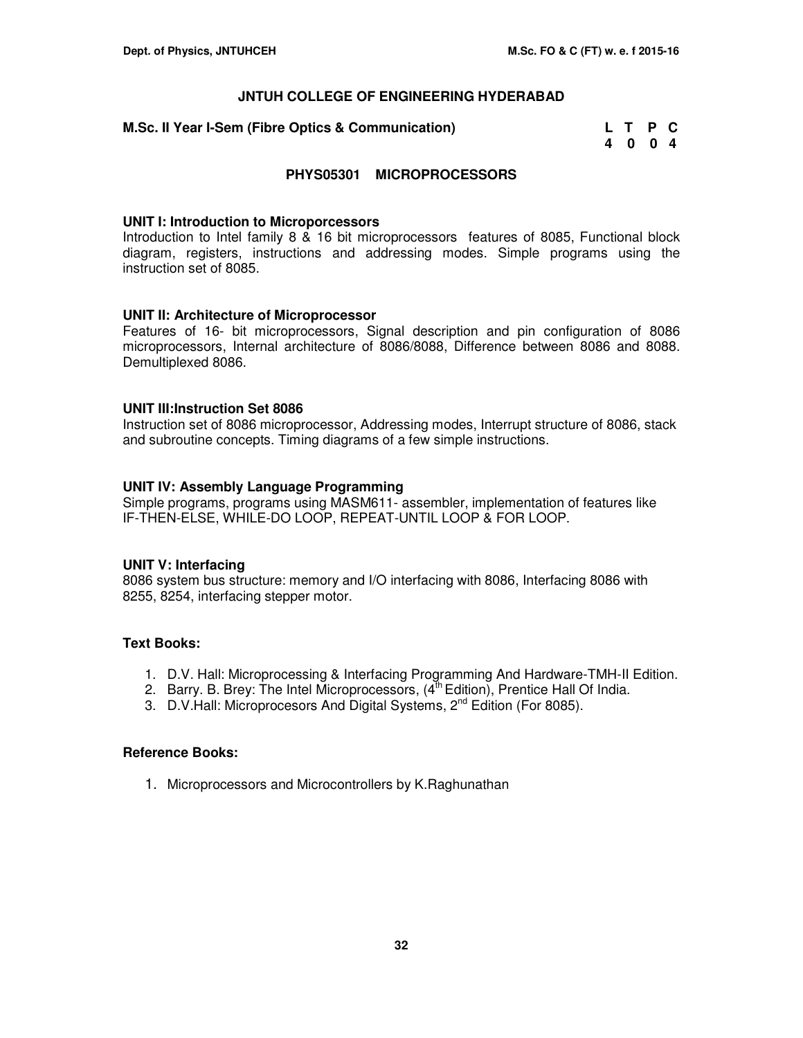## JNTUH COLLEGE OF ENGINEERING HYDERABAD

**M.Sc. II Year I-Sem (Fibre Optics & Communication)**

| L | T | P | C |
|---|---|---|---|
| 4 | 0 | 0 | 4 |

### PHYS05301 MICROPROCESSORS

**UNIT I: Introduction to Microporcessors**
Introduction to Intel family 8 & 16 bit microprocessors features of 8085, Functional block diagram, registers, instructions and addressing modes. Simple programs using the instruction set of 8085.

**UNIT II: Architecture of Microprocessor**
Features of 16- bit microprocessors, Signal description and pin configuration of 8086 microprocessors, Internal architecture of 8086/8088, Difference between 8086 and 8088. Demultiplexed 8086.

**UNIT III:Instruction Set 8086**
Instruction set of 8086 microprocessor, Addressing modes, Interrupt structure of 8086, stack and subroutine concepts. Timing diagrams of a few simple instructions.

**UNIT IV: Assembly Language Programming**
Simple programs, programs using MASM611- assembler, implementation of features like IF-THEN-ELSE, WHILE-DO LOOP, REPEAT-UNTIL LOOP & FOR LOOP.

**UNIT V: Interfacing**
8086 system bus structure: memory and I/O interfacing with 8086, Interfacing 8086 with 8255, 8254, interfacing stepper motor.

**Text Books:**

1. D.V. Hall: Microprocessing & Interfacing Programming And Hardware-TMH-II Edition.
2. Barry. B. Brey: The Intel Microprocessors, (4th Edition), Prentice Hall Of India.
3. D.V.Hall: Microprocesors And Digital Systems, 2nd Edition (For 8085).

**Reference Books:**

1. Microprocessors and Microcontrollers by K.Raghunathan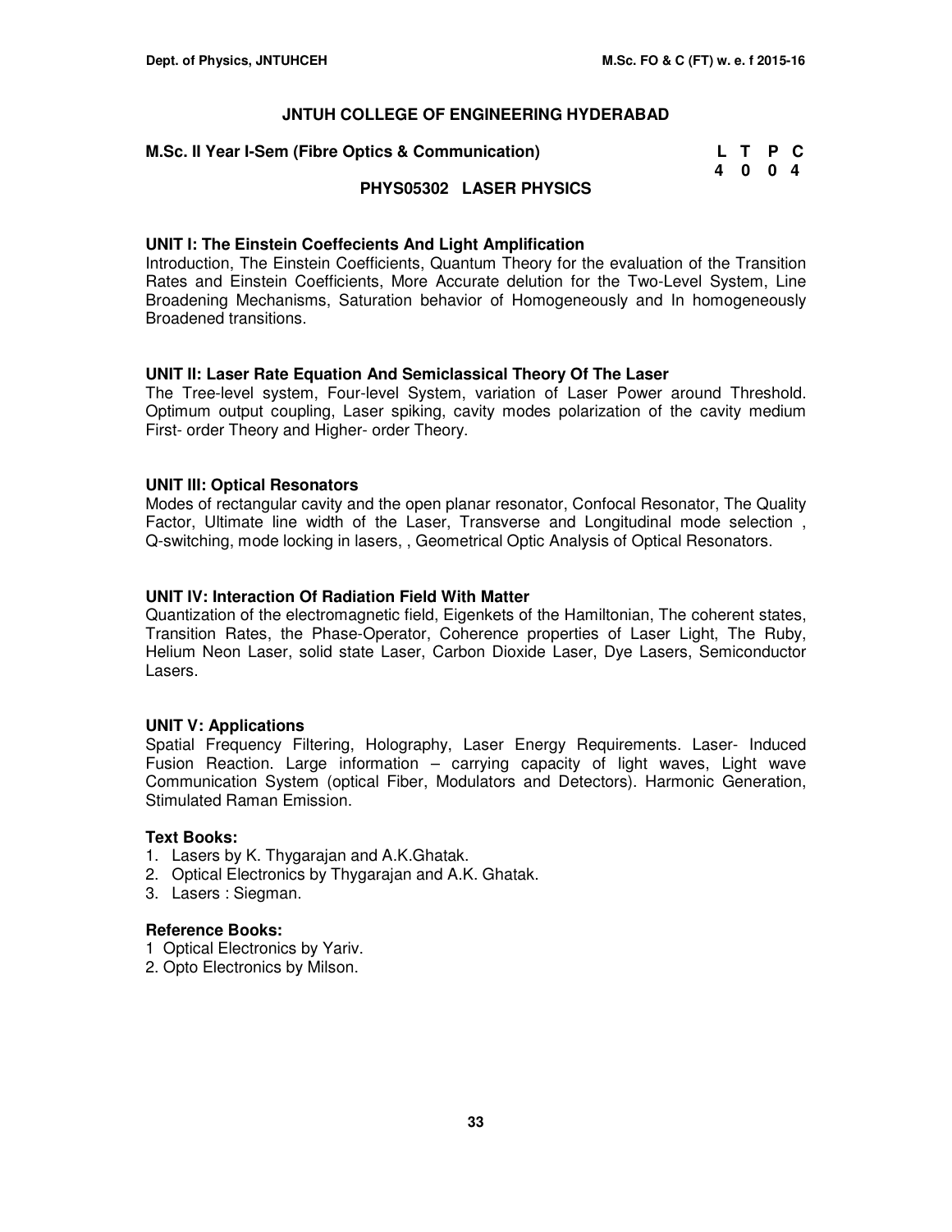## JNTUH COLLEGE OF ENGINEERING HYDERABAD

**M.Sc. II Year I-Sem (Fibre Optics & Communication)**

| L | T | P | C |
|---|---|---|---|
| 4 | 0 | 0 | 4 |

### PHYS05302 LASER PHYSICS

**UNIT I: The Einstein Coeffecients And Light Amplification**
Introduction, The Einstein Coefficients, Quantum Theory for the evaluation of the Transition Rates and Einstein Coefficients, More Accurate delution for the Two-Level System, Line Broadening Mechanisms, Saturation behavior of Homogeneously and In homogeneously Broadened transitions.

**UNIT II: Laser Rate Equation And Semiclassical Theory Of The Laser**
The Tree-level system, Four-level System, variation of Laser Power around Threshold. Optimum output coupling, Laser spiking, cavity modes polarization of the cavity medium First- order Theory and Higher- order Theory.

**UNIT III: Optical Resonators**
Modes of rectangular cavity and the open planar resonator, Confocal Resonator, The Quality Factor, Ultimate line width of the Laser, Transverse and Longitudinal mode selection , Q-switching, mode locking in lasers, , Geometrical Optic Analysis of Optical Resonators.

**UNIT IV: Interaction Of Radiation Field With Matter**
Quantization of the electromagnetic field, Eigenkets of the Hamiltonian, The coherent states, Transition Rates, the Phase-Operator, Coherence properties of Laser Light, The Ruby, Helium Neon Laser, solid state Laser, Carbon Dioxide Laser, Dye Lasers, Semiconductor Lasers.

**UNIT V: Applications**
Spatial Frequency Filtering, Holography, Laser Energy Requirements. Laser- Induced Fusion Reaction. Large information – carrying capacity of light waves, Light wave Communication System (optical Fiber, Modulators and Detectors). Harmonic Generation, Stimulated Raman Emission.

**Text Books:**

1. Lasers by K. Thygarajan and A.K.Ghatak.
2. Optical Electronics by Thygarajan and A.K. Ghatak.
3. Lasers : Siegman.

**Reference Books:**

1 Optical Electronics by Yariv.
2. Opto Electronics by Milson.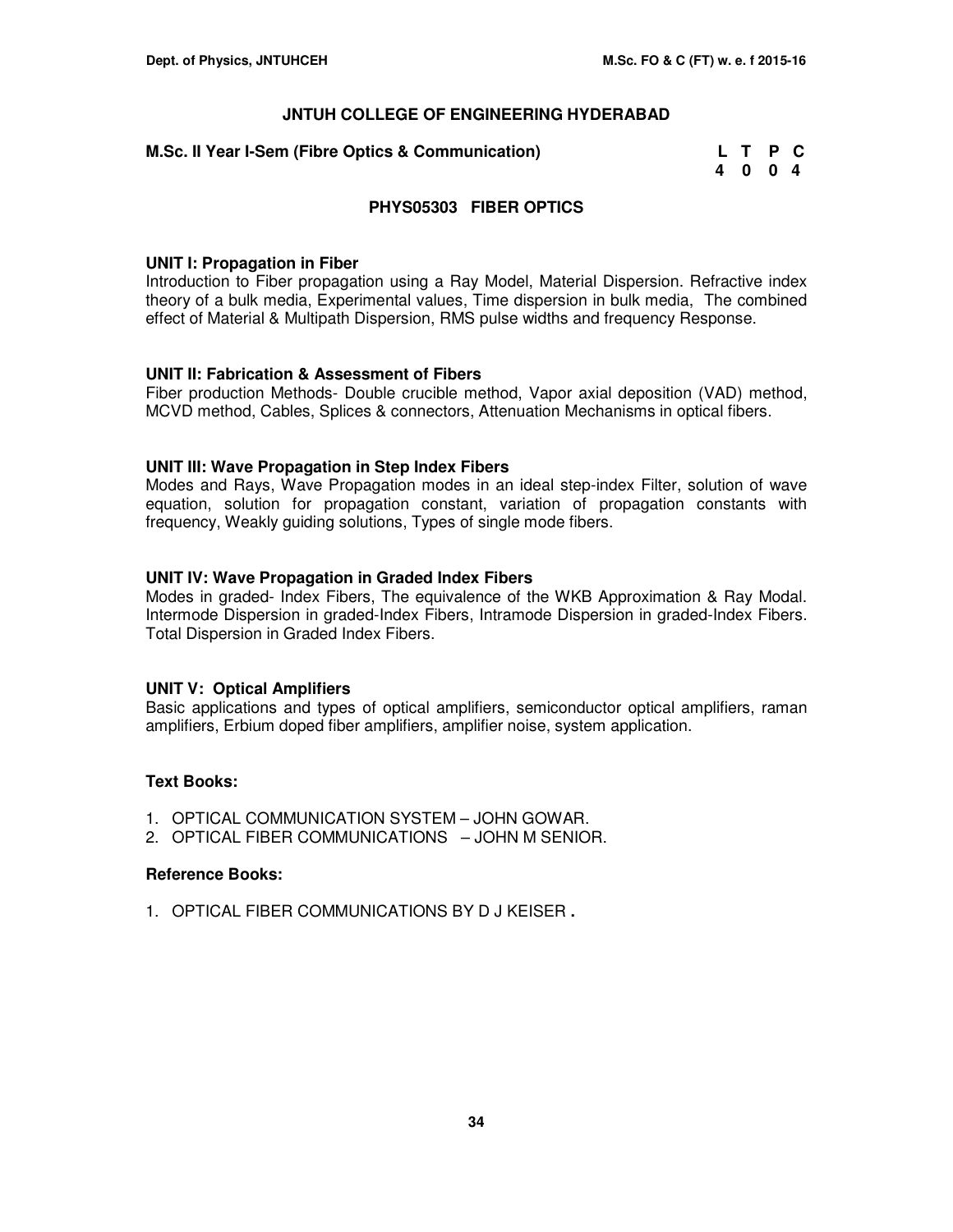# JNTUH COLLEGE OF ENGINEERING HYDERABAD

**M.Sc. II Year I-Sem (Fibre Optics & Communication)**

| L | T | P | C |
|---|---|---|---|
| 4 | 0 | 0 | 4 |

## PHYS05303 FIBER OPTICS

**UNIT I: Propagation in Fiber**

Introduction to Fiber propagation using a Ray Model, Material Dispersion. Refractive index theory of a bulk media, Experimental values, Time dispersion in bulk media, The combined effect of Material & Multipath Dispersion, RMS pulse widths and frequency Response.

**UNIT II: Fabrication & Assessment of Fibers**

Fiber production Methods- Double crucible method, Vapor axial deposition (VAD) method, MCVD method, Cables, Splices & connectors, Attenuation Mechanisms in optical fibers.

**UNIT III: Wave Propagation in Step Index Fibers**

Modes and Rays, Wave Propagation modes in an ideal step-index Filter, solution of wave equation, solution for propagation constant, variation of propagation constants with frequency, Weakly guiding solutions, Types of single mode fibers.

**UNIT IV: Wave Propagation in Graded Index Fibers**

Modes in graded- Index Fibers, The equivalence of the WKB Approximation & Ray Modal. Intermode Dispersion in graded-Index Fibers, Intramode Dispersion in graded-Index Fibers. Total Dispersion in Graded Index Fibers.

**UNIT V: Optical Amplifiers**

Basic applications and types of optical amplifiers, semiconductor optical amplifiers, raman amplifiers, Erbium doped fiber amplifiers, amplifier noise, system application.

**Text Books:**

1. OPTICAL COMMUNICATION SYSTEM – JOHN GOWAR.
2. OPTICAL FIBER COMMUNICATIONS – JOHN M SENIOR.

**Reference Books:**

1. OPTICAL FIBER COMMUNICATIONS BY D J KEISER **.**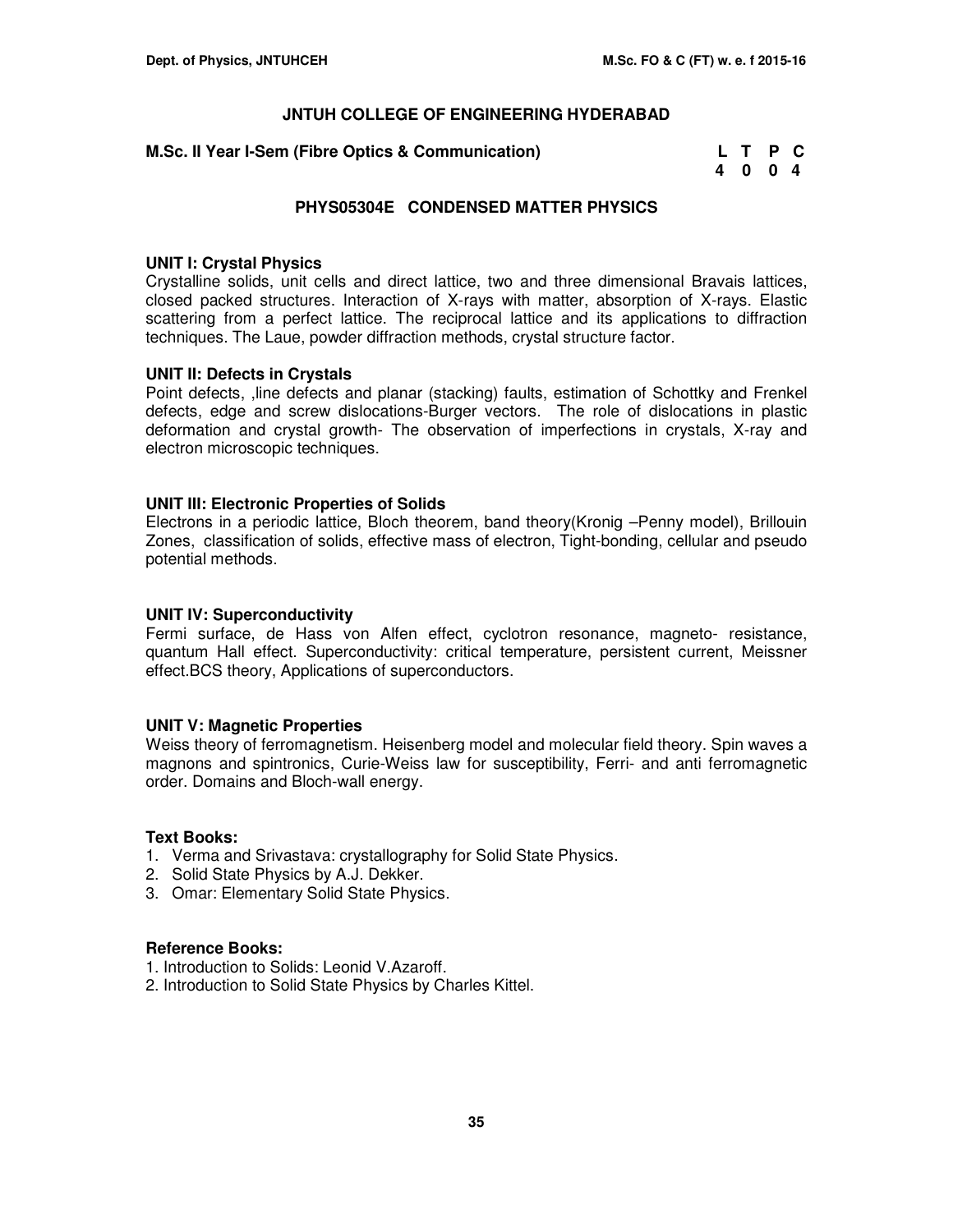# JNTUH COLLEGE OF ENGINEERING HYDERABAD

**M.Sc. II Year I-Sem (Fibre Optics & Communication)**

| L | T | P | C |
|---|---|---|---|
| 4 | 0 | 0 | 4 |

## PHYS05304E CONDENSED MATTER PHYSICS

### UNIT I: Crystal Physics

Crystalline solids, unit cells and direct lattice, two and three dimensional Bravais lattices, closed packed structures. Interaction of X-rays with matter, absorption of X-rays. Elastic scattering from a perfect lattice. The reciprocal lattice and its applications to diffraction techniques. The Laue, powder diffraction methods, crystal structure factor.

### UNIT II: Defects in Crystals

Point defects, ,line defects and planar (stacking) faults, estimation of Schottky and Frenkel defects, edge and screw dislocations-Burger vectors. The role of dislocations in plastic deformation and crystal growth- The observation of imperfections in crystals, X-ray and electron microscopic techniques.

### UNIT III: Electronic Properties of Solids

Electrons in a periodic lattice, Bloch theorem, band theory(Kronig –Penny model), Brillouin Zones, classification of solids, effective mass of electron, Tight-bonding, cellular and pseudo potential methods.

### UNIT IV: Superconductivity

Fermi surface, de Hass von Alfen effect, cyclotron resonance, magneto- resistance, quantum Hall effect. Superconductivity: critical temperature, persistent current, Meissner effect.BCS theory, Applications of superconductors.

### UNIT V: Magnetic Properties

Weiss theory of ferromagnetism. Heisenberg model and molecular field theory. Spin waves a magnons and spintronics, Curie-Weiss law for susceptibility, Ferri- and anti ferromagnetic order. Domains and Bloch-wall energy.

### Text Books:

1. Verma and Srivastava: crystallography for Solid State Physics.
2. Solid State Physics by A.J. Dekker.
3. Omar: Elementary Solid State Physics.

### Reference Books:

1. Introduction to Solids: Leonid V.Azaroff.
2. Introduction to Solid State Physics by Charles Kittel.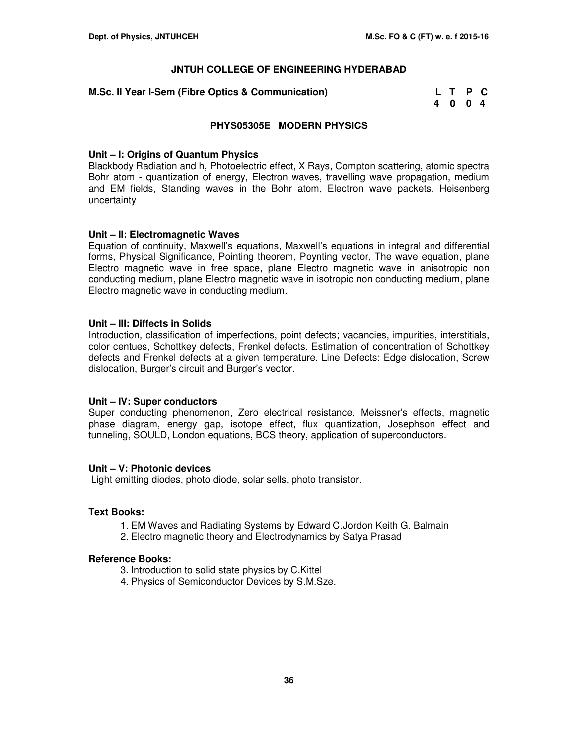## JNTUH COLLEGE OF ENGINEERING HYDERABAD

**M.Sc. II Year I-Sem (Fibre Optics & Communication)**

| L | T | P | C |
|---|---|---|---|
| 4 | 0 | 0 | 4 |

### PHYS05305E MODERN PHYSICS

**Unit – I: Origins of Quantum Physics**

Blackbody Radiation and h, Photoelectric effect, X Rays, Compton scattering, atomic spectra Bohr atom - quantization of energy, Electron waves, travelling wave propagation, medium and EM fields, Standing waves in the Bohr atom, Electron wave packets, Heisenberg uncertainty

**Unit – II: Electromagnetic Waves**

Equation of continuity, Maxwell's equations, Maxwell's equations in integral and differential forms, Physical Significance, Pointing theorem, Poynting vector, The wave equation, plane Electro magnetic wave in free space, plane Electro magnetic wave in anisotropic non conducting medium, plane Electro magnetic wave in isotropic non conducting medium, plane Electro magnetic wave in conducting medium.

**Unit – III: Diffects in Solids**

Introduction, classification of imperfections, point defects; vacancies, impurities, interstitials, color centues, Schottkey defects, Frenkel defects. Estimation of concentration of Schottkey defects and Frenkel defects at a given temperature. Line Defects: Edge dislocation, Screw dislocation, Burger's circuit and Burger's vector.

**Unit – IV: Super conductors**

Super conducting phenomenon, Zero electrical resistance, Meissner's effects, magnetic phase diagram, energy gap, isotope effect, flux quantization, Josephson effect and tunneling, SOULD, London equations, BCS theory, application of superconductors.

**Unit – V: Photonic devices**

Light emitting diodes, photo diode, solar sells, photo transistor.

**Text Books:**

1. EM Waves and Radiating Systems by Edward C.Jordon Keith G. Balmain
2. Electro magnetic theory and Electrodynamics by Satya Prasad

**Reference Books:**

3. Introduction to solid state physics by C.Kittel
4. Physics of Semiconductor Devices by S.M.Sze.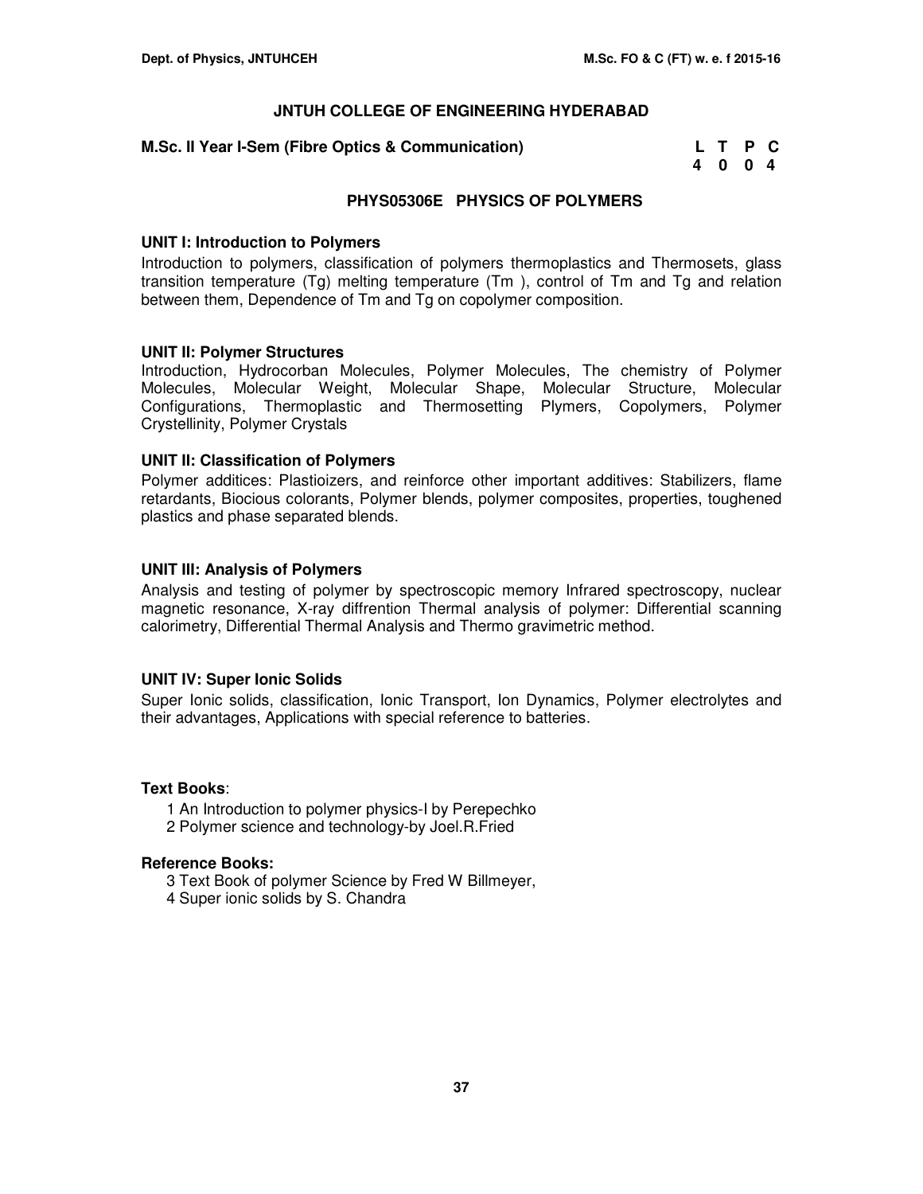**JNTUH COLLEGE OF ENGINEERING HYDERABAD**

**M.Sc. II Year I-Sem (Fibre Optics & Communication)**

| L | T | P | C |
|---|---|---|---|
| 4 | 0 | 0 | 4 |

## PHYS05306E PHYSICS OF POLYMERS

**UNIT I: Introduction to Polymers**

Introduction to polymers, classification of polymers thermoplastics and Thermosets, glass transition temperature (Tg) melting temperature (Tm ), control of Tm and Tg and relation between them, Dependence of Tm and Tg on copolymer composition.

**UNIT II: Polymer Structures**

Introduction, Hydrocorban Molecules, Polymer Molecules, The chemistry of Polymer Molecules, Molecular Weight, Molecular Shape, Molecular Structure, Molecular Configurations, Thermoplastic and Thermosetting Plymers, Copolymers, Polymer Crystellinity, Polymer Crystals

**UNIT II: Classification of Polymers**

Polymer additices: Plastioizers, and reinforce other important additives: Stabilizers, flame retardants, Biocious colorants, Polymer blends, polymer composites, properties, toughened plastics and phase separated blends.

**UNIT III: Analysis of Polymers**

Analysis and testing of polymer by spectroscopic memory Infrared spectroscopy, nuclear magnetic resonance, X-ray diffrention Thermal analysis of polymer: Differential scanning calorimetry, Differential Thermal Analysis and Thermo gravimetric method.

**UNIT IV: Super Ionic Solids**

Super Ionic solids, classification, Ionic Transport, Ion Dynamics, Polymer electrolytes and their advantages, Applications with special reference to batteries.

**Text Books**:

1 An Introduction to polymer physics-I by Perepechko
2 Polymer science and technology-by Joel.R.Fried

**Reference Books:**

3 Text Book of polymer Science by Fred W Billmeyer,
4 Super ionic solids by S. Chandra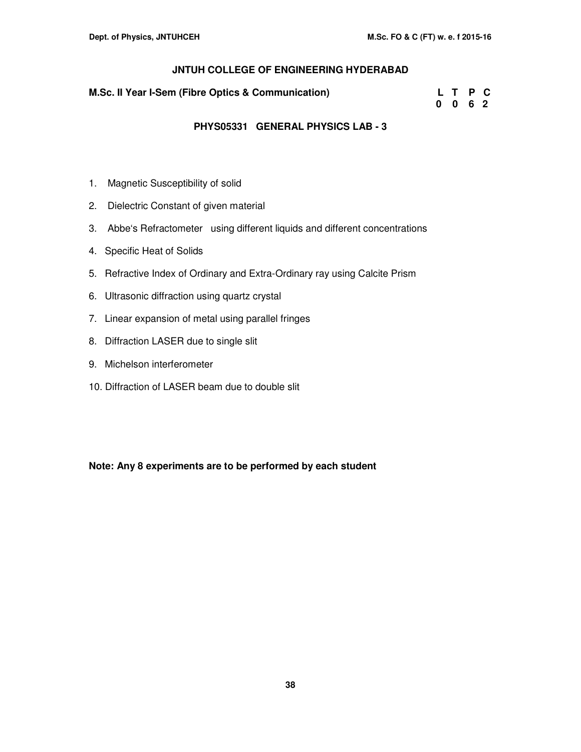## JNTUH COLLEGE OF ENGINEERING HYDERABAD

**M.Sc. II Year I-Sem (Fibre Optics & Communication)**

| L | T | P | C |
|---|---|---|---|
| 0 | 0 | 6 | 2 |

### PHYS05331 GENERAL PHYSICS LAB - 3

1. Magnetic Susceptibility of solid
2. Dielectric Constant of given material
3. Abbe's Refractometer using different liquids and different concentrations
4. Specific Heat of Solids
5. Refractive Index of Ordinary and Extra-Ordinary ray using Calcite Prism
6. Ultrasonic diffraction using quartz crystal
7. Linear expansion of metal using parallel fringes
8. Diffraction LASER due to single slit
9. Michelson interferometer
10. Diffraction of LASER beam due to double slit

**Note: Any 8 experiments are to be performed by each student**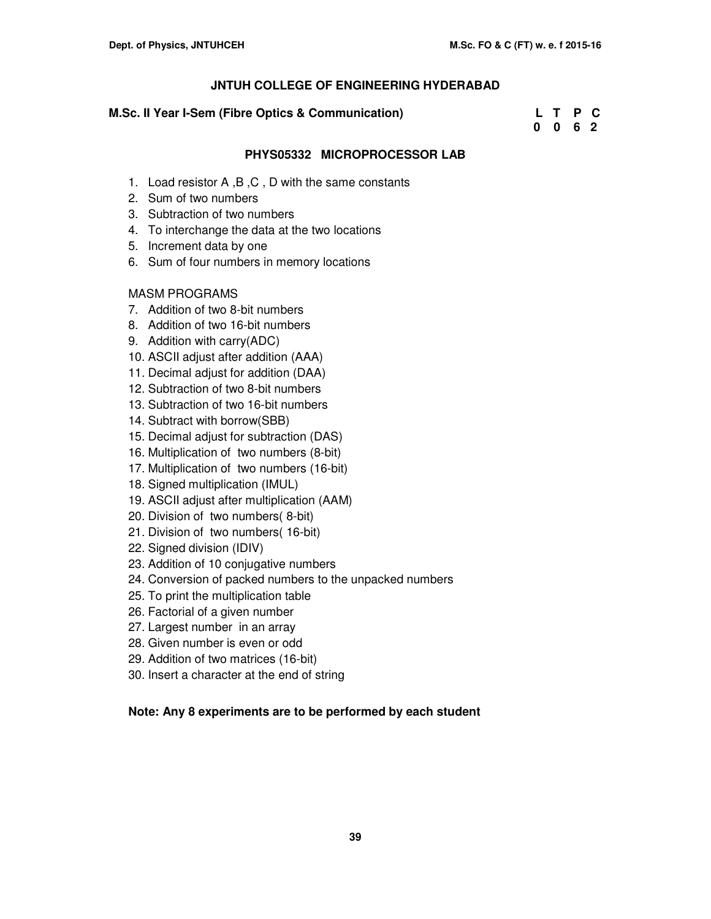## JNTUH COLLEGE OF ENGINEERING HYDERABAD

**M.Sc. II Year I-Sem (Fibre Optics & Communication)**

| L | T | P | C |
|---|---|---|---|
| 0 | 0 | 6 | 2 |

### PHYS05332 MICROPROCESSOR LAB

1. Load resistor A ,B ,C , D with the same constants
2. Sum of two numbers
3. Subtraction of two numbers
4. To interchange the data at the two locations
5. Increment data by one
6. Sum of four numbers in memory locations

MASM PROGRAMS

7. Addition of two 8-bit numbers
8. Addition of two 16-bit numbers
9. Addition with carry(ADC)
10. ASCII adjust after addition (AAA)
11. Decimal adjust for addition (DAA)
12. Subtraction of two 8-bit numbers
13. Subtraction of two 16-bit numbers
14. Subtract with borrow(SBB)
15. Decimal adjust for subtraction (DAS)
16. Multiplication of two numbers (8-bit)
17. Multiplication of two numbers (16-bit)
18. Signed multiplication (IMUL)
19. ASCII adjust after multiplication (AAM)
20. Division of two numbers( 8-bit)
21. Division of two numbers( 16-bit)
22. Signed division (IDIV)
23. Addition of 10 conjugative numbers
24. Conversion of packed numbers to the unpacked numbers
25. To print the multiplication table
26. Factorial of a given number
27. Largest number in an array
28. Given number is even or odd
29. Addition of two matrices (16-bit)
30. Insert a character at the end of string

**Note: Any 8 experiments are to be performed by each student**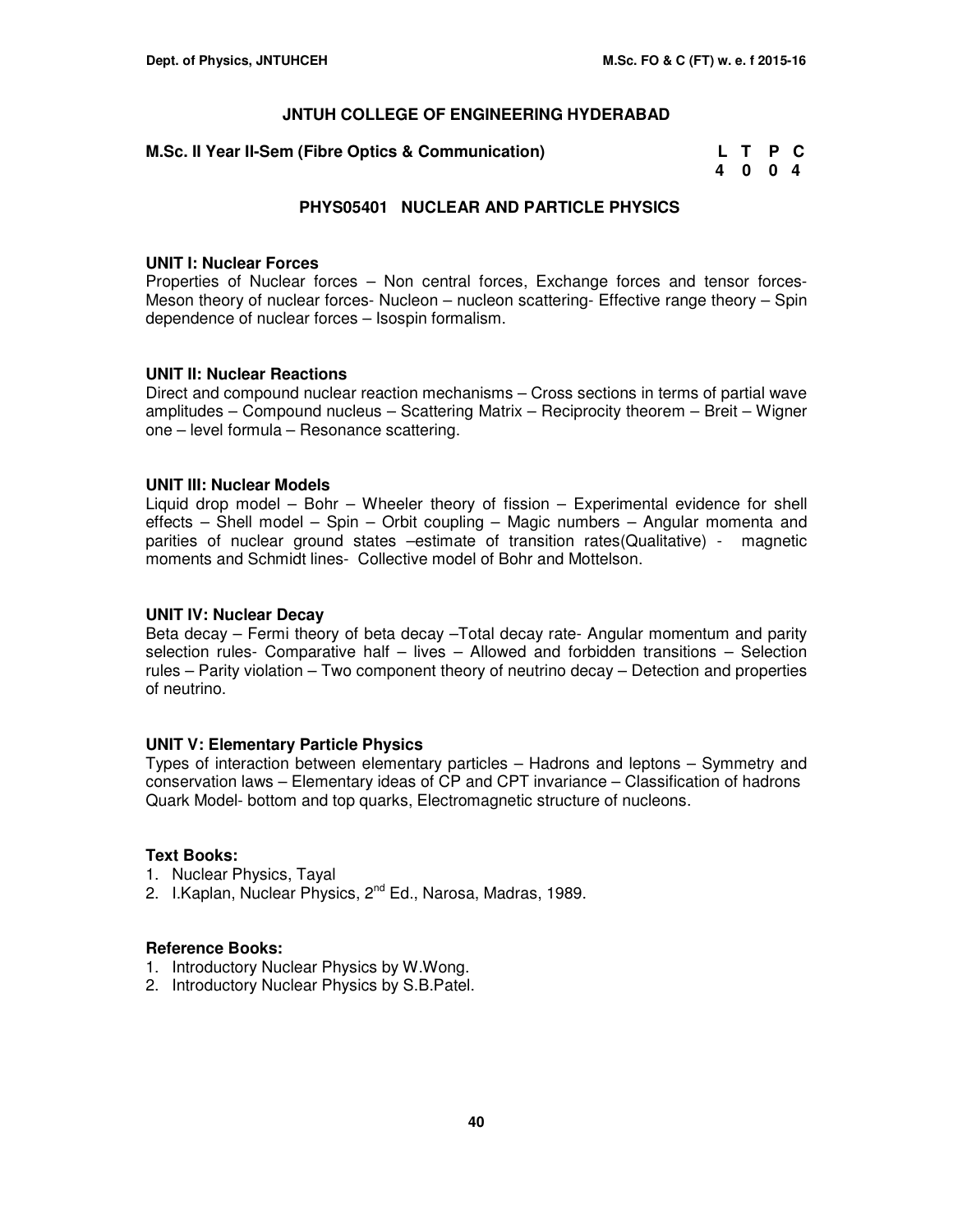## JNTUH COLLEGE OF ENGINEERING HYDERABAD

**M.Sc. II Year II-Sem (Fibre Optics & Communication)**

| L | T | P | C |
|---|---|---|---|
| 4 | 0 | 0 | 4 |

### PHYS05401 NUCLEAR AND PARTICLE PHYSICS

**UNIT I: Nuclear Forces**

Properties of Nuclear forces – Non central forces, Exchange forces and tensor forces- Meson theory of nuclear forces- Nucleon – nucleon scattering- Effective range theory – Spin dependence of nuclear forces – Isospin formalism.

**UNIT II: Nuclear Reactions**

Direct and compound nuclear reaction mechanisms – Cross sections in terms of partial wave amplitudes – Compound nucleus – Scattering Matrix – Reciprocity theorem – Breit – Wigner one – level formula – Resonance scattering.

**UNIT III: Nuclear Models**

Liquid drop model – Bohr – Wheeler theory of fission – Experimental evidence for shell effects – Shell model – Spin – Orbit coupling – Magic numbers – Angular momenta and parities of nuclear ground states –estimate of transition rates(Qualitative) - magnetic moments and Schmidt lines- Collective model of Bohr and Mottelson.

**UNIT IV: Nuclear Decay**

Beta decay – Fermi theory of beta decay –Total decay rate- Angular momentum and parity selection rules- Comparative half – lives – Allowed and forbidden transitions – Selection rules – Parity violation – Two component theory of neutrino decay – Detection and properties of neutrino.

**UNIT V: Elementary Particle Physics**

Types of interaction between elementary particles – Hadrons and leptons – Symmetry and conservation laws – Elementary ideas of CP and CPT invariance – Classification of hadrons Quark Model- bottom and top quarks, Electromagnetic structure of nucleons.

**Text Books:**

1. Nuclear Physics, Tayal
2. I.Kaplan, Nuclear Physics, 2nd Ed., Narosa, Madras, 1989.

**Reference Books:**

1. Introductory Nuclear Physics by W.Wong.
2. Introductory Nuclear Physics by S.B.Patel.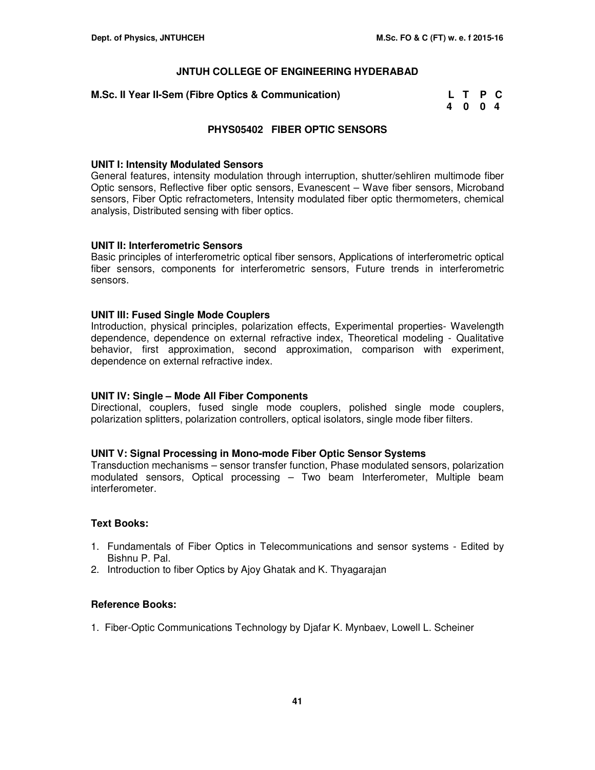# JNTUH COLLEGE OF ENGINEERING HYDERABAD

**M.Sc. II Year II-Sem (Fibre Optics & Communication)**

| L | T | P | C |
|---|---|---|---|
| 4 | 0 | 0 | 4 |

## PHYS05402 FIBER OPTIC SENSORS

### UNIT I: Intensity Modulated Sensors

General features, intensity modulation through interruption, shutter/sehliren multimode fiber Optic sensors, Reflective fiber optic sensors, Evanescent – Wave fiber sensors, Microband sensors, Fiber Optic refractometers, Intensity modulated fiber optic thermometers, chemical analysis, Distributed sensing with fiber optics.

### UNIT II: Interferometric Sensors

Basic principles of interferometric optical fiber sensors, Applications of interferometric optical fiber sensors, components for interferometric sensors, Future trends in interferometric sensors.

### UNIT III: Fused Single Mode Couplers

Introduction, physical principles, polarization effects, Experimental properties- Wavelength dependence, dependence on external refractive index, Theoretical modeling - Qualitative behavior, first approximation, second approximation, comparison with experiment, dependence on external refractive index.

### UNIT IV: Single – Mode All Fiber Components

Directional, couplers, fused single mode couplers, polished single mode couplers, polarization splitters, polarization controllers, optical isolators, single mode fiber filters.

### UNIT V: Signal Processing in Mono-mode Fiber Optic Sensor Systems

Transduction mechanisms – sensor transfer function, Phase modulated sensors, polarization modulated sensors, Optical processing – Two beam Interferometer, Multiple beam interferometer.

### Text Books:

1. Fundamentals of Fiber Optics in Telecommunications and sensor systems - Edited by Bishnu P. Pal.
2. Introduction to fiber Optics by Ajoy Ghatak and K. Thyagarajan

### Reference Books:

1. Fiber-Optic Communications Technology by Djafar K. Mynbaev, Lowell L. Scheiner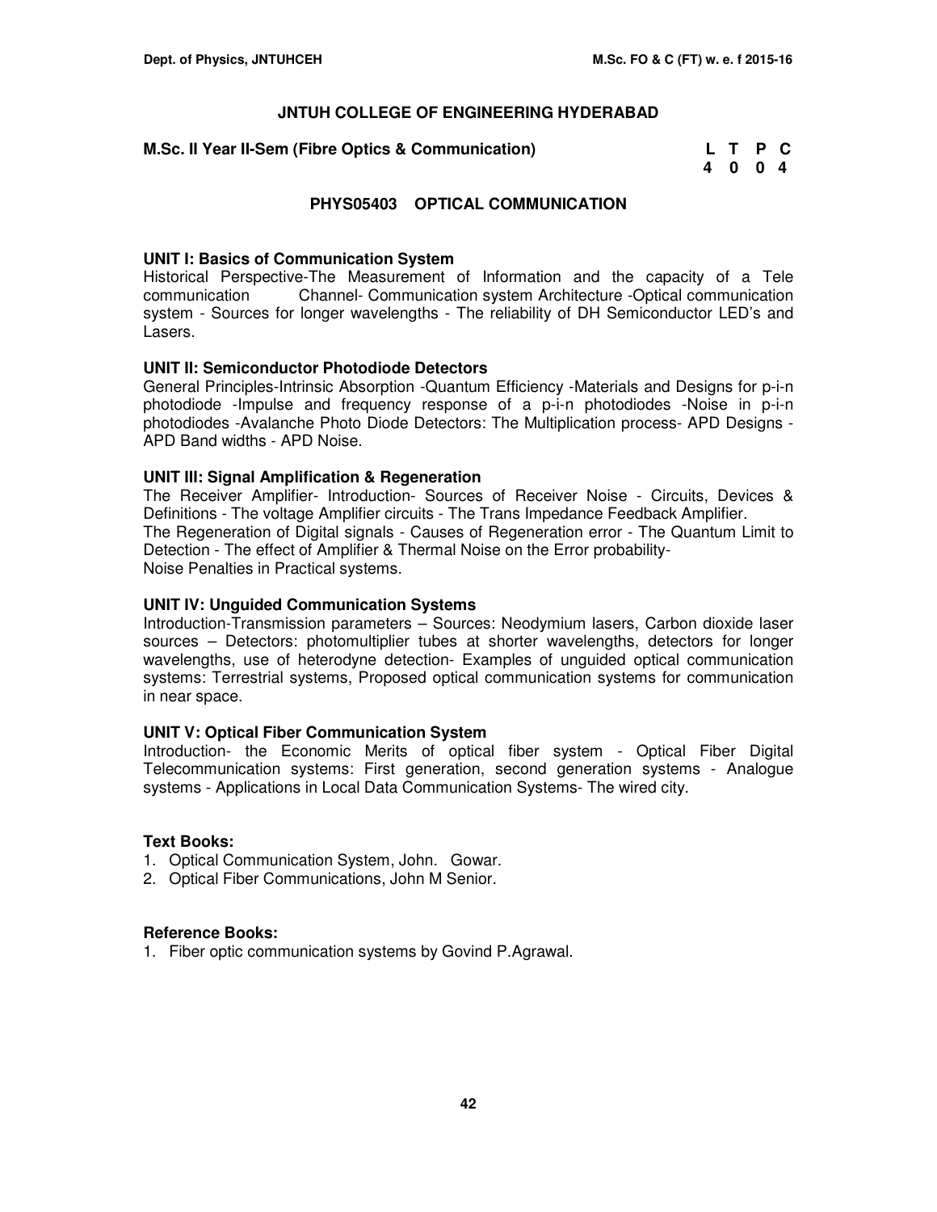## JNTUH COLLEGE OF ENGINEERING HYDERABAD

**M.Sc. II Year II-Sem (Fibre Optics & Communication)**

| L | T | P | C |
|---|---|---|---|
| 4 | 0 | 0 | 4 |

### PHYS05403 OPTICAL COMMUNICATION

**UNIT I: Basics of Communication System**

Historical Perspective-The Measurement of Information and the capacity of a Tele communication Channel- Communication system Architecture -Optical communication system - Sources for longer wavelengths - The reliability of DH Semiconductor LED's and Lasers.

**UNIT II: Semiconductor Photodiode Detectors**

General Principles-Intrinsic Absorption -Quantum Efficiency -Materials and Designs for p-i-n photodiode -Impulse and frequency response of a p-i-n photodiodes -Noise in p-i-n photodiodes -Avalanche Photo Diode Detectors: The Multiplication process- APD Designs - APD Band widths - APD Noise.

**UNIT III: Signal Amplification & Regeneration**

The Receiver Amplifier- Introduction- Sources of Receiver Noise - Circuits, Devices & Definitions - The voltage Amplifier circuits - The Trans Impedance Feedback Amplifier.

The Regeneration of Digital signals - Causes of Regeneration error - The Quantum Limit to Detection - The effect of Amplifier & Thermal Noise on the Error probability-

Noise Penalties in Practical systems.

**UNIT IV: Unguided Communication Systems**

Introduction-Transmission parameters – Sources: Neodymium lasers, Carbon dioxide laser sources – Detectors: photomultiplier tubes at shorter wavelengths, detectors for longer wavelengths, use of heterodyne detection- Examples of unguided optical communication systems: Terrestrial systems, Proposed optical communication systems for communication in near space.

**UNIT V: Optical Fiber Communication System**

Introduction- the Economic Merits of optical fiber system - Optical Fiber Digital Telecommunication systems: First generation, second generation systems - Analogue systems - Applications in Local Data Communication Systems- The wired city.

**Text Books:**

1. Optical Communication System, John. Gowar.
2. Optical Fiber Communications, John M Senior.

**Reference Books:**

1. Fiber optic communication systems by Govind P.Agrawal.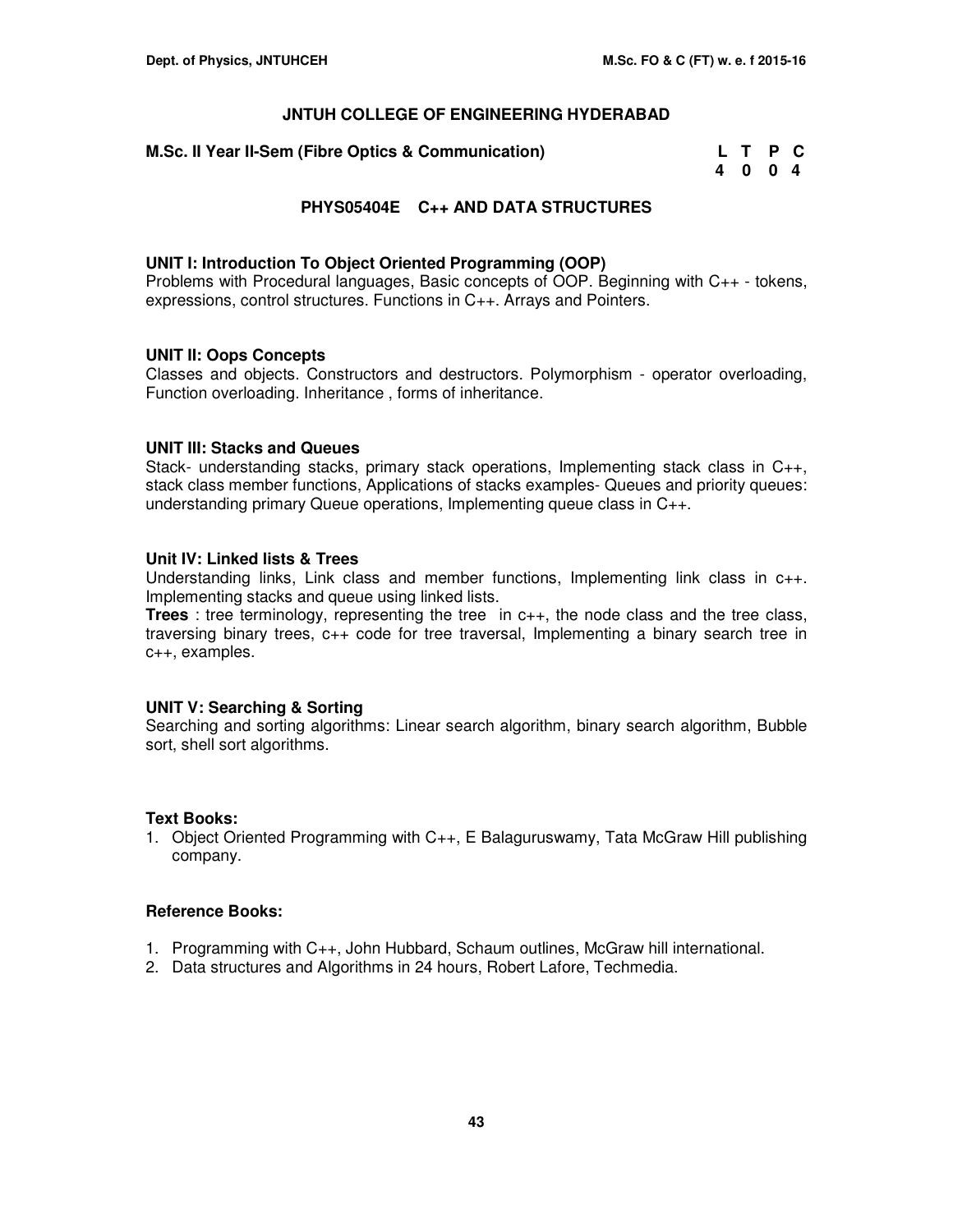## JNTUH COLLEGE OF ENGINEERING HYDERABAD

**M.Sc. II Year II-Sem (Fibre Optics & Communication)**

| L | T | P | C |
|---|---|---|---|
| 4 | 0 | 0 | 4 |

### PHYS05404E C++ AND DATA STRUCTURES

**UNIT I: Introduction To Object Oriented Programming (OOP)**
Problems with Procedural languages, Basic concepts of OOP. Beginning with C++ - tokens, expressions, control structures. Functions in C++. Arrays and Pointers.

**UNIT II: Oops Concepts**
Classes and objects. Constructors and destructors. Polymorphism - operator overloading, Function overloading. Inheritance , forms of inheritance.

**UNIT III: Stacks and Queues**
Stack- understanding stacks, primary stack operations, Implementing stack class in C++, stack class member functions, Applications of stacks examples- Queues and priority queues: understanding primary Queue operations, Implementing queue class in C++.

**Unit IV: Linked lists & Trees**
Understanding links, Link class and member functions, Implementing link class in c++. Implementing stacks and queue using linked lists.

**Trees** : tree terminology, representing the tree in c++, the node class and the tree class, traversing binary trees, c++ code for tree traversal, Implementing a binary search tree in c++, examples.

**UNIT V: Searching & Sorting**
Searching and sorting algorithms: Linear search algorithm, binary search algorithm, Bubble sort, shell sort algorithms.

**Text Books:**

1. Object Oriented Programming with C++, E Balaguruswamy, Tata McGraw Hill publishing company.

**Reference Books:**

1. Programming with C++, John Hubbard, Schaum outlines, McGraw hill international.
2. Data structures and Algorithms in 24 hours, Robert Lafore, Techmedia.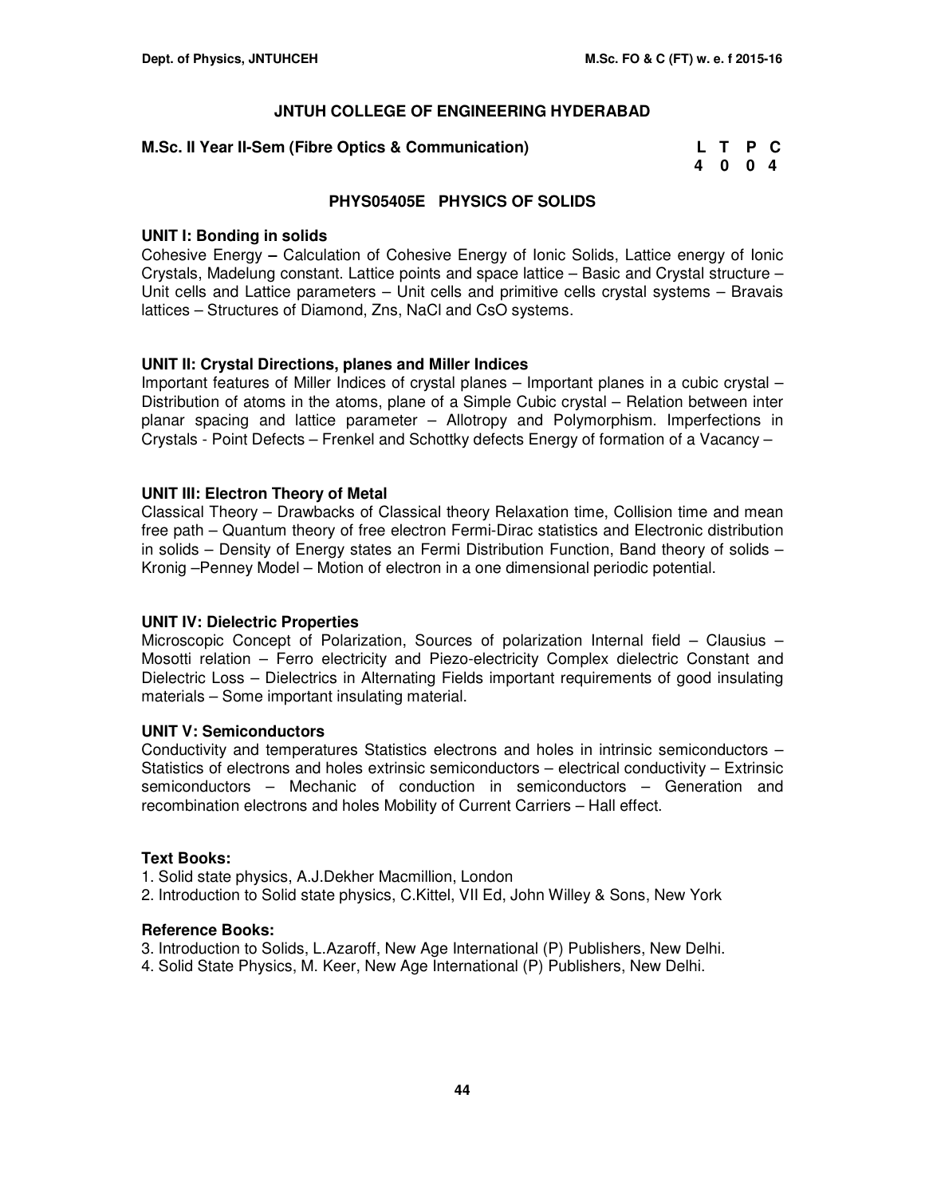## JNTUH COLLEGE OF ENGINEERING HYDERABAD

**M.Sc. II Year II-Sem (Fibre Optics & Communication)**

| L | T | P | C |
|---|---|---|---|
| 4 | 0 | 0 | 4 |

### PHYS05405E PHYSICS OF SOLIDS

**UNIT I: Bonding in solids**

Cohesive Energy **–** Calculation of Cohesive Energy of Ionic Solids, Lattice energy of Ionic Crystals, Madelung constant. Lattice points and space lattice – Basic and Crystal structure – Unit cells and Lattice parameters – Unit cells and primitive cells crystal systems – Bravais lattices – Structures of Diamond, Zns, NaCl and CsO systems.

**UNIT II: Crystal Directions, planes and Miller Indices**

Important features of Miller Indices of crystal planes – Important planes in a cubic crystal – Distribution of atoms in the atoms, plane of a Simple Cubic crystal – Relation between inter planar spacing and lattice parameter – Allotropy and Polymorphism. Imperfections in Crystals - Point Defects – Frenkel and Schottky defects Energy of formation of a Vacancy –

**UNIT III: Electron Theory of Metal**

Classical Theory – Drawbacks of Classical theory Relaxation time, Collision time and mean free path – Quantum theory of free electron Fermi-Dirac statistics and Electronic distribution in solids – Density of Energy states an Fermi Distribution Function, Band theory of solids – Kronig –Penney Model – Motion of electron in a one dimensional periodic potential.

**UNIT IV: Dielectric Properties**

Microscopic Concept of Polarization, Sources of polarization Internal field – Clausius – Mosotti relation – Ferro electricity and Piezo-electricity Complex dielectric Constant and Dielectric Loss – Dielectrics in Alternating Fields important requirements of good insulating materials – Some important insulating material.

**UNIT V: Semiconductors**

Conductivity and temperatures Statistics electrons and holes in intrinsic semiconductors – Statistics of electrons and holes extrinsic semiconductors – electrical conductivity – Extrinsic semiconductors – Mechanic of conduction in semiconductors – Generation and recombination electrons and holes Mobility of Current Carriers – Hall effect.

**Text Books:**

1. Solid state physics, A.J.Dekher Macmillion, London
2. Introduction to Solid state physics, C.Kittel, VII Ed, John Willey & Sons, New York

**Reference Books:**

3. Introduction to Solids, L.Azaroff, New Age International (P) Publishers, New Delhi.
4. Solid State Physics, M. Keer, New Age International (P) Publishers, New Delhi.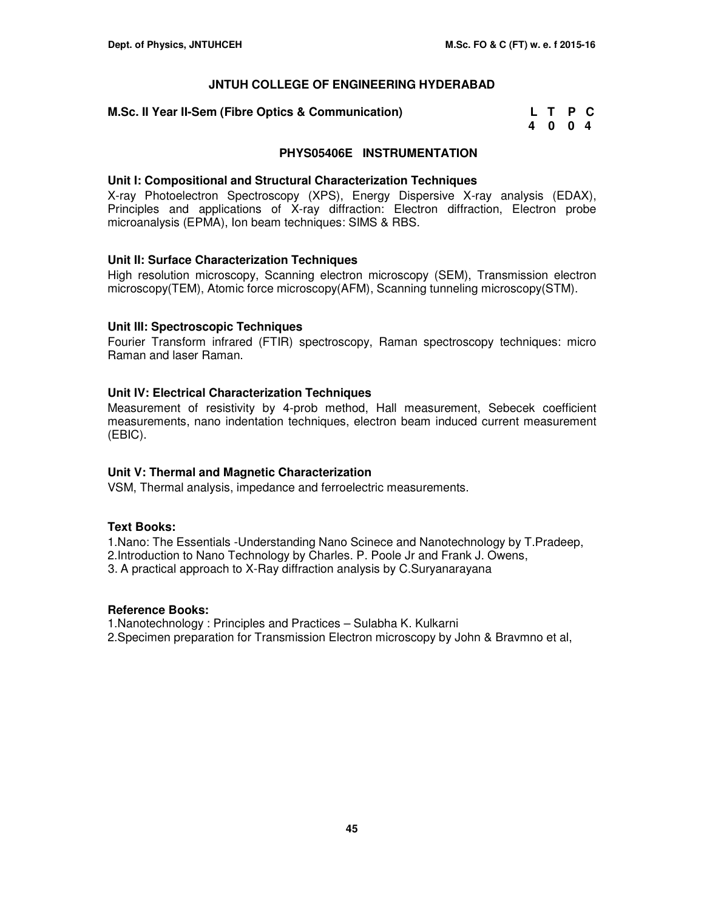# JNTUH COLLEGE OF ENGINEERING HYDERABAD

**M.Sc. II Year II-Sem (Fibre Optics & Communication)**

| L | T | P | C |
|---|---|---|---|
| 4 | 0 | 0 | 4 |

## PHYS05406E INSTRUMENTATION

### Unit I: Compositional and Structural Characterization Techniques

X-ray Photoelectron Spectroscopy (XPS), Energy Dispersive X-ray analysis (EDAX), Principles and applications of X-ray diffraction: Electron diffraction, Electron probe microanalysis (EPMA), Ion beam techniques: SIMS & RBS.

### Unit II: Surface Characterization Techniques

High resolution microscopy, Scanning electron microscopy (SEM), Transmission electron microscopy(TEM), Atomic force microscopy(AFM), Scanning tunneling microscopy(STM).

### Unit III: Spectroscopic Techniques

Fourier Transform infrared (FTIR) spectroscopy, Raman spectroscopy techniques: micro Raman and laser Raman.

### Unit IV: Electrical Characterization Techniques

Measurement of resistivity by 4-prob method, Hall measurement, Sebecek coefficient measurements, nano indentation techniques, electron beam induced current measurement (EBIC).

### Unit V: Thermal and Magnetic Characterization

VSM, Thermal analysis, impedance and ferroelectric measurements.

### Text Books:

1. Nano: The Essentials -Understanding Nano Scinece and Nanotechnology by T.Pradeep,
2. Introduction to Nano Technology by Charles. P. Poole Jr and Frank J. Owens,
3. A practical approach to X-Ray diffraction analysis by C.Suryanarayana

### Reference Books:

1. Nanotechnology : Principles and Practices – Sulabha K. Kulkarni
2. Specimen preparation for Transmission Electron microscopy by John & Bravmno et al,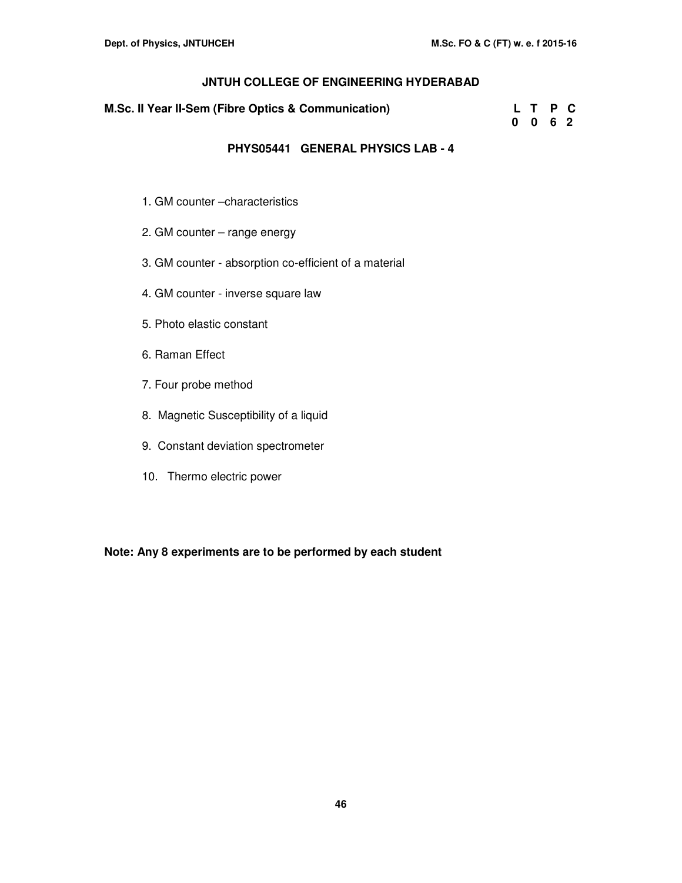## JNTUH COLLEGE OF ENGINEERING HYDERABAD

**M.Sc. II Year II-Sem (Fibre Optics & Communication)**

| L | T | P | C |
|---|---|---|---|
| 0 | 0 | 6 | 2 |

### PHYS05441 GENERAL PHYSICS LAB - 4

1. GM counter –characteristics
2. GM counter – range energy
3. GM counter - absorption co-efficient of a material
4. GM counter - inverse square law
5. Photo elastic constant
6. Raman Effect
7. Four probe method
8. Magnetic Susceptibility of a liquid
9. Constant deviation spectrometer
10. Thermo electric power

**Note: Any 8 experiments are to be performed by each student**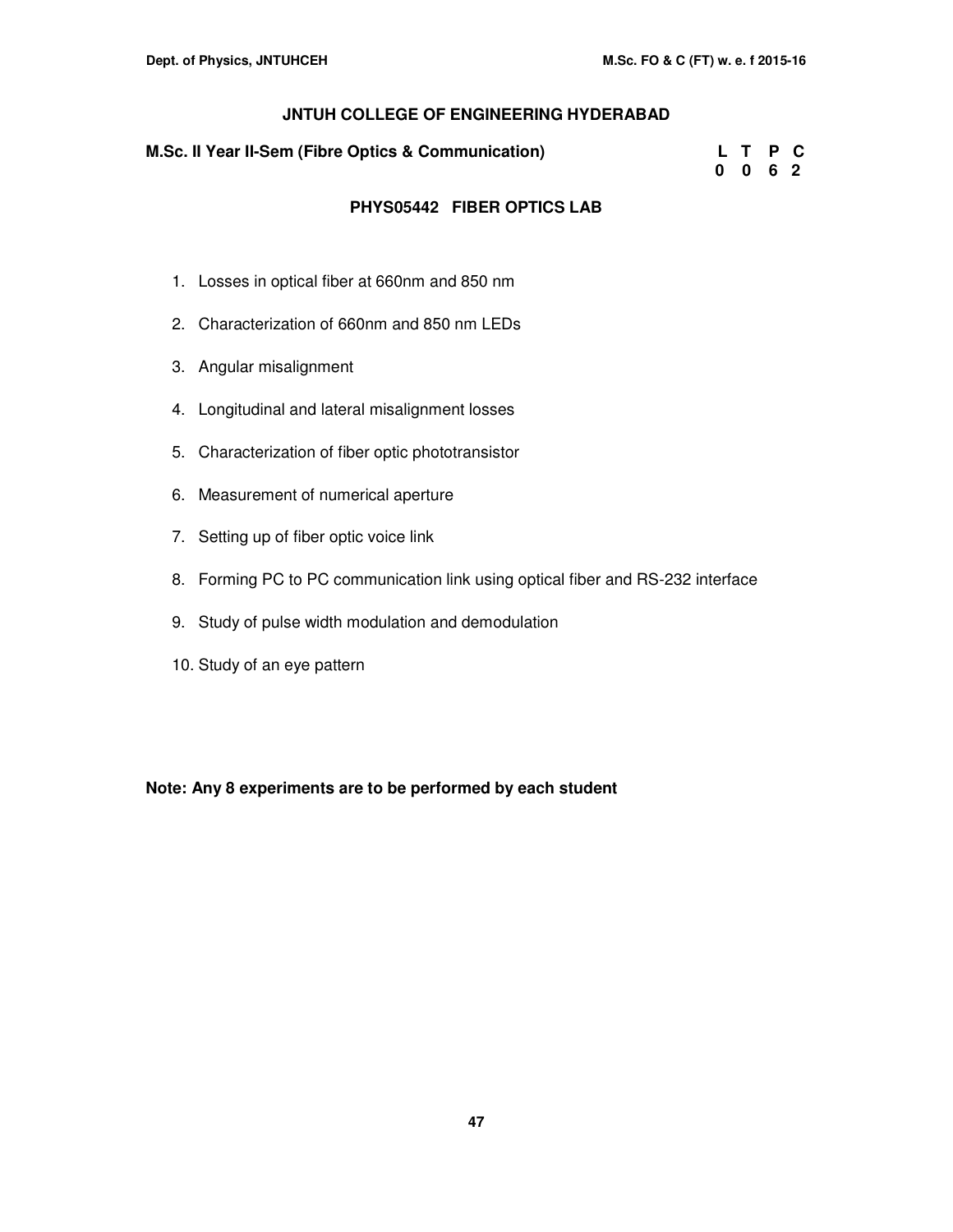## JNTUH COLLEGE OF ENGINEERING HYDERABAD

**M.Sc. II Year II-Sem (Fibre Optics & Communication)**

| L | T | P | C |
|---|---|---|---|
| 0 | 0 | 6 | 2 |

### PHYS05442 FIBER OPTICS LAB

1. Losses in optical fiber at 660nm and 850 nm
2. Characterization of 660nm and 850 nm LEDs
3. Angular misalignment
4. Longitudinal and lateral misalignment losses
5. Characterization of fiber optic phototransistor
6. Measurement of numerical aperture
7. Setting up of fiber optic voice link
8. Forming PC to PC communication link using optical fiber and RS-232 interface
9. Study of pulse width modulation and demodulation
10. Study of an eye pattern

**Note: Any 8 experiments are to be performed by each student**